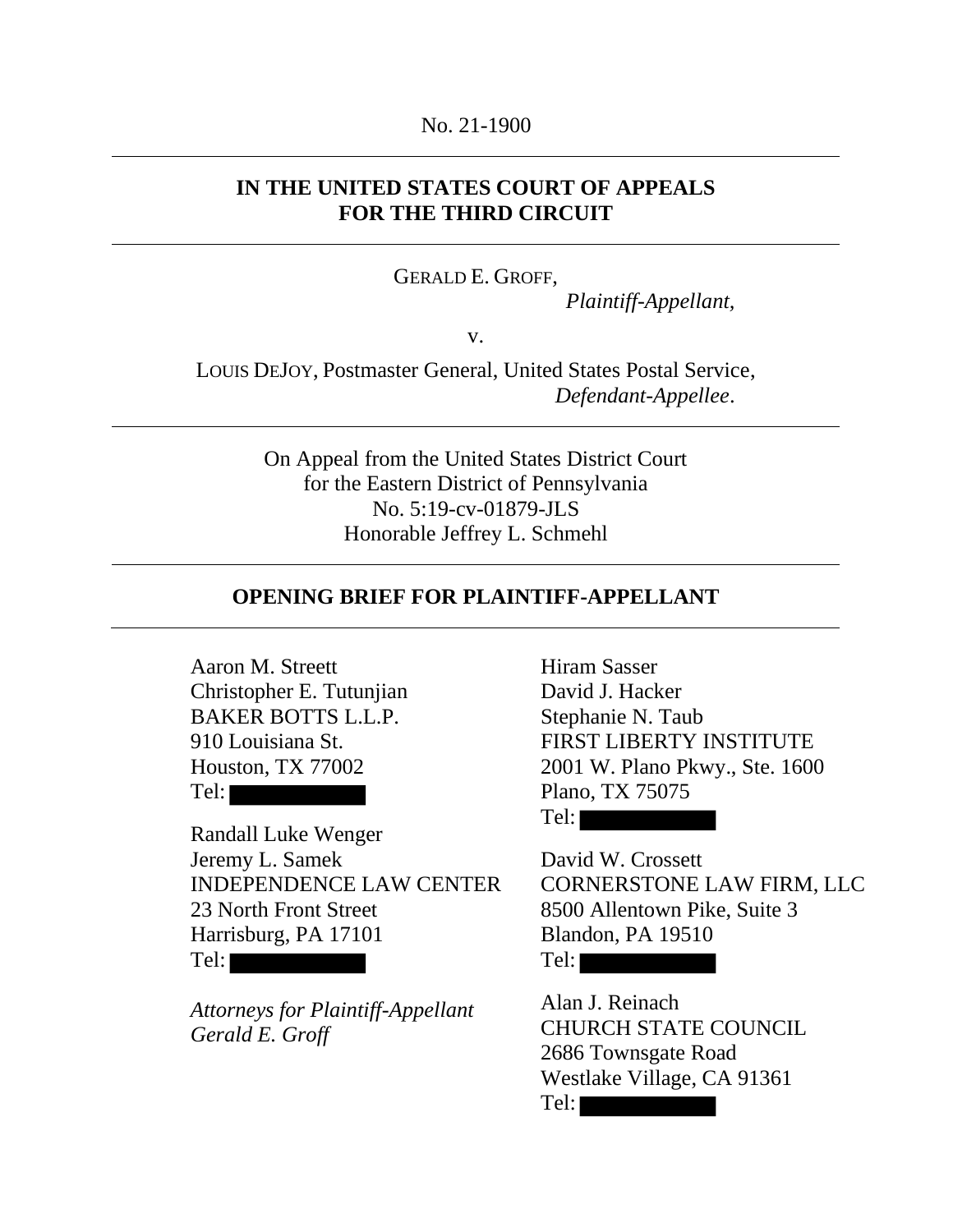No. 21-1900

---

**IN THE UNITED STATES COURT OF APPEALS FOR THE THIRD CIRCUIT**

---

GERALD E. GROFF,
*Plaintiff-Appellant,*

v.

LOUIS DEJOY, Postmaster General, United States Postal Service,
*Defendant-Appellee.*

---

On Appeal from the United States District Court
for the Eastern District of Pennsylvania
No. 5:19-cv-01879-JLS
Honorable Jeffrey L. Schmehl

---

**OPENING BRIEF FOR PLAINTIFF-APPELLANT**

---

Aaron M. Streett
Christopher E. Tutunjian
BAKER BOTTS L.L.P.
910 Louisiana St.
Houston, TX 77002
Tel:

Randall Luke Wenger
Jeremy L. Samek
INDEPENDENCE LAW CENTER
23 North Front Street
Harrisburg, PA 17101
Tel:

*Attorneys for Plaintiff-Appellant Gerald E. Groff*

Hiram Sasser
David J. Hacker
Stephanie N. Taub
FIRST LIBERTY INSTITUTE
2001 W. Plano Pkwy., Ste. 1600
Plano, TX 75075
Tel:

David W. Crossett
CORNERSTONE LAW FIRM, LLC
8500 Allentown Pike, Suite 3
Blandon, PA 19510
Tel:

Alan J. Reinach
CHURCH STATE COUNCIL
2686 Townsgate Road
Westlake Village, CA 91361
Tel: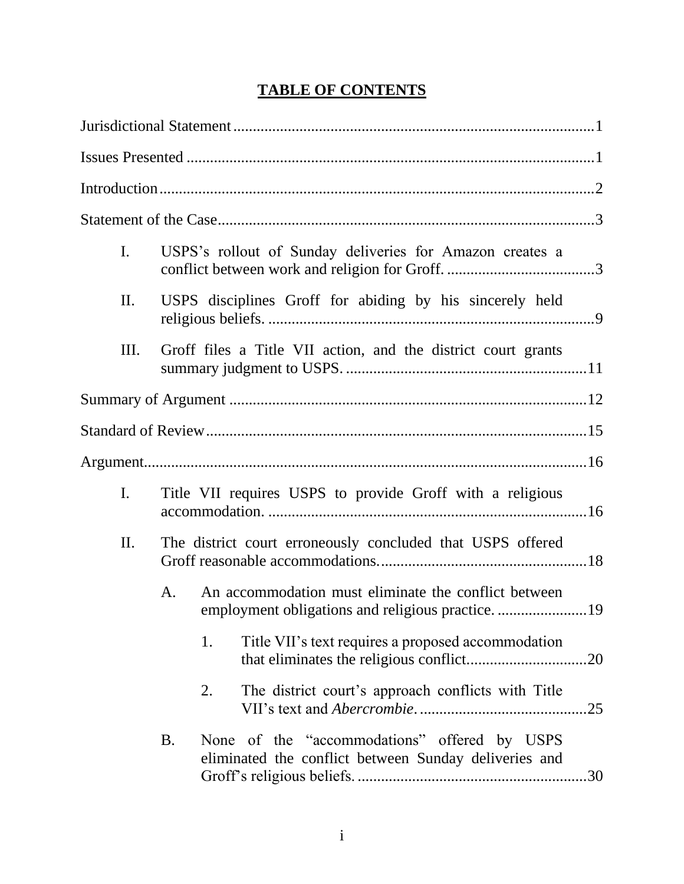# TABLE OF CONTENTS

Jurisdictional Statement ............................................................................................1

Issues Presented ........................................................................................................1

Introduction ...............................................................................................................2

Statement of the Case ................................................................................................3

- I. USPS's rollout of Sunday deliveries for Amazon creates a conflict between work and religion for Groff. ......................................3
- II. USPS disciplines Groff for abiding by his sincerely held religious beliefs. ....................................................................................9
- III. Groff files a Title VII action, and the district court grants summary judgment to USPS. ..............................................................11

Summary of Argument ............................................................................................12

Standard of Review .................................................................................................15

Argument .................................................................................................................16

- I. Title VII requires USPS to provide Groff with a religious accommodation. ..................................................................................16
- II. The district court erroneously concluded that USPS offered Groff reasonable accommodations. .....................................................18
  - A. An accommodation must eliminate the conflict between employment obligations and religious practice. .......................19
    - 1. Title VII's text requires a proposed accommodation that eliminates the religious conflict ...............................20
    - 2. The district court's approach conflicts with Title VII's text and *Abercrombie*. ............................................25
  - B. None of the "accommodations" offered by USPS eliminated the conflict between Sunday deliveries and Groff's religious beliefs. ...........................................................30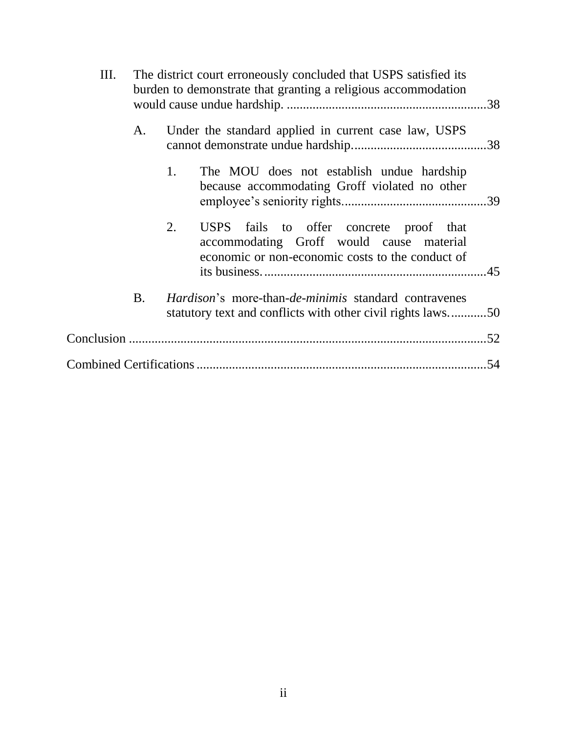III. The district court erroneously concluded that USPS satisfied its burden to demonstrate that granting a religious accommodation would cause undue hardship. ............................................................38

   A. Under the standard applied in current case law, USPS cannot demonstrate undue hardship.........................................38

      1. The MOU does not establish undue hardship because accommodating Groff violated no other employee's seniority rights............................................39

      2. USPS fails to offer concrete proof that accommodating Groff would cause material economic or non-economic costs to the conduct of its business....................................................................45

   B. *Hardison*'s more-than-*de-minimis* standard contravenes statutory text and conflicts with other civil rights laws...........50

Conclusion ...............................................................................................52

Combined Certifications .........................................................................54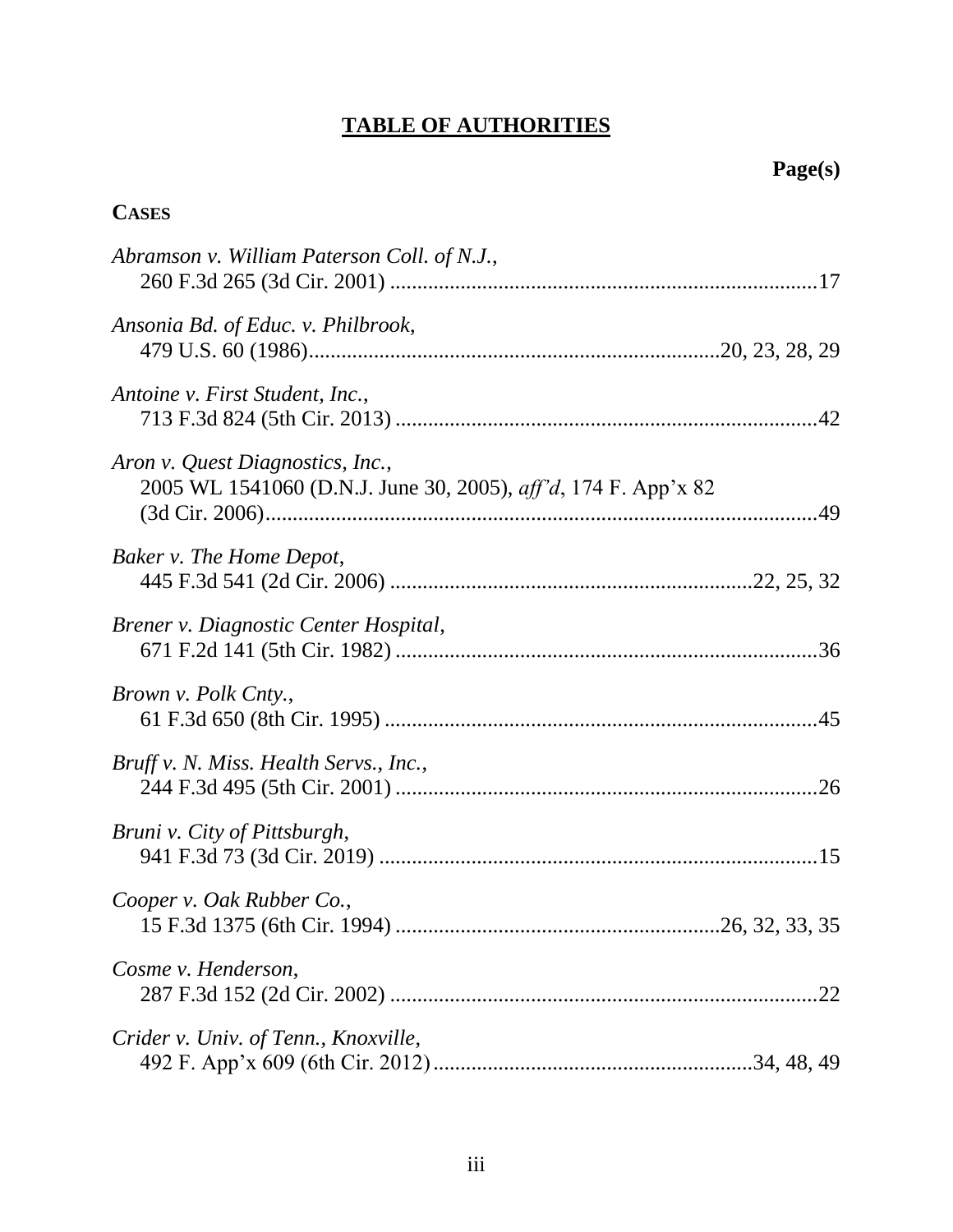# TABLE OF AUTHORITIES

**Page(s)**

**CASES**

*Abramson v. William Paterson Coll. of N.J.*,
260 F.3d 265 (3d Cir. 2001) ....................................................................................17

*Ansonia Bd. of Educ. v. Philbrook*,
479 U.S. 60 (1986)....................................................................................20, 23, 28, 29

*Antoine v. First Student, Inc.*,
713 F.3d 824 (5th Cir. 2013) ....................................................................................42

*Aron v. Quest Diagnostics, Inc.*,
2005 WL 1541060 (D.N.J. June 30, 2005), *aff'd*, 174 F. App'x 82 (3d Cir. 2006)....................................................................................49

*Baker v. The Home Depot*,
445 F.3d 541 (2d Cir. 2006) ....................................................................................22, 25, 32

*Brener v. Diagnostic Center Hospital*,
671 F.2d 141 (5th Cir. 1982) ....................................................................................36

*Brown v. Polk Cnty.*,
61 F.3d 650 (8th Cir. 1995) ....................................................................................45

*Bruff v. N. Miss. Health Servs., Inc.*,
244 F.3d 495 (5th Cir. 2001) ....................................................................................26

*Bruni v. City of Pittsburgh*,
941 F.3d 73 (3d Cir. 2019) ....................................................................................15

*Cooper v. Oak Rubber Co.*,
15 F.3d 1375 (6th Cir. 1994) ....................................................................................26, 32, 33, 35

*Cosme v. Henderson*,
287 F.3d 152 (2d Cir. 2002) ....................................................................................22

*Crider v. Univ. of Tenn., Knoxville*,
492 F. App'x 609 (6th Cir. 2012)....................................................................................34, 48, 49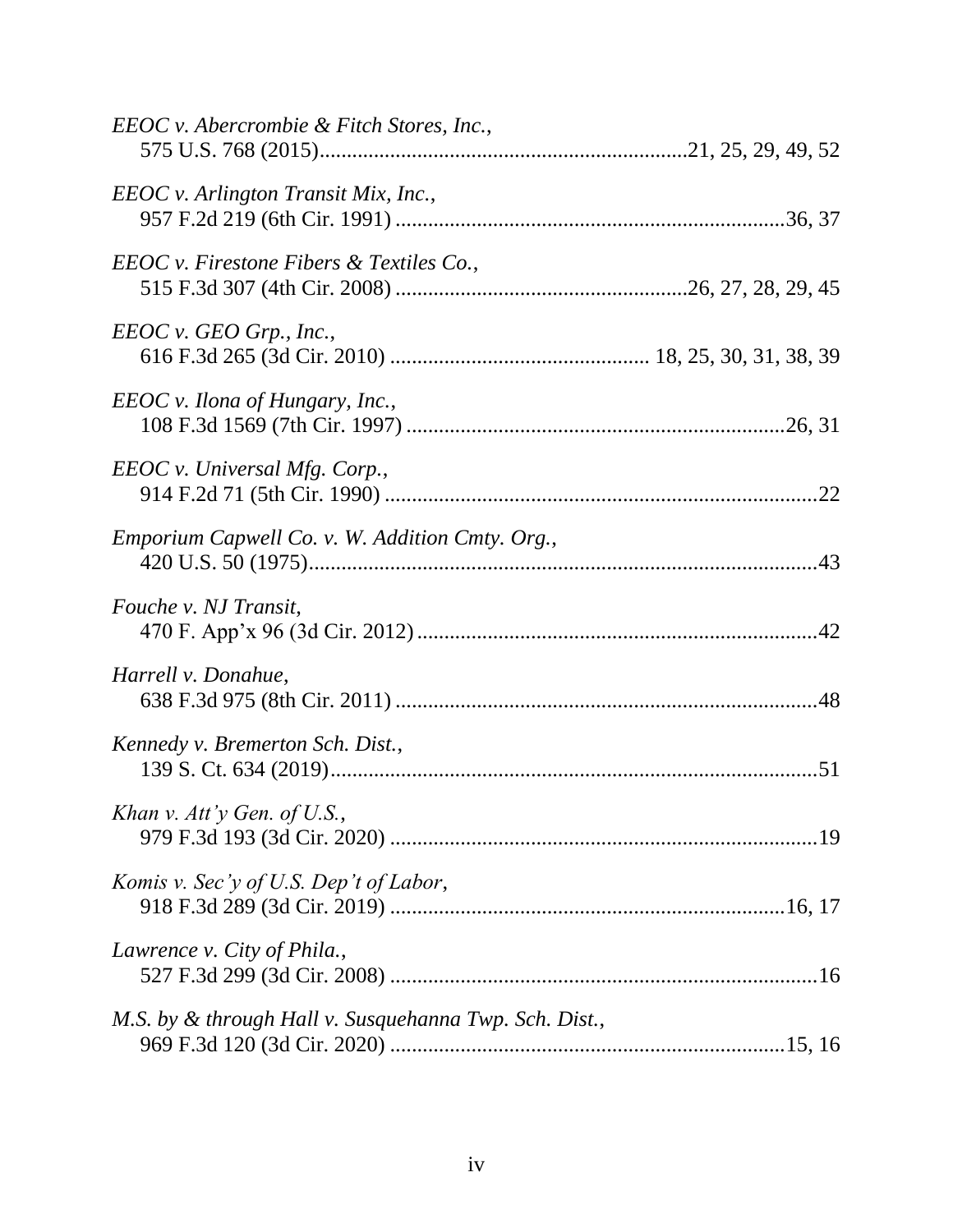*EEOC v. Abercrombie & Fitch Stores, Inc.*,
575 U.S. 768 (2015)..................................................................21, 25, 29, 49, 52

*EEOC v. Arlington Transit Mix, Inc.*,
957 F.2d 219 (6th Cir. 1991) ......................................................................36, 37

*EEOC v. Firestone Fibers & Textiles Co.*,
515 F.3d 307 (4th Cir. 2008) ....................................................26, 27, 28, 29, 45

*EEOC v. GEO Grp., Inc.*,
616 F.3d 265 (3d Cir. 2010) .............................................. 18, 25, 30, 31, 38, 39

*EEOC v. Ilona of Hungary, Inc.*,
108 F.3d 1569 (7th Cir. 1997) ....................................................................26, 31

*EEOC v. Universal Mfg. Corp.*,
914 F.2d 71 (5th Cir. 1990) ..............................................................................22

*Emporium Capwell Co. v. W. Addition Cmty. Org.*,
420 U.S. 50 (1975)...........................................................................................43

*Fouche v. NJ Transit*,
470 F. App'x 96 (3d Cir. 2012)........................................................................42

*Harrell v. Donahue*,
638 F.3d 975 (8th Cir. 2011) ............................................................................48

*Kennedy v. Bremerton Sch. Dist.*,
139 S. Ct. 634 (2019).......................................................................................51

*Khan v. Att'y Gen. of U.S.*,
979 F.3d 193 (3d Cir. 2020) .............................................................................19

*Komis v. Sec'y of U.S. Dep't of Labor*,
918 F.3d 289 (3d Cir. 2019) .......................................................................16, 17

*Lawrence v. City of Phila.*,
527 F.3d 299 (3d Cir. 2008) .............................................................................16

*M.S. by & through Hall v. Susquehanna Twp. Sch. Dist.*,
969 F.3d 120 (3d Cir. 2020) .......................................................................15, 16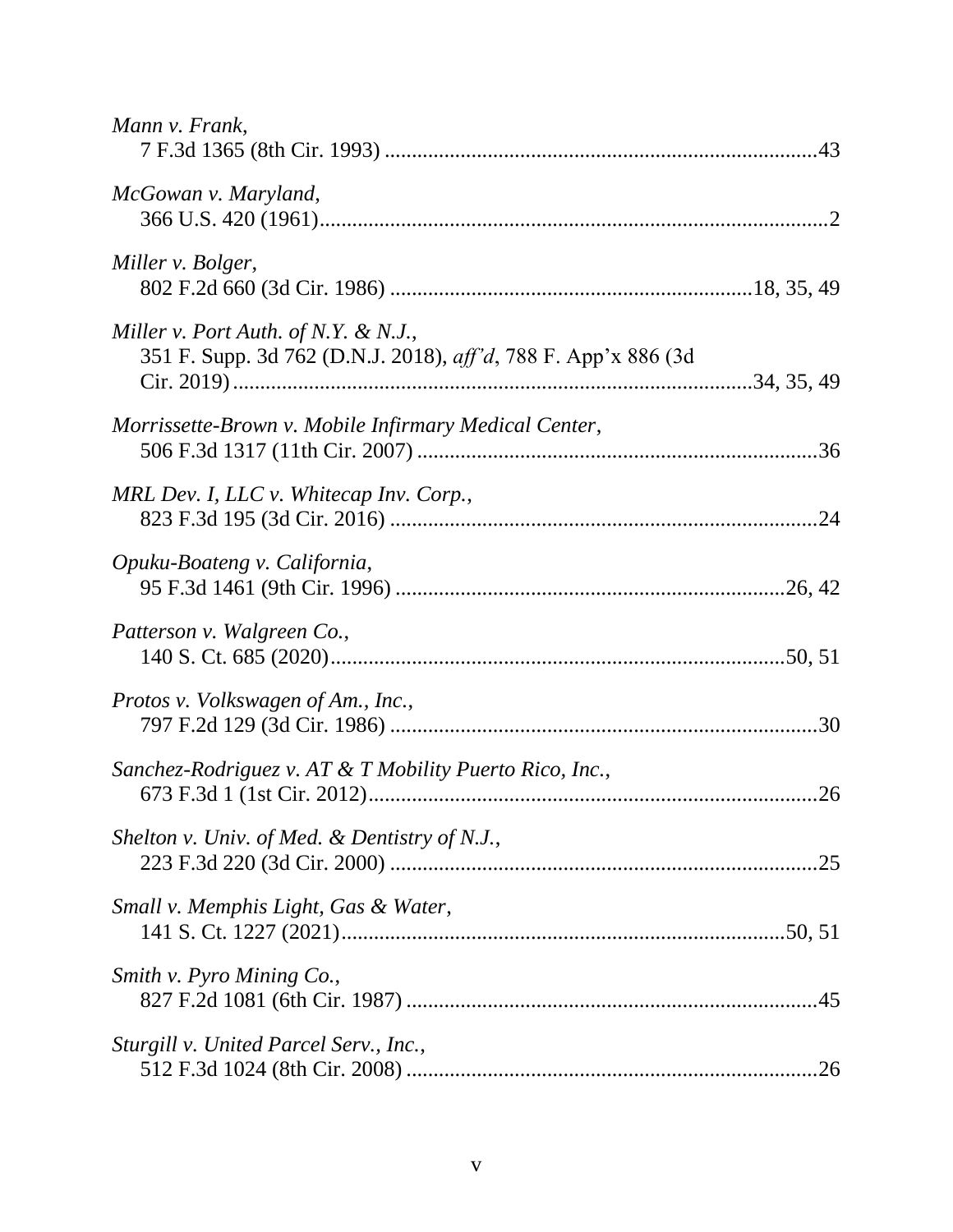*Mann v. Frank*,
7 F.3d 1365 (8th Cir. 1993) ...............................................................................43

*McGowan v. Maryland*,
366 U.S. 420 (1961)..............................................................................................2

*Miller v. Bolger*,
802 F.2d 660 (3d Cir. 1986) .................................................................18, 35, 49

*Miller v. Port Auth. of N.Y. & N.J.*,
351 F. Supp. 3d 762 (D.N.J. 2018), *aff'd*, 788 F. App'x 886 (3d Cir. 2019)...............................................................................................34, 35, 49

*Morrissette-Brown v. Mobile Infirmary Medical Center*,
506 F.3d 1317 (11th Cir. 2007) .........................................................................36

*MRL Dev. I, LLC v. Whitecap Inv. Corp.*,
823 F.3d 195 (3d Cir. 2016) ..............................................................................24

*Opuku-Boateng v. California*,
95 F.3d 1461 (9th Cir. 1996) ........................................................................26, 42

*Patterson v. Walgreen Co.*,
140 S. Ct. 685 (2020)....................................................................................50, 51

*Protos v. Volkswagen of Am., Inc.*,
797 F.2d 129 (3d Cir. 1986) ..............................................................................30

*Sanchez-Rodriguez v. AT & T Mobility Puerto Rico, Inc.*,
673 F.3d 1 (1st Cir. 2012)..................................................................................26

*Shelton v. Univ. of Med. & Dentistry of N.J.*,
223 F.3d 220 (3d Cir. 2000) ..............................................................................25

*Small v. Memphis Light, Gas & Water*,
141 S. Ct. 1227 (2021)..................................................................................50, 51

*Smith v. Pyro Mining Co.*,
827 F.2d 1081 (6th Cir. 1987) ...........................................................................45

*Sturgill v. United Parcel Serv., Inc.*,
512 F.3d 1024 (8th Cir. 2008) ...........................................................................26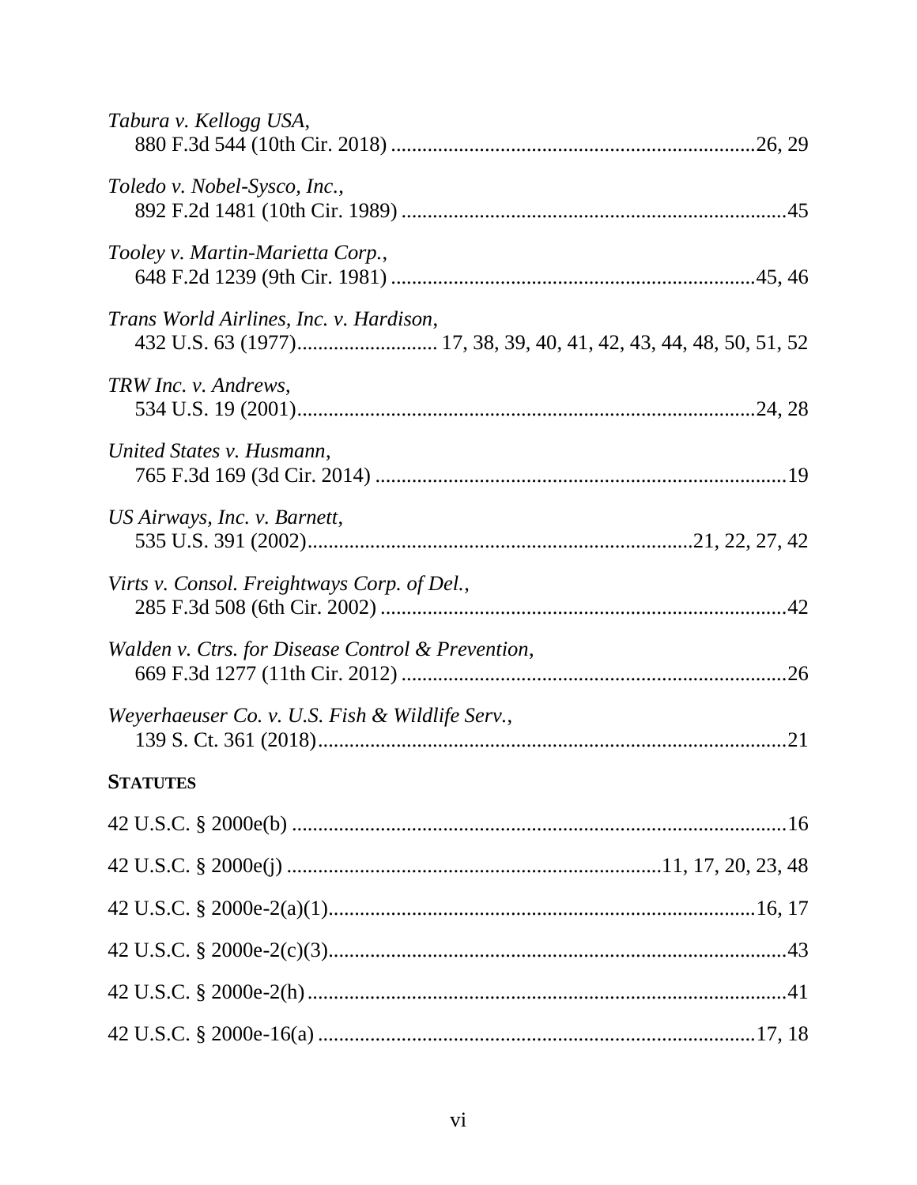*Tabura v. Kellogg USA*,
880 F.3d 544 (10th Cir. 2018) .....................................................................26, 29

*Toledo v. Nobel-Sysco, Inc.*,
892 F.2d 1481 (10th Cir. 1989) .........................................................................45

*Tooley v. Martin-Marietta Corp.*,
648 F.2d 1239 (9th Cir. 1981) .....................................................................45, 46

*Trans World Airlines, Inc. v. Hardison*,
432 U.S. 63 (1977).......................... 17, 38, 39, 40, 41, 42, 43, 44, 48, 50, 51, 52

*TRW Inc. v. Andrews*,
534 U.S. 19 (2001).........................................................................................24, 28

*United States v. Husmann*,
765 F.3d 169 (3d Cir. 2014) ..............................................................................19

*US Airways, Inc. v. Barnett*,
535 U.S. 391 (2002).........................................................................21, 22, 27, 42

*Virts v. Consol. Freightways Corp. of Del.*,
285 F.3d 508 (6th Cir. 2002) .............................................................................42

*Walden v. Ctrs. for Disease Control & Prevention*,
669 F.3d 1277 (11th Cir. 2012) .........................................................................26

*Weyerhaeuser Co. v. U.S. Fish & Wildlife Serv.*,
139 S. Ct. 361 (2018)..........................................................................................21

**STATUTES**

42 U.S.C. § 2000e(b) ...............................................................................................16

42 U.S.C. § 2000e(j) .......................................................................11, 17, 20, 23, 48

42 U.S.C. § 2000e-2(a)(1)..................................................................................16, 17

42 U.S.C. § 2000e-2(c)(3)..........................................................................................43

42 U.S.C. § 2000e-2(h) .............................................................................................41

42 U.S.C. § 2000e-16(a) ....................................................................................17, 18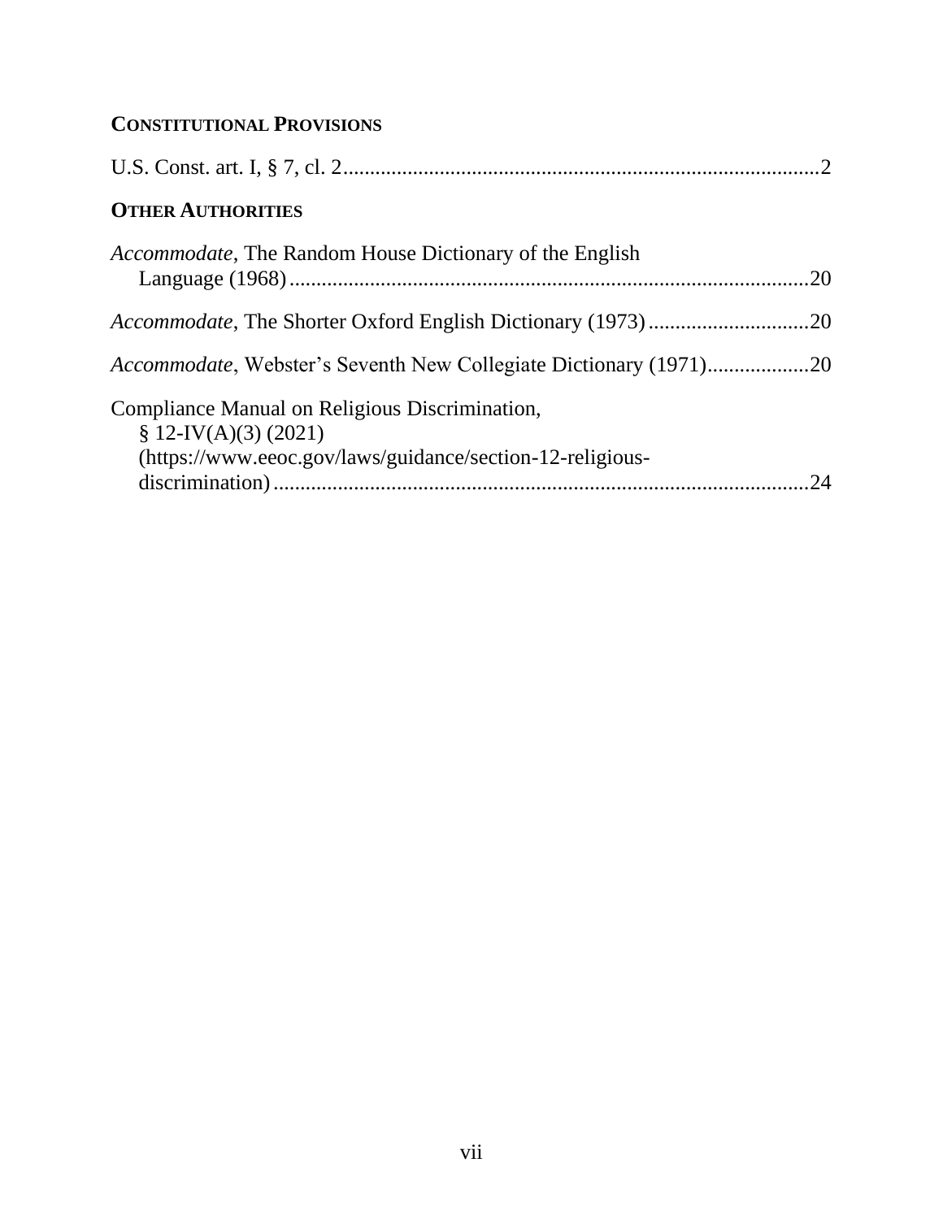**CONSTITUTIONAL PROVISIONS**

U.S. Const. art. I, § 7, cl. 2 .......................................................................................... 2

**OTHER AUTHORITIES**

*Accommodate*, The Random House Dictionary of the English Language (1968) ................................................................................................ 20

*Accommodate*, The Shorter Oxford English Dictionary (1973) .............................. 20

*Accommodate*, Webster's Seventh New Collegiate Dictionary (1971) ................... 20

Compliance Manual on Religious Discrimination, § 12-IV(A)(3) (2021) (https://www.eeoc.gov/laws/guidance/section-12-religious-discrimination) .................................................................................................... 24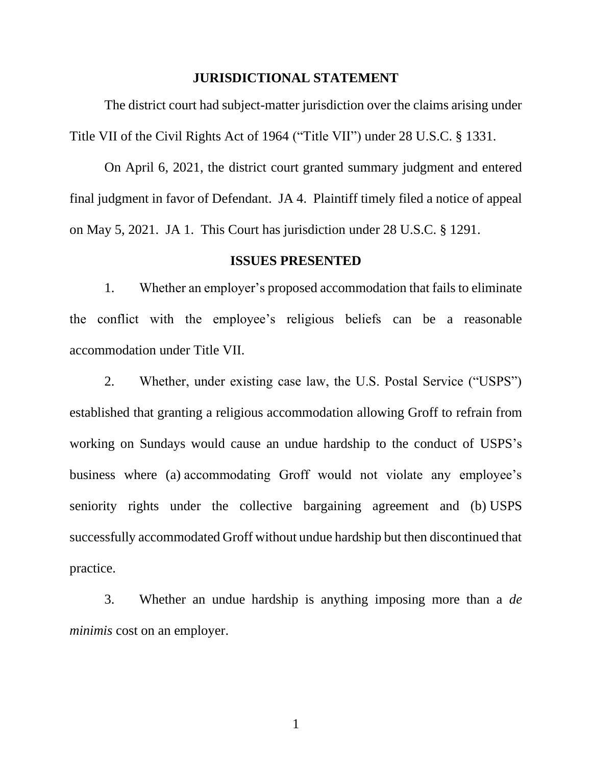## JURISDICTIONAL STATEMENT

The district court had subject-matter jurisdiction over the claims arising under Title VII of the Civil Rights Act of 1964 ("Title VII") under 28 U.S.C. § 1331.

On April 6, 2021, the district court granted summary judgment and entered final judgment in favor of Defendant. JA 4. Plaintiff timely filed a notice of appeal on May 5, 2021. JA 1. This Court has jurisdiction under 28 U.S.C. § 1291.

## ISSUES PRESENTED

1. Whether an employer's proposed accommodation that fails to eliminate the conflict with the employee's religious beliefs can be a reasonable accommodation under Title VII.

2. Whether, under existing case law, the U.S. Postal Service ("USPS") established that granting a religious accommodation allowing Groff to refrain from working on Sundays would cause an undue hardship to the conduct of USPS's business where (a) accommodating Groff would not violate any employee's seniority rights under the collective bargaining agreement and (b) USPS successfully accommodated Groff without undue hardship but then discontinued that practice.

3. Whether an undue hardship is anything imposing more than a *de minimis* cost on an employer.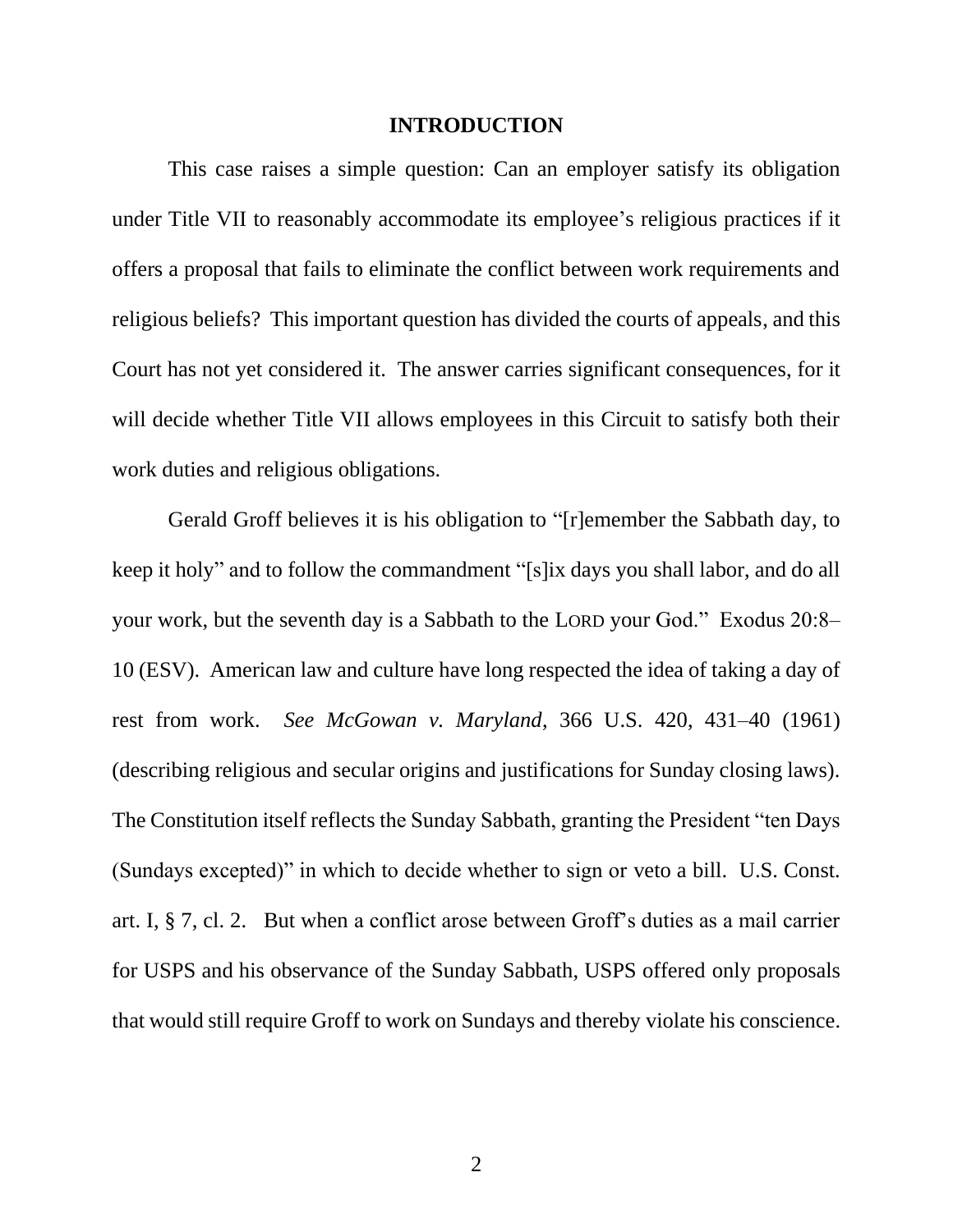# INTRODUCTION

This case raises a simple question: Can an employer satisfy its obligation under Title VII to reasonably accommodate its employee's religious practices if it offers a proposal that fails to eliminate the conflict between work requirements and religious beliefs? This important question has divided the courts of appeals, and this Court has not yet considered it. The answer carries significant consequences, for it will decide whether Title VII allows employees in this Circuit to satisfy both their work duties and religious obligations.

Gerald Groff believes it is his obligation to "[r]emember the Sabbath day, to keep it holy" and to follow the commandment "[s]ix days you shall labor, and do all your work, but the seventh day is a Sabbath to the LORD your God." Exodus 20:8–10 (ESV). American law and culture have long respected the idea of taking a day of rest from work. *See McGowan v. Maryland*, 366 U.S. 420, 431–40 (1961) (describing religious and secular origins and justifications for Sunday closing laws). The Constitution itself reflects the Sunday Sabbath, granting the President "ten Days (Sundays excepted)" in which to decide whether to sign or veto a bill. U.S. Const. art. I, § 7, cl. 2. But when a conflict arose between Groff's duties as a mail carrier for USPS and his observance of the Sunday Sabbath, USPS offered only proposals that would still require Groff to work on Sundays and thereby violate his conscience.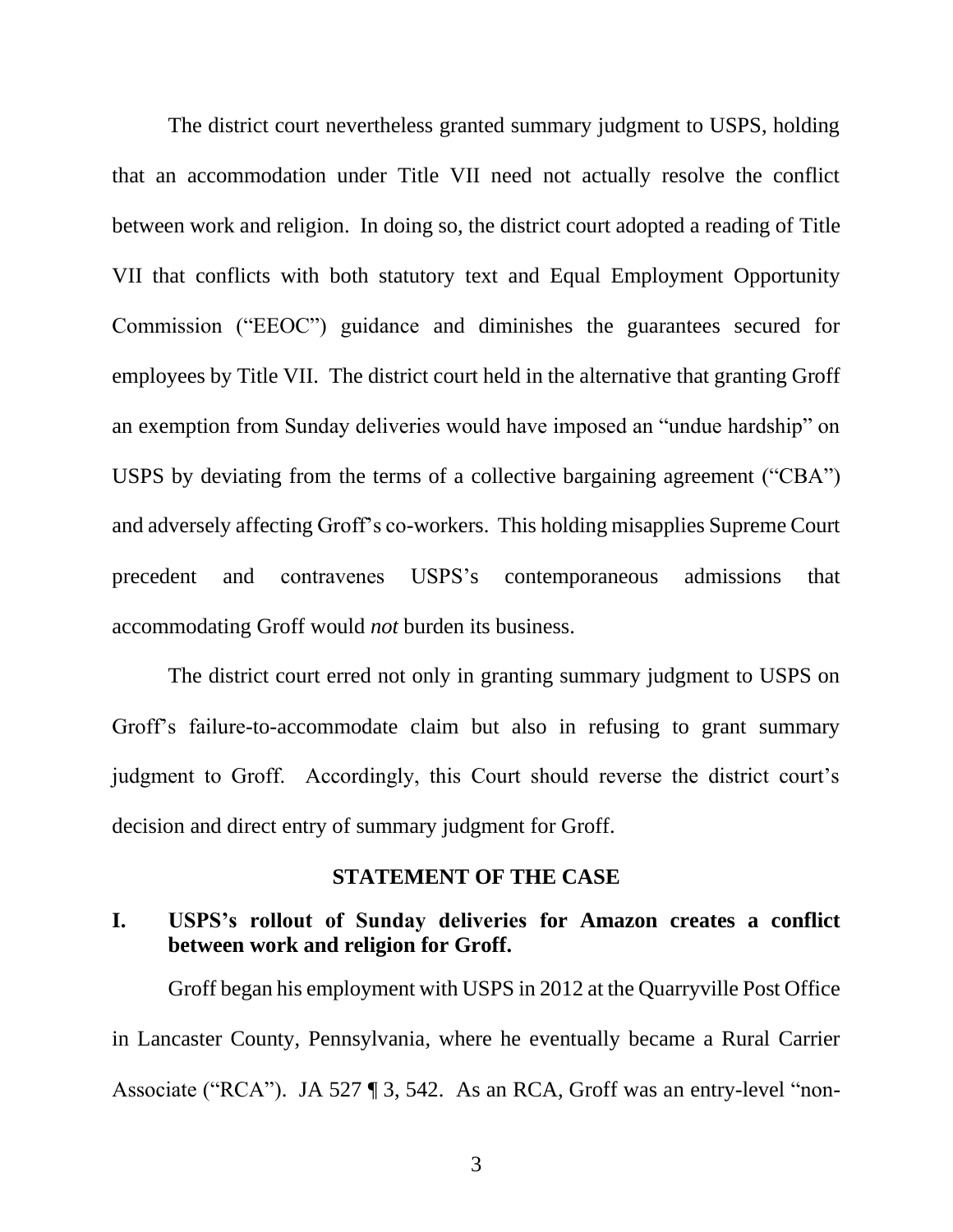The district court nevertheless granted summary judgment to USPS, holding that an accommodation under Title VII need not actually resolve the conflict between work and religion. In doing so, the district court adopted a reading of Title VII that conflicts with both statutory text and Equal Employment Opportunity Commission ("EEOC") guidance and diminishes the guarantees secured for employees by Title VII. The district court held in the alternative that granting Groff an exemption from Sunday deliveries would have imposed an "undue hardship" on USPS by deviating from the terms of a collective bargaining agreement ("CBA") and adversely affecting Groff's co-workers. This holding misapplies Supreme Court precedent and contravenes USPS's contemporaneous admissions that accommodating Groff would *not* burden its business.

The district court erred not only in granting summary judgment to USPS on Groff's failure-to-accommodate claim but also in refusing to grant summary judgment to Groff. Accordingly, this Court should reverse the district court's decision and direct entry of summary judgment for Groff.

## STATEMENT OF THE CASE

### I. USPS's rollout of Sunday deliveries for Amazon creates a conflict between work and religion for Groff.

Groff began his employment with USPS in 2012 at the Quarryville Post Office in Lancaster County, Pennsylvania, where he eventually became a Rural Carrier Associate ("RCA"). JA 527 ¶ 3, 542. As an RCA, Groff was an entry-level "non-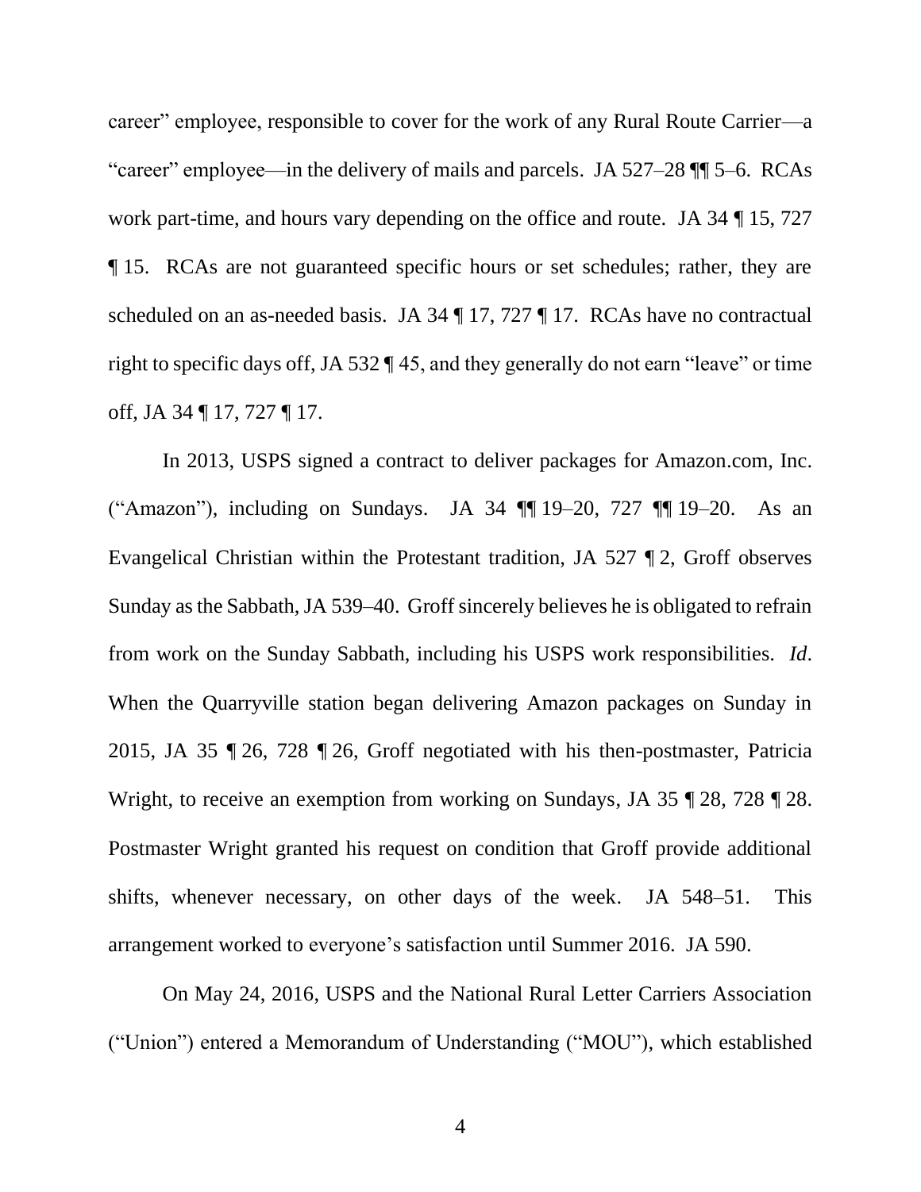career" employee, responsible to cover for the work of any Rural Route Carrier—a "career" employee—in the delivery of mails and parcels. JA 527–28 ¶¶ 5–6. RCAs work part-time, and hours vary depending on the office and route. JA 34 ¶ 15, 727 ¶ 15. RCAs are not guaranteed specific hours or set schedules; rather, they are scheduled on an as-needed basis. JA 34 ¶ 17, 727 ¶ 17. RCAs have no contractual right to specific days off, JA 532 ¶ 45, and they generally do not earn "leave" or time off, JA 34 ¶ 17, 727 ¶ 17.

In 2013, USPS signed a contract to deliver packages for Amazon.com, Inc. ("Amazon"), including on Sundays. JA 34 ¶¶ 19–20, 727 ¶¶ 19–20. As an Evangelical Christian within the Protestant tradition, JA 527 ¶ 2, Groff observes Sunday as the Sabbath, JA 539–40. Groff sincerely believes he is obligated to refrain from work on the Sunday Sabbath, including his USPS work responsibilities. *Id*. When the Quarryville station began delivering Amazon packages on Sunday in 2015, JA 35 ¶ 26, 728 ¶ 26, Groff negotiated with his then-postmaster, Patricia Wright, to receive an exemption from working on Sundays, JA 35 ¶ 28, 728 ¶ 28. Postmaster Wright granted his request on condition that Groff provide additional shifts, whenever necessary, on other days of the week. JA 548–51. This arrangement worked to everyone's satisfaction until Summer 2016. JA 590.

On May 24, 2016, USPS and the National Rural Letter Carriers Association ("Union") entered a Memorandum of Understanding ("MOU"), which established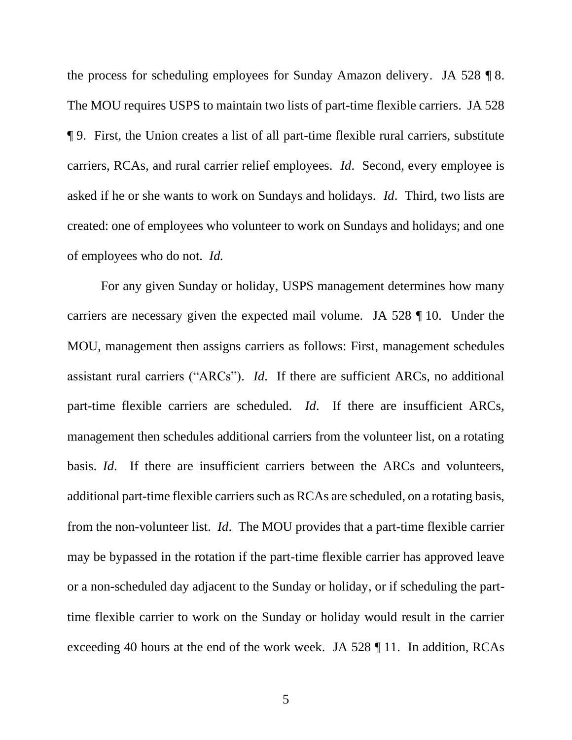the process for scheduling employees for Sunday Amazon delivery. JA 528 ¶ 8. The MOU requires USPS to maintain two lists of part-time flexible carriers. JA 528 ¶ 9. First, the Union creates a list of all part-time flexible rural carriers, substitute carriers, RCAs, and rural carrier relief employees. *Id*. Second, every employee is asked if he or she wants to work on Sundays and holidays. *Id*. Third, two lists are created: one of employees who volunteer to work on Sundays and holidays; and one of employees who do not. *Id.*

For any given Sunday or holiday, USPS management determines how many carriers are necessary given the expected mail volume. JA 528 ¶ 10. Under the MOU, management then assigns carriers as follows: First, management schedules assistant rural carriers ("ARCs"). *Id.* If there are sufficient ARCs, no additional part-time flexible carriers are scheduled. *Id*. If there are insufficient ARCs, management then schedules additional carriers from the volunteer list, on a rotating basis. *Id*. If there are insufficient carriers between the ARCs and volunteers, additional part-time flexible carriers such as RCAs are scheduled, on a rotating basis, from the non-volunteer list. *Id*. The MOU provides that a part-time flexible carrier may be bypassed in the rotation if the part-time flexible carrier has approved leave or a non-scheduled day adjacent to the Sunday or holiday, or if scheduling the part-time flexible carrier to work on the Sunday or holiday would result in the carrier exceeding 40 hours at the end of the work week. JA 528 ¶ 11. In addition, RCAs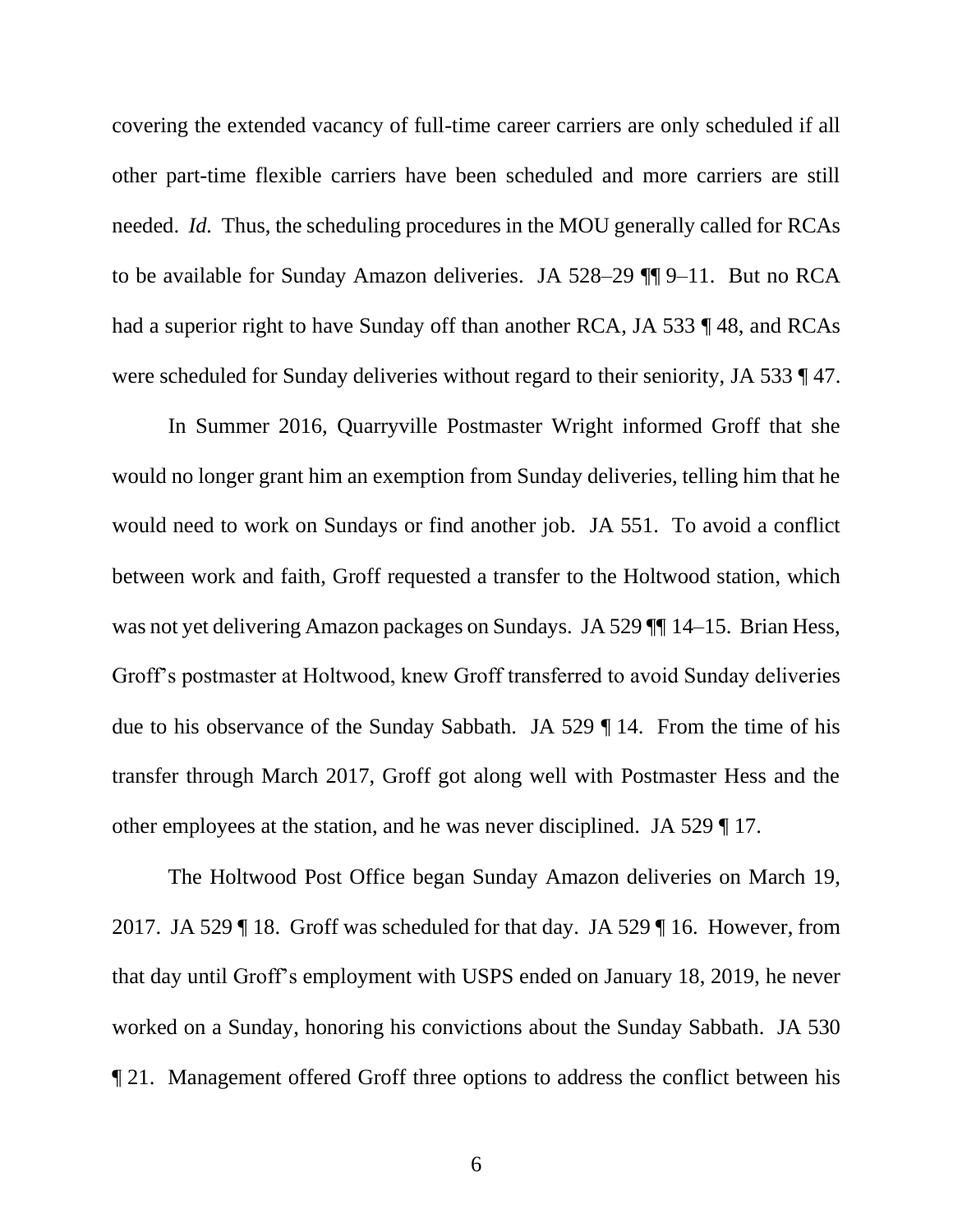covering the extended vacancy of full-time career carriers are only scheduled if all other part-time flexible carriers have been scheduled and more carriers are still needed. *Id.* Thus, the scheduling procedures in the MOU generally called for RCAs to be available for Sunday Amazon deliveries. JA 528–29 ¶¶ 9–11. But no RCA had a superior right to have Sunday off than another RCA, JA 533 ¶ 48, and RCAs were scheduled for Sunday deliveries without regard to their seniority, JA 533 ¶ 47.

In Summer 2016, Quarryville Postmaster Wright informed Groff that she would no longer grant him an exemption from Sunday deliveries, telling him that he would need to work on Sundays or find another job. JA 551. To avoid a conflict between work and faith, Groff requested a transfer to the Holtwood station, which was not yet delivering Amazon packages on Sundays. JA 529 ¶¶ 14–15. Brian Hess, Groff's postmaster at Holtwood, knew Groff transferred to avoid Sunday deliveries due to his observance of the Sunday Sabbath. JA 529 ¶ 14. From the time of his transfer through March 2017, Groff got along well with Postmaster Hess and the other employees at the station, and he was never disciplined. JA 529 ¶ 17.

The Holtwood Post Office began Sunday Amazon deliveries on March 19, 2017. JA 529 ¶ 18. Groff was scheduled for that day. JA 529 ¶ 16. However, from that day until Groff's employment with USPS ended on January 18, 2019, he never worked on a Sunday, honoring his convictions about the Sunday Sabbath. JA 530 ¶ 21. Management offered Groff three options to address the conflict between his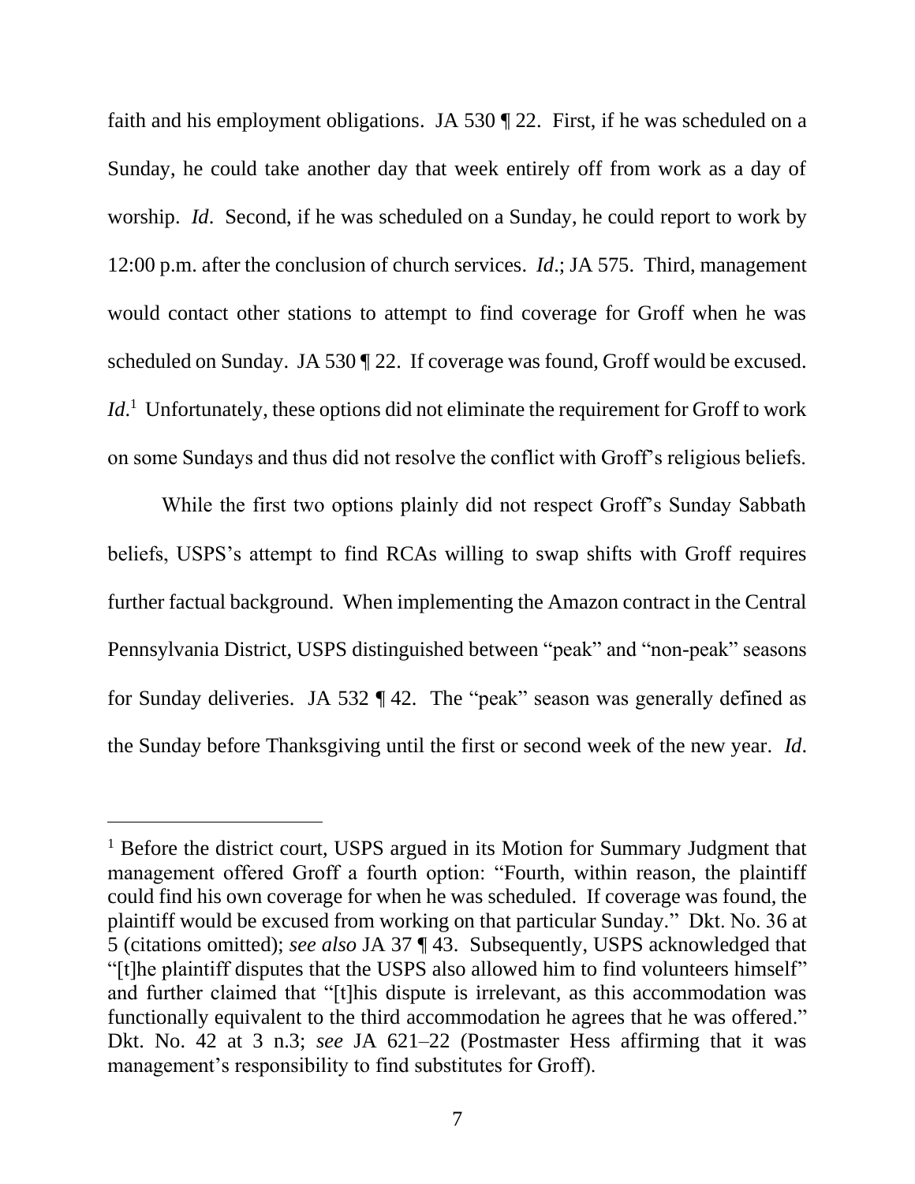faith and his employment obligations. JA 530 ¶ 22. First, if he was scheduled on a Sunday, he could take another day that week entirely off from work as a day of worship. *Id*. Second, if he was scheduled on a Sunday, he could report to work by 12:00 p.m. after the conclusion of church services. *Id*.; JA 575. Third, management would contact other stations to attempt to find coverage for Groff when he was scheduled on Sunday. JA 530 ¶ 22. If coverage was found, Groff would be excused. *Id*.[1] Unfortunately, these options did not eliminate the requirement for Groff to work on some Sundays and thus did not resolve the conflict with Groff's religious beliefs.

While the first two options plainly did not respect Groff's Sunday Sabbath beliefs, USPS's attempt to find RCAs willing to swap shifts with Groff requires further factual background. When implementing the Amazon contract in the Central Pennsylvania District, USPS distinguished between "peak" and "non-peak" seasons for Sunday deliveries. JA 532 ¶ 42. The "peak" season was generally defined as the Sunday before Thanksgiving until the first or second week of the new year. *Id*.

---

[1] Before the district court, USPS argued in its Motion for Summary Judgment that management offered Groff a fourth option: "Fourth, within reason, the plaintiff could find his own coverage for when he was scheduled. If coverage was found, the plaintiff would be excused from working on that particular Sunday." Dkt. No. 36 at 5 (citations omitted); *see also* JA 37 ¶ 43. Subsequently, USPS acknowledged that "[t]he plaintiff disputes that the USPS also allowed him to find volunteers himself" and further claimed that "[t]his dispute is irrelevant, as this accommodation was functionally equivalent to the third accommodation he agrees that he was offered." Dkt. No. 42 at 3 n.3; *see* JA 621–22 (Postmaster Hess affirming that it was management's responsibility to find substitutes for Groff).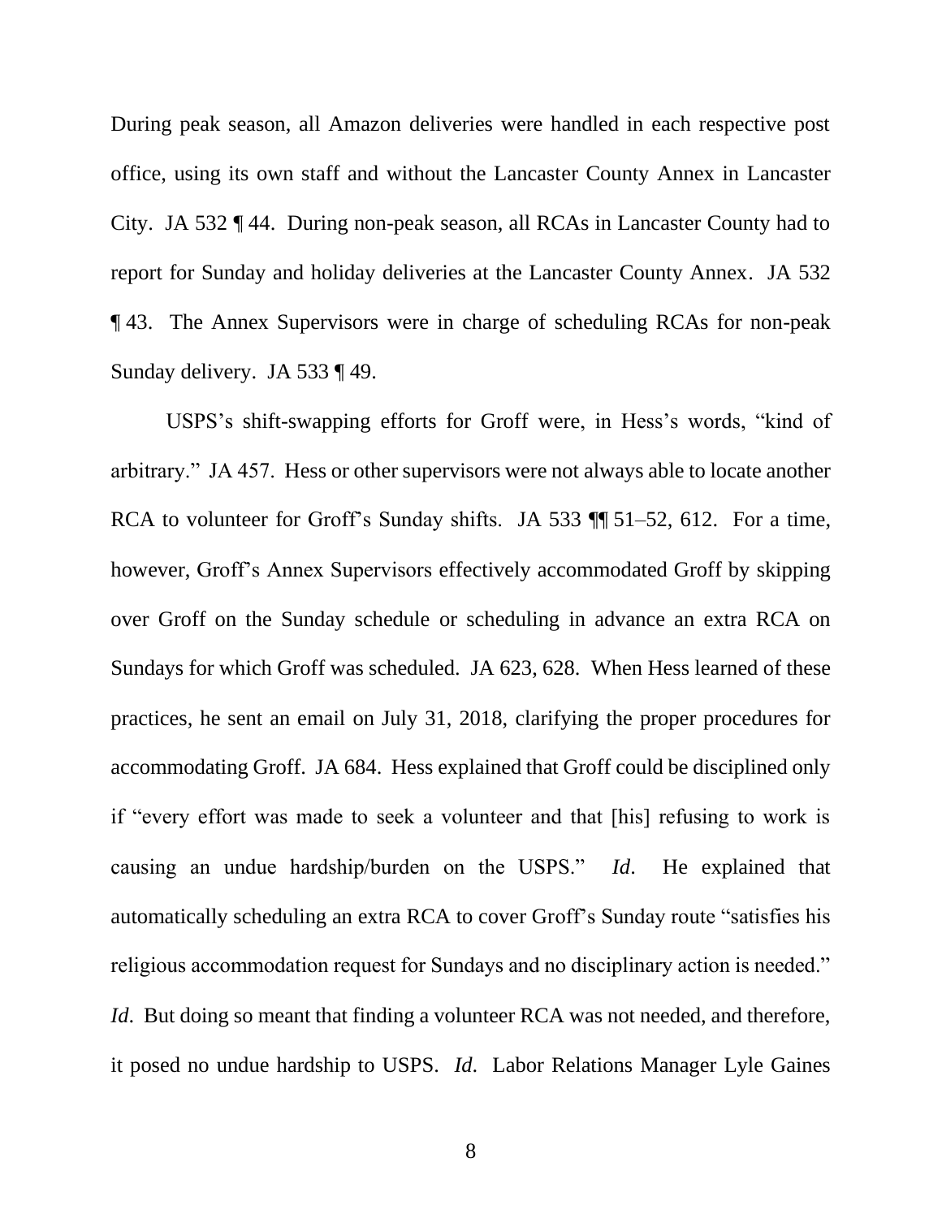During peak season, all Amazon deliveries were handled in each respective post office, using its own staff and without the Lancaster County Annex in Lancaster City. JA 532 ¶ 44. During non-peak season, all RCAs in Lancaster County had to report for Sunday and holiday deliveries at the Lancaster County Annex. JA 532 ¶ 43. The Annex Supervisors were in charge of scheduling RCAs for non-peak Sunday delivery. JA 533 ¶ 49.

USPS's shift-swapping efforts for Groff were, in Hess's words, "kind of arbitrary." JA 457. Hess or other supervisors were not always able to locate another RCA to volunteer for Groff's Sunday shifts. JA 533 ¶¶ 51–52, 612. For a time, however, Groff's Annex Supervisors effectively accommodated Groff by skipping over Groff on the Sunday schedule or scheduling in advance an extra RCA on Sundays for which Groff was scheduled. JA 623, 628. When Hess learned of these practices, he sent an email on July 31, 2018, clarifying the proper procedures for accommodating Groff. JA 684. Hess explained that Groff could be disciplined only if "every effort was made to seek a volunteer and that [his] refusing to work is causing an undue hardship/burden on the USPS." *Id.* He explained that automatically scheduling an extra RCA to cover Groff's Sunday route "satisfies his religious accommodation request for Sundays and no disciplinary action is needed." *Id.* But doing so meant that finding a volunteer RCA was not needed, and therefore, it posed no undue hardship to USPS. *Id.* Labor Relations Manager Lyle Gaines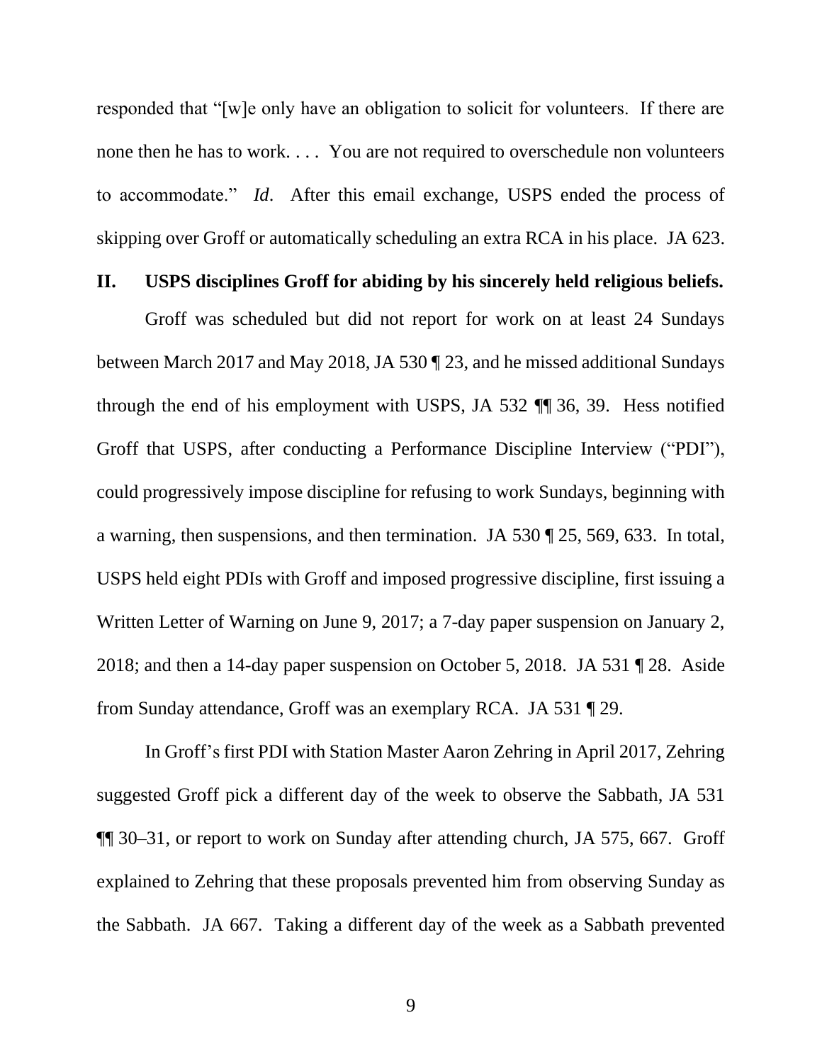responded that "[w]e only have an obligation to solicit for volunteers. If there are none then he has to work. . . . You are not required to overschedule non volunteers to accommodate." *Id*. After this email exchange, USPS ended the process of skipping over Groff or automatically scheduling an extra RCA in his place. JA 623.

## II. USPS disciplines Groff for abiding by his sincerely held religious beliefs.

Groff was scheduled but did not report for work on at least 24 Sundays between March 2017 and May 2018, JA 530 ¶ 23, and he missed additional Sundays through the end of his employment with USPS, JA 532 ¶¶ 36, 39. Hess notified Groff that USPS, after conducting a Performance Discipline Interview ("PDI"), could progressively impose discipline for refusing to work Sundays, beginning with a warning, then suspensions, and then termination. JA 530 ¶ 25, 569, 633. In total, USPS held eight PDIs with Groff and imposed progressive discipline, first issuing a Written Letter of Warning on June 9, 2017; a 7-day paper suspension on January 2, 2018; and then a 14-day paper suspension on October 5, 2018. JA 531 ¶ 28. Aside from Sunday attendance, Groff was an exemplary RCA. JA 531 ¶ 29.

In Groff's first PDI with Station Master Aaron Zehring in April 2017, Zehring suggested Groff pick a different day of the week to observe the Sabbath, JA 531 ¶¶ 30–31, or report to work on Sunday after attending church, JA 575, 667. Groff explained to Zehring that these proposals prevented him from observing Sunday as the Sabbath. JA 667. Taking a different day of the week as a Sabbath prevented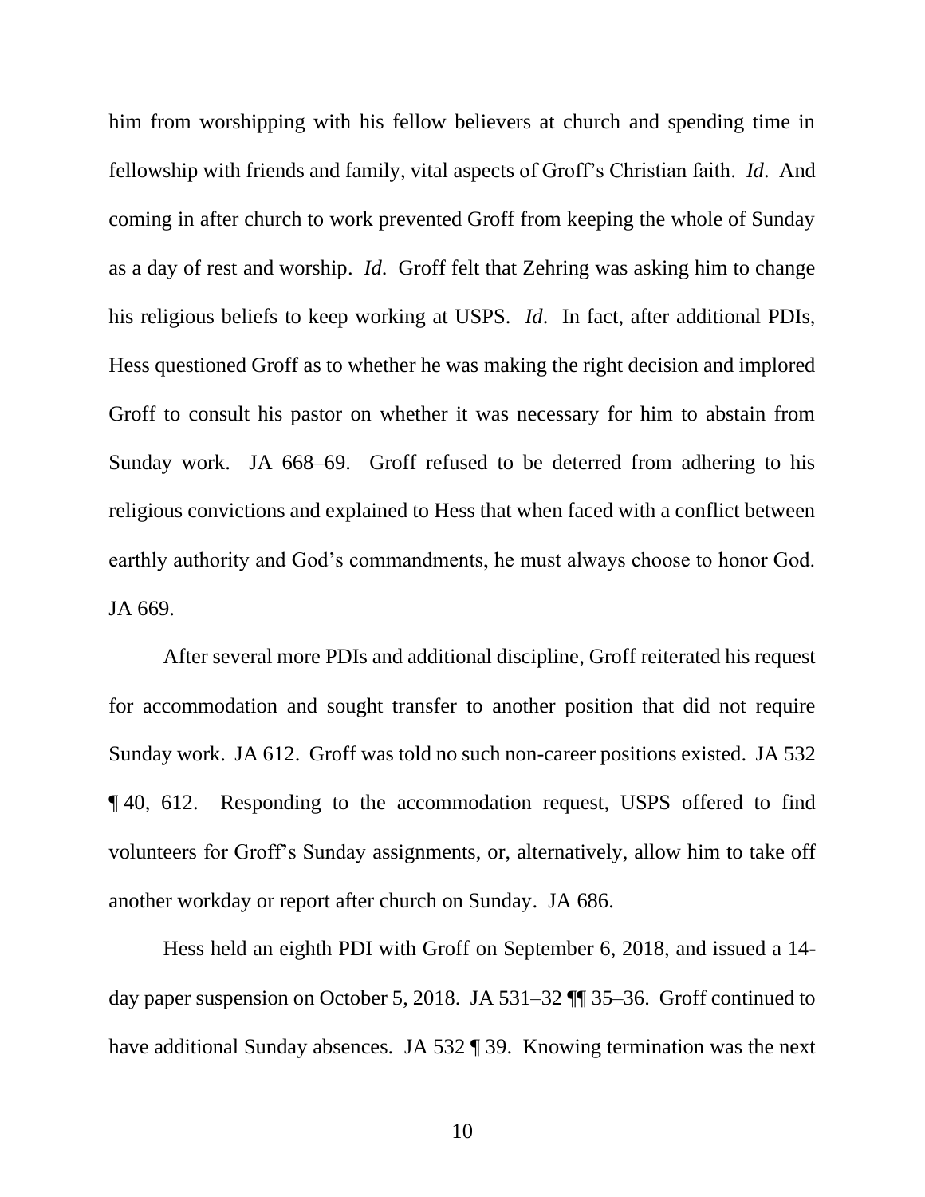him from worshipping with his fellow believers at church and spending time in fellowship with friends and family, vital aspects of Groff's Christian faith. *Id*. And coming in after church to work prevented Groff from keeping the whole of Sunday as a day of rest and worship. *Id*. Groff felt that Zehring was asking him to change his religious beliefs to keep working at USPS. *Id*. In fact, after additional PDIs, Hess questioned Groff as to whether he was making the right decision and implored Groff to consult his pastor on whether it was necessary for him to abstain from Sunday work. JA 668–69. Groff refused to be deterred from adhering to his religious convictions and explained to Hess that when faced with a conflict between earthly authority and God's commandments, he must always choose to honor God. JA 669.

After several more PDIs and additional discipline, Groff reiterated his request for accommodation and sought transfer to another position that did not require Sunday work. JA 612. Groff was told no such non-career positions existed. JA 532 ¶ 40, 612. Responding to the accommodation request, USPS offered to find volunteers for Groff's Sunday assignments, or, alternatively, allow him to take off another workday or report after church on Sunday. JA 686.

Hess held an eighth PDI with Groff on September 6, 2018, and issued a 14-day paper suspension on October 5, 2018. JA 531–32 ¶¶ 35–36. Groff continued to have additional Sunday absences. JA 532 ¶ 39. Knowing termination was the next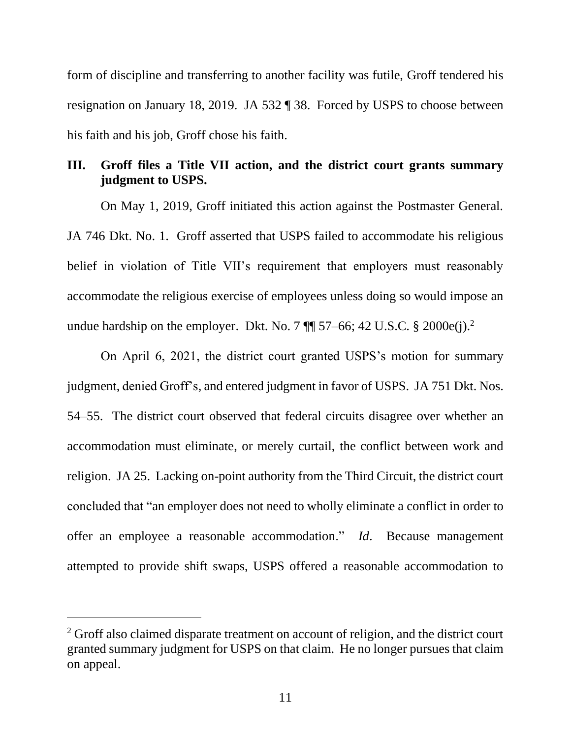form of discipline and transferring to another facility was futile, Groff tendered his resignation on January 18, 2019. JA 532 ¶ 38. Forced by USPS to choose between his faith and his job, Groff chose his faith.

## III. Groff files a Title VII action, and the district court grants summary judgment to USPS.

On May 1, 2019, Groff initiated this action against the Postmaster General. JA 746 Dkt. No. 1. Groff asserted that USPS failed to accommodate his religious belief in violation of Title VII's requirement that employers must reasonably accommodate the religious exercise of employees unless doing so would impose an undue hardship on the employer. Dkt. No. 7 ¶¶ 57–66; 42 U.S.C. § 2000e(j).[2]

On April 6, 2021, the district court granted USPS's motion for summary judgment, denied Groff's, and entered judgment in favor of USPS. JA 751 Dkt. Nos. 54–55. The district court observed that federal circuits disagree over whether an accommodation must eliminate, or merely curtail, the conflict between work and religion. JA 25. Lacking on-point authority from the Third Circuit, the district court concluded that "an employer does not need to wholly eliminate a conflict in order to offer an employee a reasonable accommodation." *Id*. Because management attempted to provide shift swaps, USPS offered a reasonable accommodation to

---

[2] Groff also claimed disparate treatment on account of religion, and the district court granted summary judgment for USPS on that claim. He no longer pursues that claim on appeal.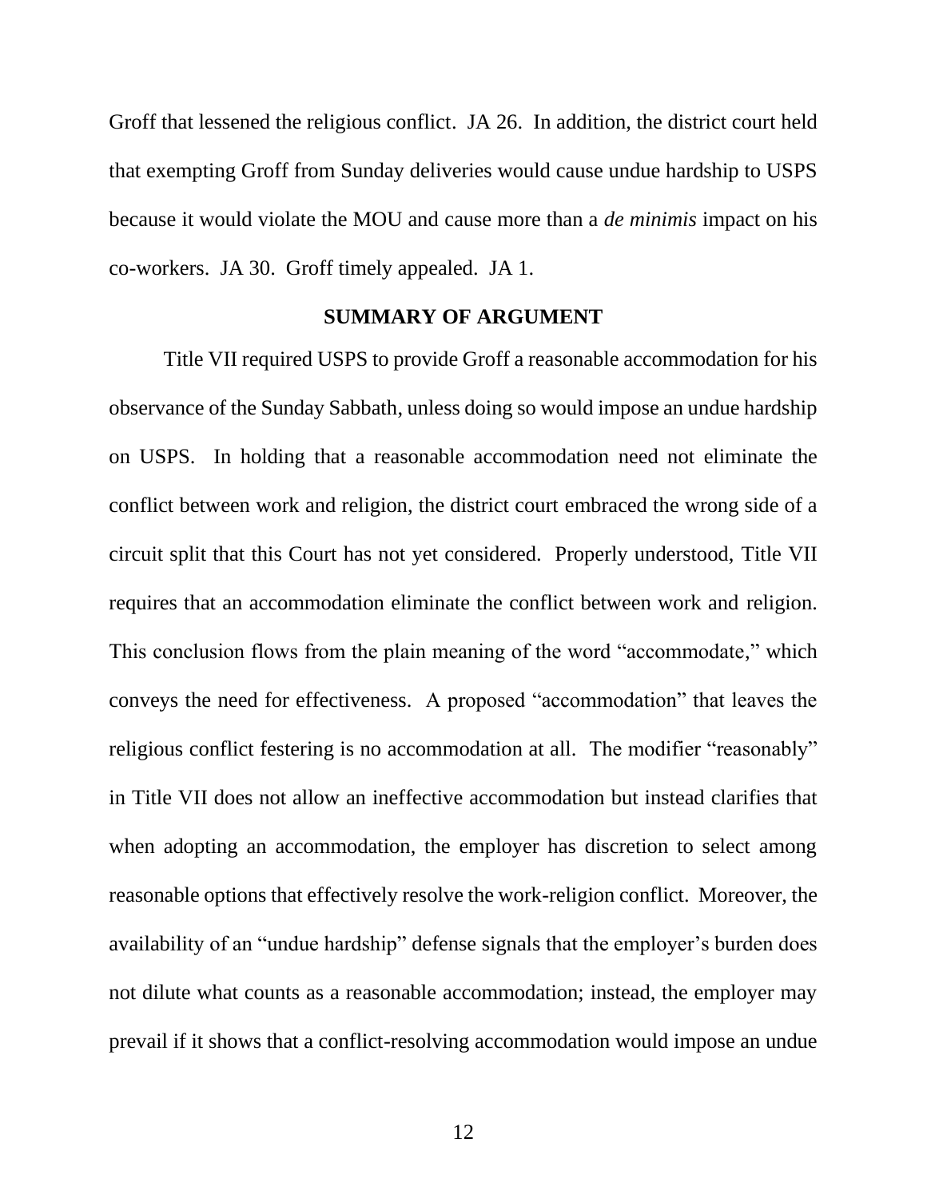Groff that lessened the religious conflict. JA 26. In addition, the district court held that exempting Groff from Sunday deliveries would cause undue hardship to USPS because it would violate the MOU and cause more than a *de minimis* impact on his co-workers. JA 30. Groff timely appealed. JA 1.

## SUMMARY OF ARGUMENT

Title VII required USPS to provide Groff a reasonable accommodation for his observance of the Sunday Sabbath, unless doing so would impose an undue hardship on USPS. In holding that a reasonable accommodation need not eliminate the conflict between work and religion, the district court embraced the wrong side of a circuit split that this Court has not yet considered. Properly understood, Title VII requires that an accommodation eliminate the conflict between work and religion. This conclusion flows from the plain meaning of the word "accommodate," which conveys the need for effectiveness. A proposed "accommodation" that leaves the religious conflict festering is no accommodation at all. The modifier "reasonably" in Title VII does not allow an ineffective accommodation but instead clarifies that when adopting an accommodation, the employer has discretion to select among reasonable options that effectively resolve the work-religion conflict. Moreover, the availability of an "undue hardship" defense signals that the employer's burden does not dilute what counts as a reasonable accommodation; instead, the employer may prevail if it shows that a conflict-resolving accommodation would impose an undue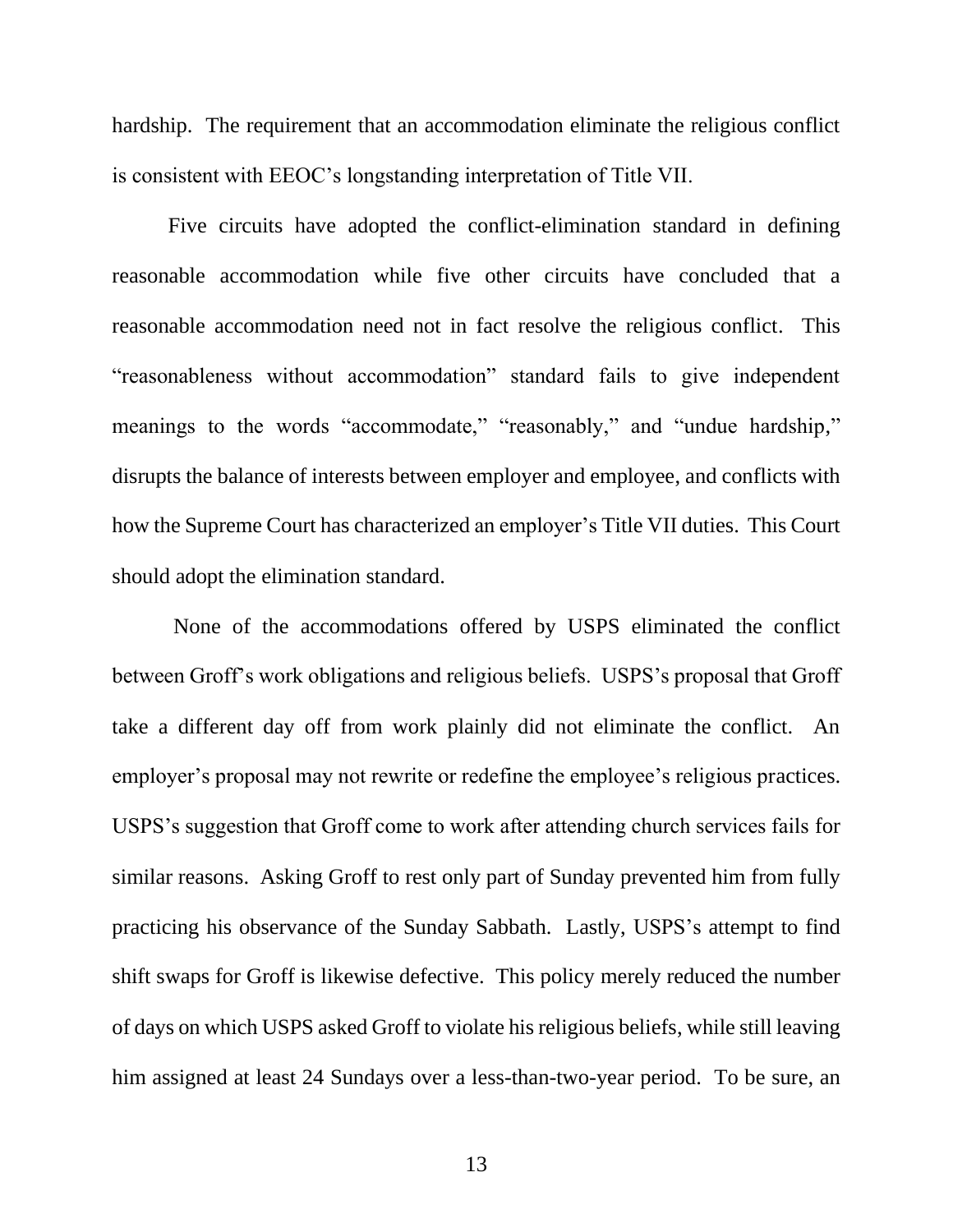hardship. The requirement that an accommodation eliminate the religious conflict is consistent with EEOC's longstanding interpretation of Title VII.

Five circuits have adopted the conflict-elimination standard in defining reasonable accommodation while five other circuits have concluded that a reasonable accommodation need not in fact resolve the religious conflict. This "reasonableness without accommodation" standard fails to give independent meanings to the words "accommodate," "reasonably," and "undue hardship," disrupts the balance of interests between employer and employee, and conflicts with how the Supreme Court has characterized an employer's Title VII duties. This Court should adopt the elimination standard.

None of the accommodations offered by USPS eliminated the conflict between Groff's work obligations and religious beliefs. USPS's proposal that Groff take a different day off from work plainly did not eliminate the conflict. An employer's proposal may not rewrite or redefine the employee's religious practices. USPS's suggestion that Groff come to work after attending church services fails for similar reasons. Asking Groff to rest only part of Sunday prevented him from fully practicing his observance of the Sunday Sabbath. Lastly, USPS's attempt to find shift swaps for Groff is likewise defective. This policy merely reduced the number of days on which USPS asked Groff to violate his religious beliefs, while still leaving him assigned at least 24 Sundays over a less-than-two-year period. To be sure, an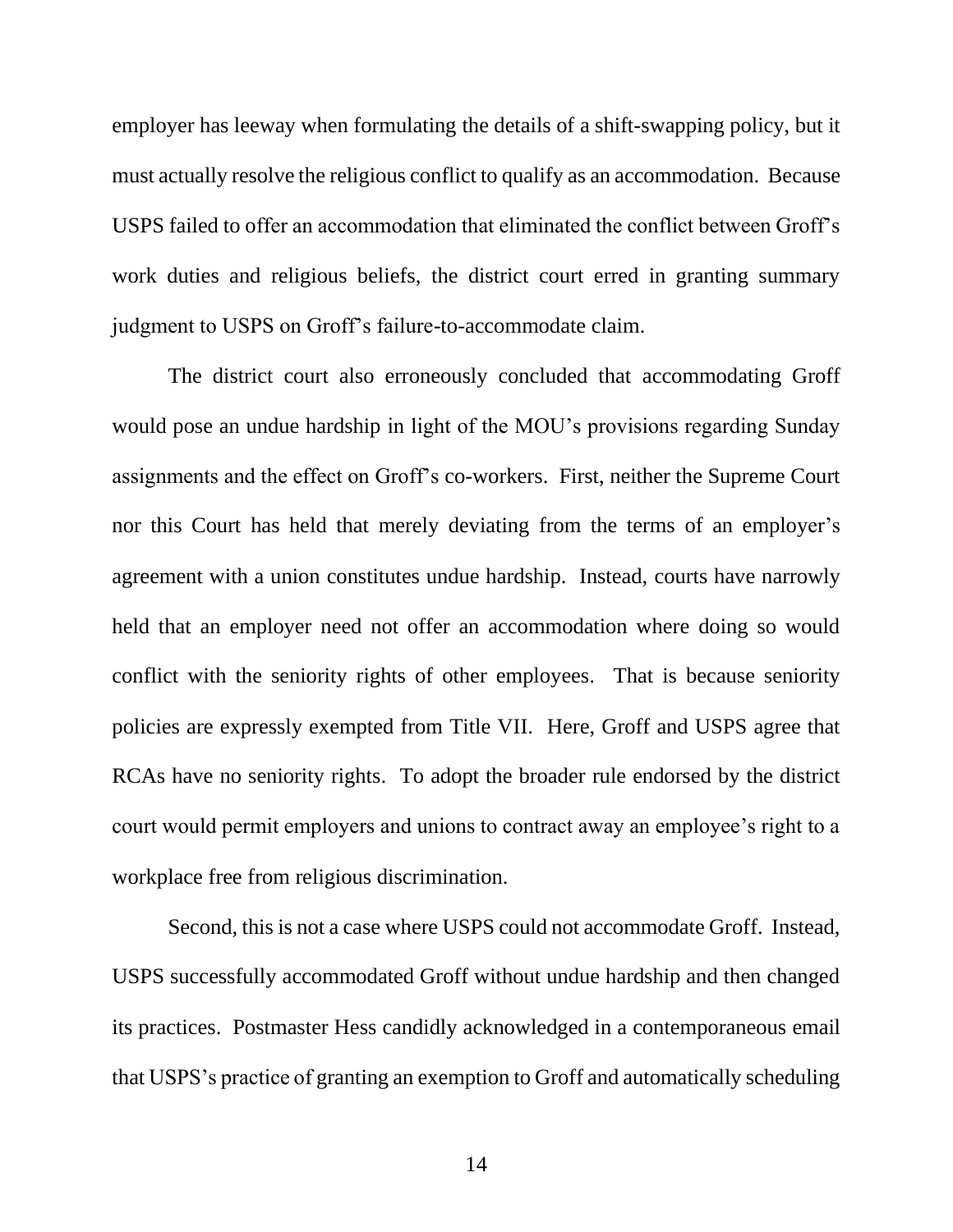employer has leeway when formulating the details of a shift-swapping policy, but it must actually resolve the religious conflict to qualify as an accommodation. Because USPS failed to offer an accommodation that eliminated the conflict between Groff's work duties and religious beliefs, the district court erred in granting summary judgment to USPS on Groff's failure-to-accommodate claim.

The district court also erroneously concluded that accommodating Groff would pose an undue hardship in light of the MOU's provisions regarding Sunday assignments and the effect on Groff's co-workers. First, neither the Supreme Court nor this Court has held that merely deviating from the terms of an employer's agreement with a union constitutes undue hardship. Instead, courts have narrowly held that an employer need not offer an accommodation where doing so would conflict with the seniority rights of other employees. That is because seniority policies are expressly exempted from Title VII. Here, Groff and USPS agree that RCAs have no seniority rights. To adopt the broader rule endorsed by the district court would permit employers and unions to contract away an employee's right to a workplace free from religious discrimination.

Second, this is not a case where USPS could not accommodate Groff. Instead, USPS successfully accommodated Groff without undue hardship and then changed its practices. Postmaster Hess candidly acknowledged in a contemporaneous email that USPS's practice of granting an exemption to Groff and automatically scheduling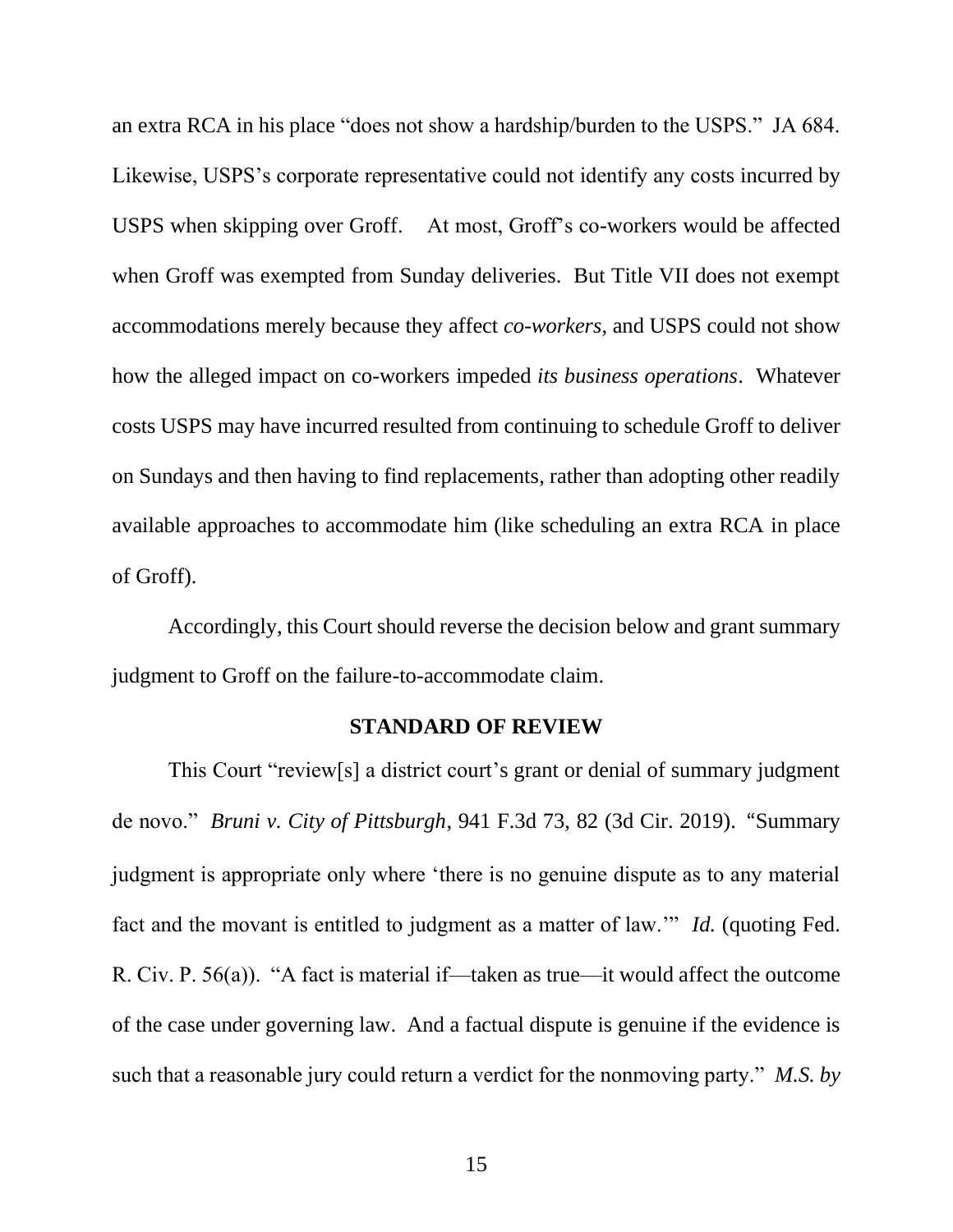an extra RCA in his place "does not show a hardship/burden to the USPS." JA 684. Likewise, USPS's corporate representative could not identify any costs incurred by USPS when skipping over Groff. At most, Groff's co-workers would be affected when Groff was exempted from Sunday deliveries. But Title VII does not exempt accommodations merely because they affect *co-workers*, and USPS could not show how the alleged impact on co-workers impeded *its business operations*. Whatever costs USPS may have incurred resulted from continuing to schedule Groff to deliver on Sundays and then having to find replacements, rather than adopting other readily available approaches to accommodate him (like scheduling an extra RCA in place of Groff).

Accordingly, this Court should reverse the decision below and grant summary judgment to Groff on the failure-to-accommodate claim.

## STANDARD OF REVIEW

This Court "review[s] a district court's grant or denial of summary judgment de novo." *Bruni v. City of Pittsburgh*, 941 F.3d 73, 82 (3d Cir. 2019). "Summary judgment is appropriate only where 'there is no genuine dispute as to any material fact and the movant is entitled to judgment as a matter of law.'" *Id.* (quoting Fed. R. Civ. P. 56(a)). "A fact is material if—taken as true—it would affect the outcome of the case under governing law. And a factual dispute is genuine if the evidence is such that a reasonable jury could return a verdict for the nonmoving party." *M.S. by*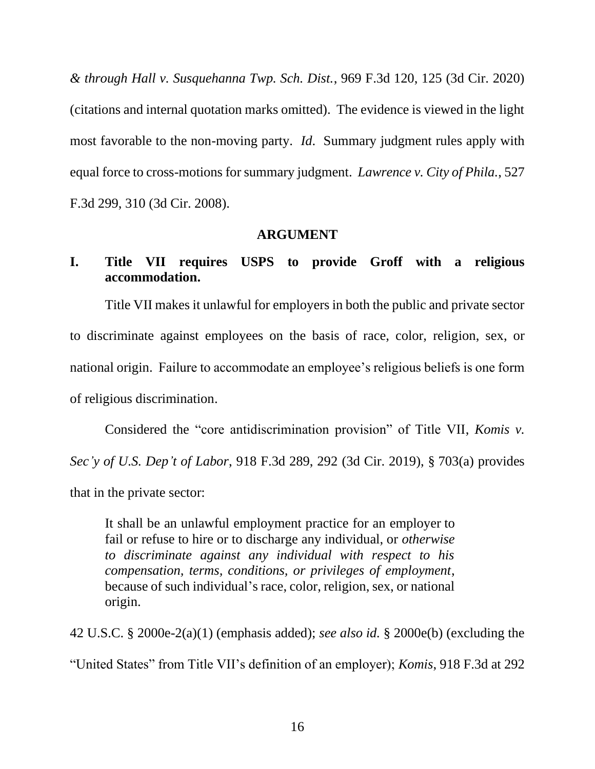*& through Hall v. Susquehanna Twp. Sch. Dist.*, 969 F.3d 120, 125 (3d Cir. 2020) (citations and internal quotation marks omitted). The evidence is viewed in the light most favorable to the non-moving party. *Id*. Summary judgment rules apply with equal force to cross-motions for summary judgment. *Lawrence v. City of Phila.*, 527 F.3d 299, 310 (3d Cir. 2008).

## ARGUMENT

### I. Title VII requires USPS to provide Groff with a religious accommodation.

Title VII makes it unlawful for employers in both the public and private sector to discriminate against employees on the basis of race, color, religion, sex, or national origin. Failure to accommodate an employee's religious beliefs is one form of religious discrimination.

Considered the "core antidiscrimination provision" of Title VII, *Komis v. Sec'y of U.S. Dep't of Labor*, 918 F.3d 289, 292 (3d Cir. 2019), § 703(a) provides that in the private sector:

> It shall be an unlawful employment practice for an employer to fail or refuse to hire or to discharge any individual, or *otherwise to discriminate against any individual with respect to his compensation, terms, conditions, or privileges of employment*, because of such individual's race, color, religion, sex, or national origin.

42 U.S.C. § 2000e-2(a)(1) (emphasis added); *see also id.* § 2000e(b) (excluding the "United States" from Title VII's definition of an employer); *Komis*, 918 F.3d at 292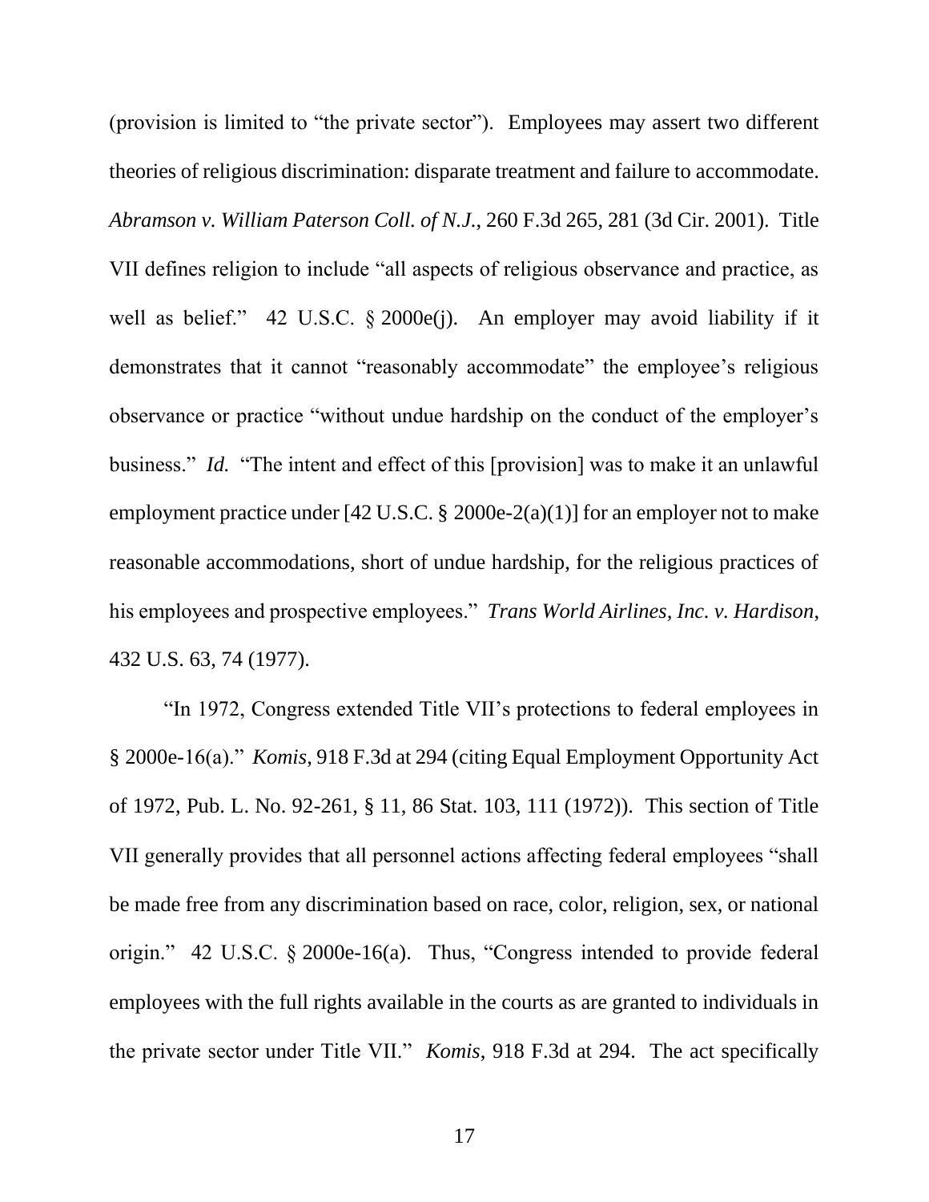(provision is limited to "the private sector"). Employees may assert two different theories of religious discrimination: disparate treatment and failure to accommodate. *Abramson v. William Paterson Coll. of N.J.*, 260 F.3d 265, 281 (3d Cir. 2001). Title VII defines religion to include "all aspects of religious observance and practice, as well as belief." 42 U.S.C. § 2000e(j). An employer may avoid liability if it demonstrates that it cannot "reasonably accommodate" the employee's religious observance or practice "without undue hardship on the conduct of the employer's business." *Id.* "The intent and effect of this [provision] was to make it an unlawful employment practice under [42 U.S.C. § 2000e-2(a)(1)] for an employer not to make reasonable accommodations, short of undue hardship, for the religious practices of his employees and prospective employees." *Trans World Airlines, Inc. v. Hardison*, 432 U.S. 63, 74 (1977).

"In 1972, Congress extended Title VII's protections to federal employees in § 2000e-16(a)." *Komis*, 918 F.3d at 294 (citing Equal Employment Opportunity Act of 1972, Pub. L. No. 92-261, § 11, 86 Stat. 103, 111 (1972)). This section of Title VII generally provides that all personnel actions affecting federal employees "shall be made free from any discrimination based on race, color, religion, sex, or national origin." 42 U.S.C. § 2000e-16(a). Thus, "Congress intended to provide federal employees with the full rights available in the courts as are granted to individuals in the private sector under Title VII." *Komis*, 918 F.3d at 294. The act specifically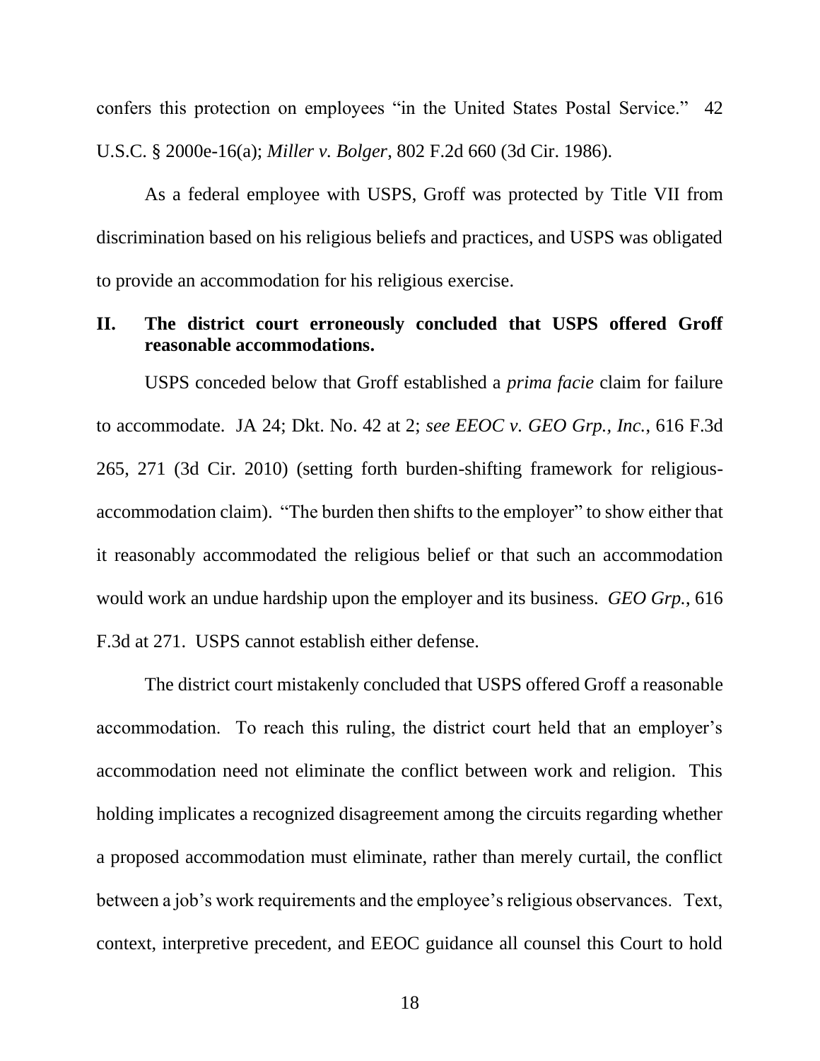confers this protection on employees "in the United States Postal Service." 42 U.S.C. § 2000e-16(a); *Miller v. Bolger*, 802 F.2d 660 (3d Cir. 1986).

As a federal employee with USPS, Groff was protected by Title VII from discrimination based on his religious beliefs and practices, and USPS was obligated to provide an accommodation for his religious exercise.

## II. The district court erroneously concluded that USPS offered Groff reasonable accommodations.

USPS conceded below that Groff established a *prima facie* claim for failure to accommodate. JA 24; Dkt. No. 42 at 2; *see EEOC v. GEO Grp., Inc.*, 616 F.3d 265, 271 (3d Cir. 2010) (setting forth burden-shifting framework for religious-accommodation claim). "The burden then shifts to the employer" to show either that it reasonably accommodated the religious belief or that such an accommodation would work an undue hardship upon the employer and its business. *GEO Grp.*, 616 F.3d at 271. USPS cannot establish either defense.

The district court mistakenly concluded that USPS offered Groff a reasonable accommodation. To reach this ruling, the district court held that an employer's accommodation need not eliminate the conflict between work and religion. This holding implicates a recognized disagreement among the circuits regarding whether a proposed accommodation must eliminate, rather than merely curtail, the conflict between a job's work requirements and the employee's religious observances. Text, context, interpretive precedent, and EEOC guidance all counsel this Court to hold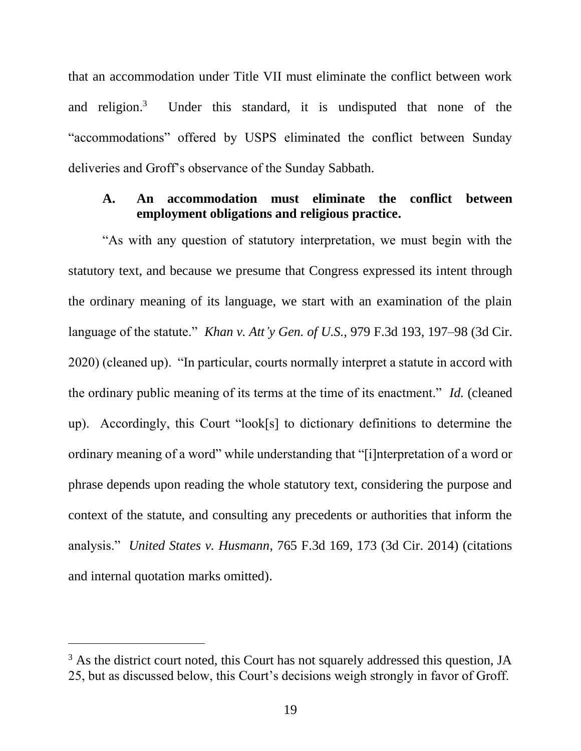that an accommodation under Title VII must eliminate the conflict between work and religion.[3] Under this standard, it is undisputed that none of the "accommodations" offered by USPS eliminated the conflict between Sunday deliveries and Groff's observance of the Sunday Sabbath.

### A. An accommodation must eliminate the conflict between employment obligations and religious practice.

"As with any question of statutory interpretation, we must begin with the statutory text, and because we presume that Congress expressed its intent through the ordinary meaning of its language, we start with an examination of the plain language of the statute." *Khan v. Att'y Gen. of U.S.*, 979 F.3d 193, 197–98 (3d Cir. 2020) (cleaned up). "In particular, courts normally interpret a statute in accord with the ordinary public meaning of its terms at the time of its enactment." *Id.* (cleaned up). Accordingly, this Court "look[s] to dictionary definitions to determine the ordinary meaning of a word" while understanding that "[i]nterpretation of a word or phrase depends upon reading the whole statutory text, considering the purpose and context of the statute, and consulting any precedents or authorities that inform the analysis." *United States v. Husmann*, 765 F.3d 169, 173 (3d Cir. 2014) (citations and internal quotation marks omitted).

---

[3] As the district court noted, this Court has not squarely addressed this question, JA 25, but as discussed below, this Court's decisions weigh strongly in favor of Groff.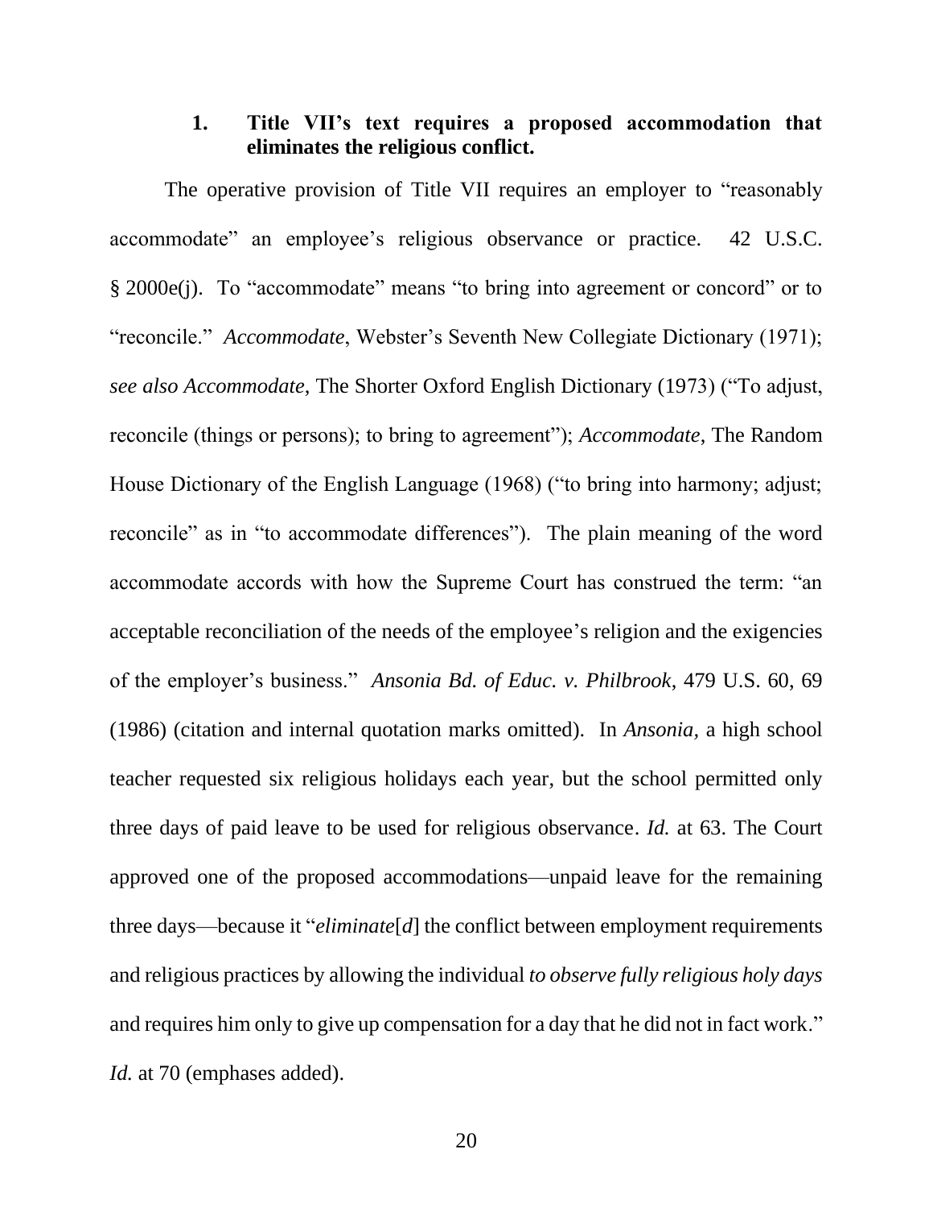### 1. Title VII's text requires a proposed accommodation that eliminates the religious conflict.

The operative provision of Title VII requires an employer to "reasonably accommodate" an employee's religious observance or practice. 42 U.S.C. § 2000e(j). To "accommodate" means "to bring into agreement or concord" or to "reconcile." *Accommodate*, Webster's Seventh New Collegiate Dictionary (1971); *see also Accommodate*, The Shorter Oxford English Dictionary (1973) ("To adjust, reconcile (things or persons); to bring to agreement"); *Accommodate*, The Random House Dictionary of the English Language (1968) ("to bring into harmony; adjust; reconcile" as in "to accommodate differences"). The plain meaning of the word accommodate accords with how the Supreme Court has construed the term: "an acceptable reconciliation of the needs of the employee's religion and the exigencies of the employer's business." *Ansonia Bd. of Educ. v. Philbrook*, 479 U.S. 60, 69 (1986) (citation and internal quotation marks omitted). In *Ansonia,* a high school teacher requested six religious holidays each year, but the school permitted only three days of paid leave to be used for religious observance. *Id.* at 63. The Court approved one of the proposed accommodations—unpaid leave for the remaining three days—because it "*eliminate*[*d*] the conflict between employment requirements and religious practices by allowing the individual *to observe fully religious holy days* and requires him only to give up compensation for a day that he did not in fact work." *Id.* at 70 (emphases added).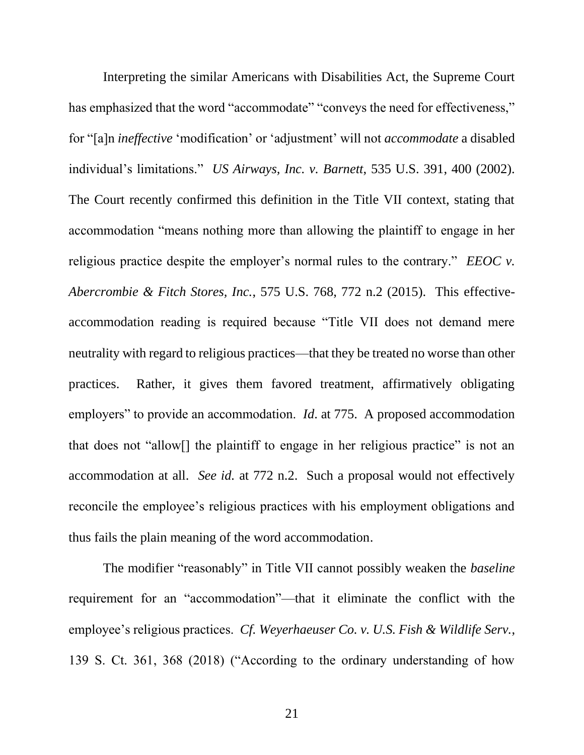Interpreting the similar Americans with Disabilities Act, the Supreme Court has emphasized that the word "accommodate" "conveys the need for effectiveness," for "[a]n *ineffective* 'modification' or 'adjustment' will not *accommodate* a disabled individual's limitations." *US Airways, Inc. v. Barnett*, 535 U.S. 391, 400 (2002). The Court recently confirmed this definition in the Title VII context, stating that accommodation "means nothing more than allowing the plaintiff to engage in her religious practice despite the employer's normal rules to the contrary." *EEOC v. Abercrombie & Fitch Stores, Inc.*, 575 U.S. 768, 772 n.2 (2015). This effective-accommodation reading is required because "Title VII does not demand mere neutrality with regard to religious practices—that they be treated no worse than other practices. Rather, it gives them favored treatment, affirmatively obligating employers" to provide an accommodation. *Id*. at 775. A proposed accommodation that does not "allow[] the plaintiff to engage in her religious practice" is not an accommodation at all. *See id.* at 772 n.2. Such a proposal would not effectively reconcile the employee's religious practices with his employment obligations and thus fails the plain meaning of the word accommodation.

The modifier "reasonably" in Title VII cannot possibly weaken the *baseline* requirement for an "accommodation"—that it eliminate the conflict with the employee's religious practices. *Cf. Weyerhaeuser Co. v. U.S. Fish & Wildlife Serv.*, 139 S. Ct. 361, 368 (2018) ("According to the ordinary understanding of how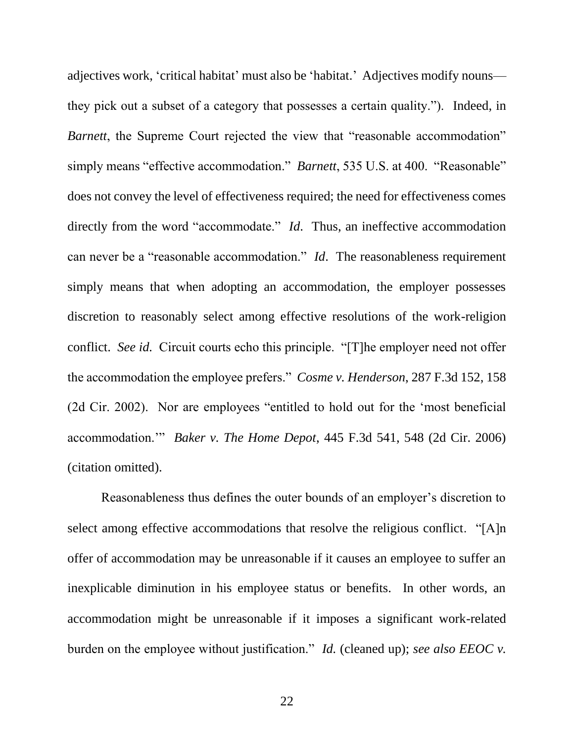adjectives work, 'critical habitat' must also be 'habitat.' Adjectives modify nouns—they pick out a subset of a category that possesses a certain quality."). Indeed, in *Barnett*, the Supreme Court rejected the view that "reasonable accommodation" simply means "effective accommodation." *Barnett*, 535 U.S. at 400. "Reasonable" does not convey the level of effectiveness required; the need for effectiveness comes directly from the word "accommodate." *Id*. Thus, an ineffective accommodation can never be a "reasonable accommodation." *Id*. The reasonableness requirement simply means that when adopting an accommodation, the employer possesses discretion to reasonably select among effective resolutions of the work-religion conflict. *See id.* Circuit courts echo this principle. "[T]he employer need not offer the accommodation the employee prefers." *Cosme v. Henderson*, 287 F.3d 152, 158 (2d Cir. 2002). Nor are employees "entitled to hold out for the 'most beneficial accommodation.'" *Baker v. The Home Depot*, 445 F.3d 541, 548 (2d Cir. 2006) (citation omitted).

Reasonableness thus defines the outer bounds of an employer's discretion to select among effective accommodations that resolve the religious conflict. "[A]n offer of accommodation may be unreasonable if it causes an employee to suffer an inexplicable diminution in his employee status or benefits. In other words, an accommodation might be unreasonable if it imposes a significant work-related burden on the employee without justification." *Id.* (cleaned up); *see also EEOC v.*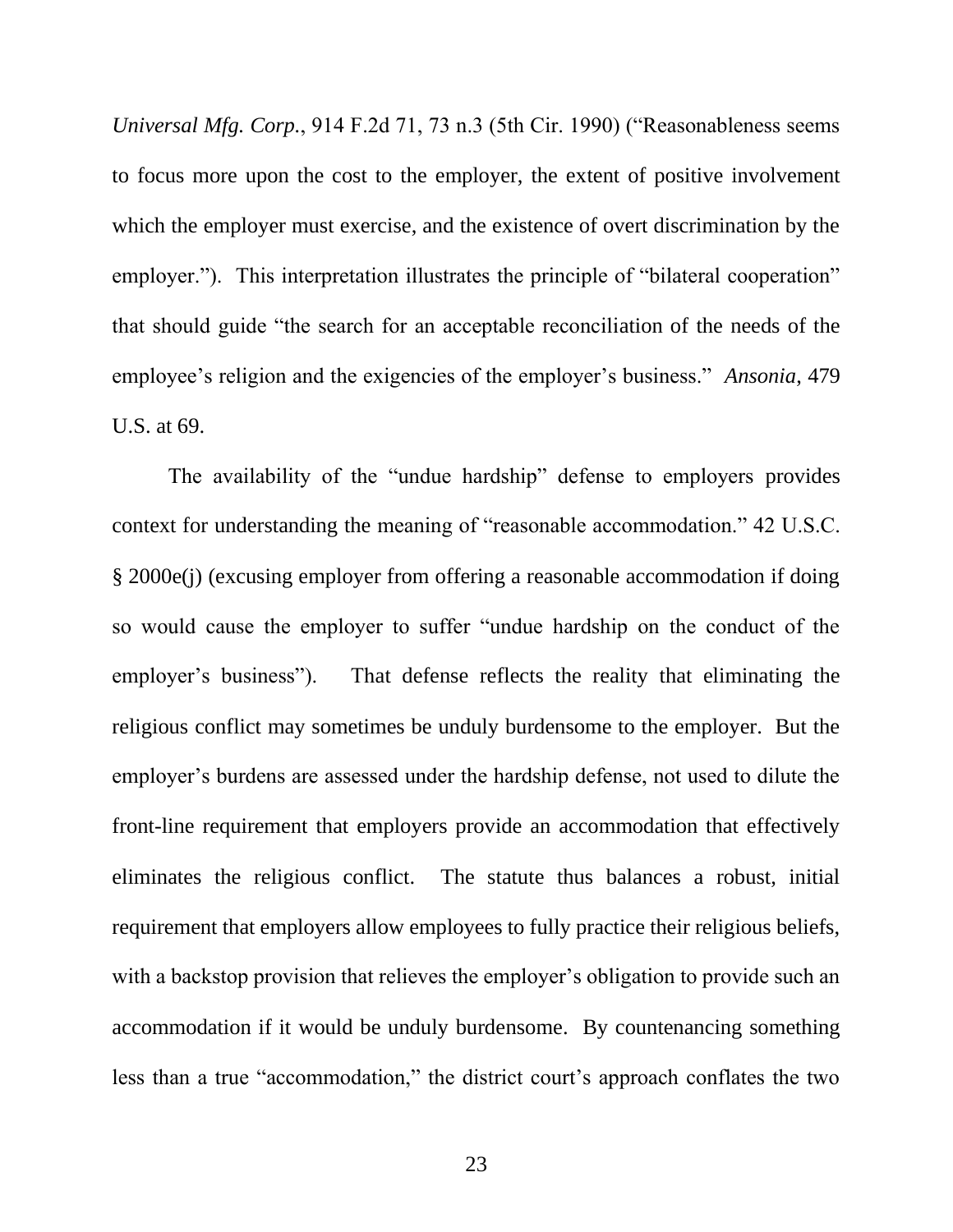*Universal Mfg. Corp.*, 914 F.2d 71, 73 n.3 (5th Cir. 1990) ("Reasonableness seems to focus more upon the cost to the employer, the extent of positive involvement which the employer must exercise, and the existence of overt discrimination by the employer."). This interpretation illustrates the principle of "bilateral cooperation" that should guide "the search for an acceptable reconciliation of the needs of the employee's religion and the exigencies of the employer's business." *Ansonia*, 479 U.S. at 69.

The availability of the "undue hardship" defense to employers provides context for understanding the meaning of "reasonable accommodation." 42 U.S.C. § 2000e(j) (excusing employer from offering a reasonable accommodation if doing so would cause the employer to suffer "undue hardship on the conduct of the employer's business"). That defense reflects the reality that eliminating the religious conflict may sometimes be unduly burdensome to the employer. But the employer's burdens are assessed under the hardship defense, not used to dilute the front-line requirement that employers provide an accommodation that effectively eliminates the religious conflict. The statute thus balances a robust, initial requirement that employers allow employees to fully practice their religious beliefs, with a backstop provision that relieves the employer's obligation to provide such an accommodation if it would be unduly burdensome. By countenancing something less than a true "accommodation," the district court's approach conflates the two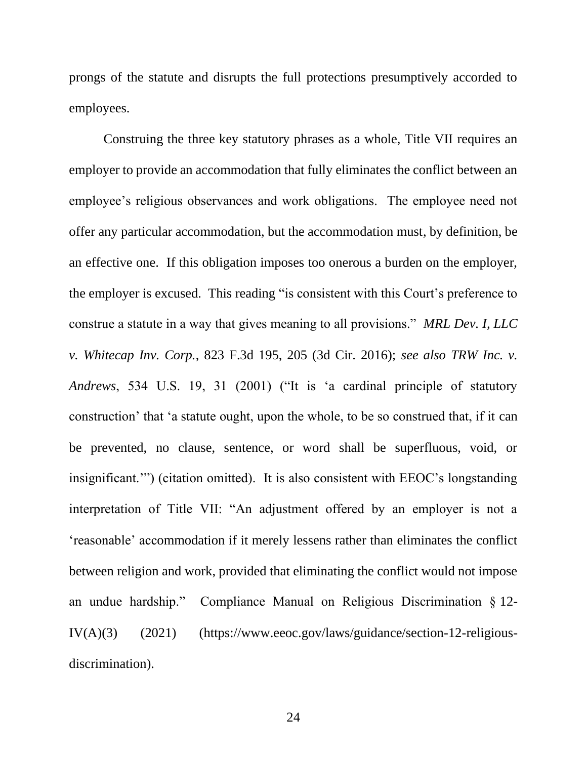prongs of the statute and disrupts the full protections presumptively accorded to employees.

Construing the three key statutory phrases as a whole, Title VII requires an employer to provide an accommodation that fully eliminates the conflict between an employee's religious observances and work obligations. The employee need not offer any particular accommodation, but the accommodation must, by definition, be an effective one. If this obligation imposes too onerous a burden on the employer, the employer is excused. This reading "is consistent with this Court's preference to construe a statute in a way that gives meaning to all provisions." *MRL Dev. I, LLC v. Whitecap Inv. Corp.*, 823 F.3d 195, 205 (3d Cir. 2016); *see also TRW Inc. v. Andrews*, 534 U.S. 19, 31 (2001) ("It is 'a cardinal principle of statutory construction' that 'a statute ought, upon the whole, to be so construed that, if it can be prevented, no clause, sentence, or word shall be superfluous, void, or insignificant.'") (citation omitted). It is also consistent with EEOC's longstanding interpretation of Title VII: "An adjustment offered by an employer is not a 'reasonable' accommodation if it merely lessens rather than eliminates the conflict between religion and work, provided that eliminating the conflict would not impose an undue hardship." Compliance Manual on Religious Discrimination § 12-IV(A)(3) (2021) (https://www.eeoc.gov/laws/guidance/section-12-religious-discrimination).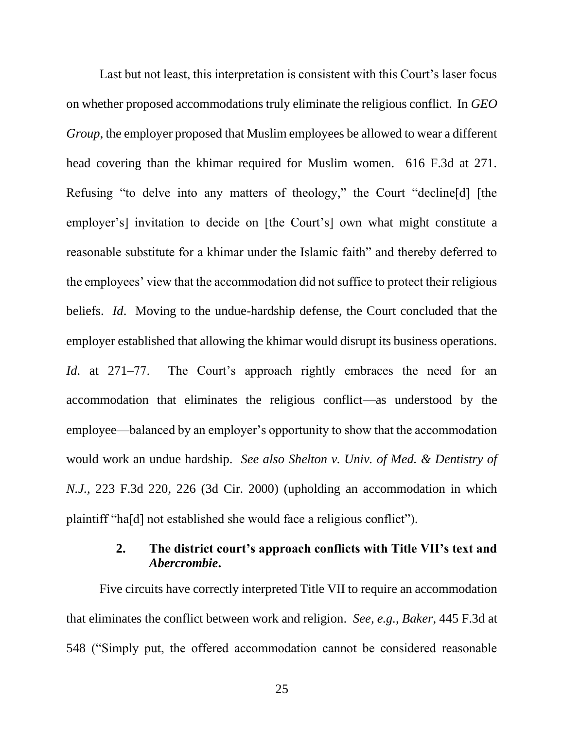Last but not least, this interpretation is consistent with this Court's laser focus on whether proposed accommodations truly eliminate the religious conflict. In *GEO Group*, the employer proposed that Muslim employees be allowed to wear a different head covering than the khimar required for Muslim women. 616 F.3d at 271. Refusing "to delve into any matters of theology," the Court "decline[d] [the employer's] invitation to decide on [the Court's] own what might constitute a reasonable substitute for a khimar under the Islamic faith" and thereby deferred to the employees' view that the accommodation did not suffice to protect their religious beliefs. *Id*. Moving to the undue-hardship defense, the Court concluded that the employer established that allowing the khimar would disrupt its business operations. *Id*. at 271–77. The Court's approach rightly embraces the need for an accommodation that eliminates the religious conflict—as understood by the employee—balanced by an employer's opportunity to show that the accommodation would work an undue hardship. *See also Shelton v. Univ. of Med. & Dentistry of N.J.*, 223 F.3d 220, 226 (3d Cir. 2000) (upholding an accommodation in which plaintiff "ha[d] not established she would face a religious conflict").

#### 2. The district court's approach conflicts with Title VII's text and *Abercrombie*.

Five circuits have correctly interpreted Title VII to require an accommodation that eliminates the conflict between work and religion. *See, e.g.*, *Baker*, 445 F.3d at 548 ("Simply put, the offered accommodation cannot be considered reasonable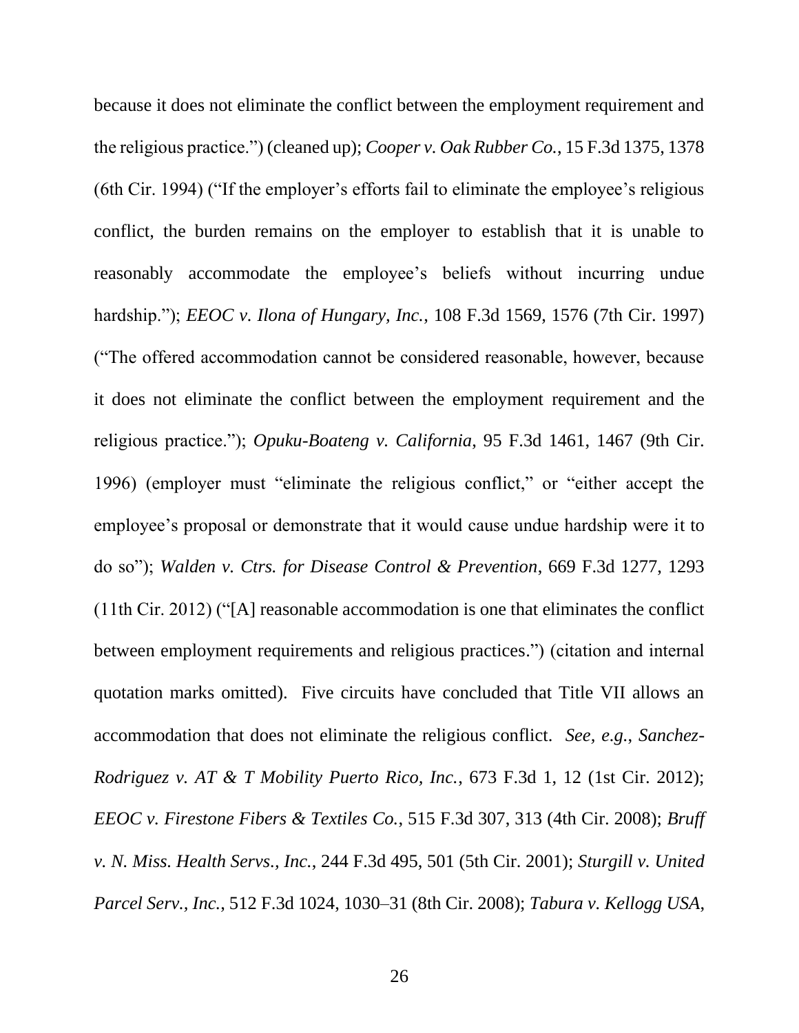because it does not eliminate the conflict between the employment requirement and the religious practice.") (cleaned up); *Cooper v. Oak Rubber Co.*, 15 F.3d 1375, 1378 (6th Cir. 1994) ("If the employer's efforts fail to eliminate the employee's religious conflict, the burden remains on the employer to establish that it is unable to reasonably accommodate the employee's beliefs without incurring undue hardship."); *EEOC v. Ilona of Hungary, Inc.*, 108 F.3d 1569, 1576 (7th Cir. 1997) ("The offered accommodation cannot be considered reasonable, however, because it does not eliminate the conflict between the employment requirement and the religious practice."); *Opuku-Boateng v. California*, 95 F.3d 1461, 1467 (9th Cir. 1996) (employer must "eliminate the religious conflict," or "either accept the employee's proposal or demonstrate that it would cause undue hardship were it to do so"); *Walden v. Ctrs. for Disease Control & Prevention*, 669 F.3d 1277, 1293 (11th Cir. 2012) ("[A] reasonable accommodation is one that eliminates the conflict between employment requirements and religious practices.") (citation and internal quotation marks omitted). Five circuits have concluded that Title VII allows an accommodation that does not eliminate the religious conflict. *See, e.g.*, *Sanchez-Rodriguez v. AT & T Mobility Puerto Rico, Inc.*, 673 F.3d 1, 12 (1st Cir. 2012); *EEOC v. Firestone Fibers & Textiles Co.*, 515 F.3d 307, 313 (4th Cir. 2008); *Bruff v. N. Miss. Health Servs., Inc.*, 244 F.3d 495, 501 (5th Cir. 2001); *Sturgill v. United Parcel Serv., Inc.*, 512 F.3d 1024, 1030–31 (8th Cir. 2008); *Tabura v. Kellogg USA*,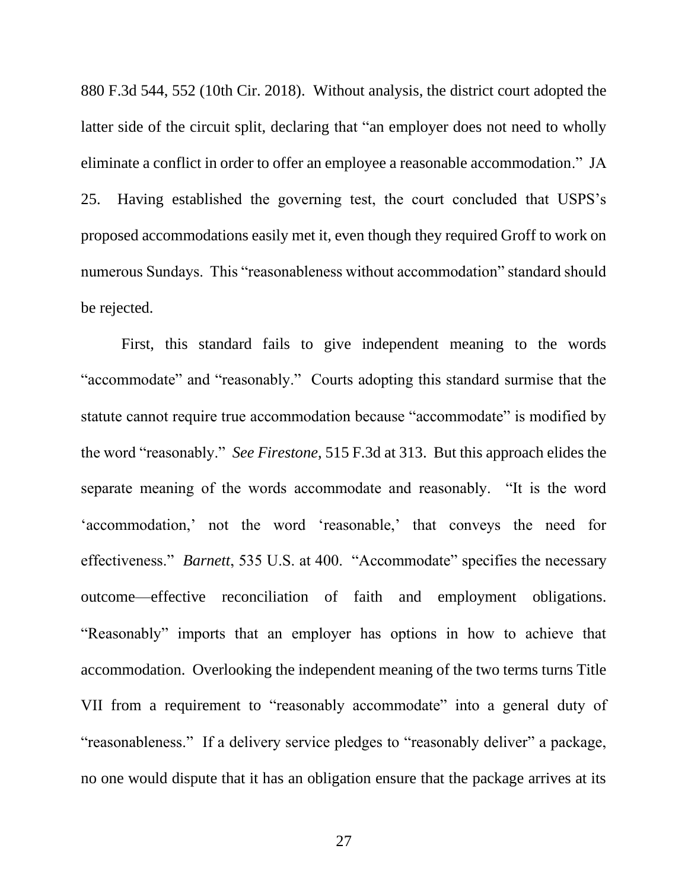880 F.3d 544, 552 (10th Cir. 2018). Without analysis, the district court adopted the latter side of the circuit split, declaring that "an employer does not need to wholly eliminate a conflict in order to offer an employee a reasonable accommodation." JA 25. Having established the governing test, the court concluded that USPS's proposed accommodations easily met it, even though they required Groff to work on numerous Sundays. This "reasonableness without accommodation" standard should be rejected.

First, this standard fails to give independent meaning to the words "accommodate" and "reasonably." Courts adopting this standard surmise that the statute cannot require true accommodation because "accommodate" is modified by the word "reasonably." *See Firestone*, 515 F.3d at 313. But this approach elides the separate meaning of the words accommodate and reasonably. "It is the word 'accommodation,' not the word 'reasonable,' that conveys the need for effectiveness." *Barnett*, 535 U.S. at 400. "Accommodate" specifies the necessary outcome—effective reconciliation of faith and employment obligations. "Reasonably" imports that an employer has options in how to achieve that accommodation. Overlooking the independent meaning of the two terms turns Title VII from a requirement to "reasonably accommodate" into a general duty of "reasonableness." If a delivery service pledges to "reasonably deliver" a package, no one would dispute that it has an obligation ensure that the package arrives at its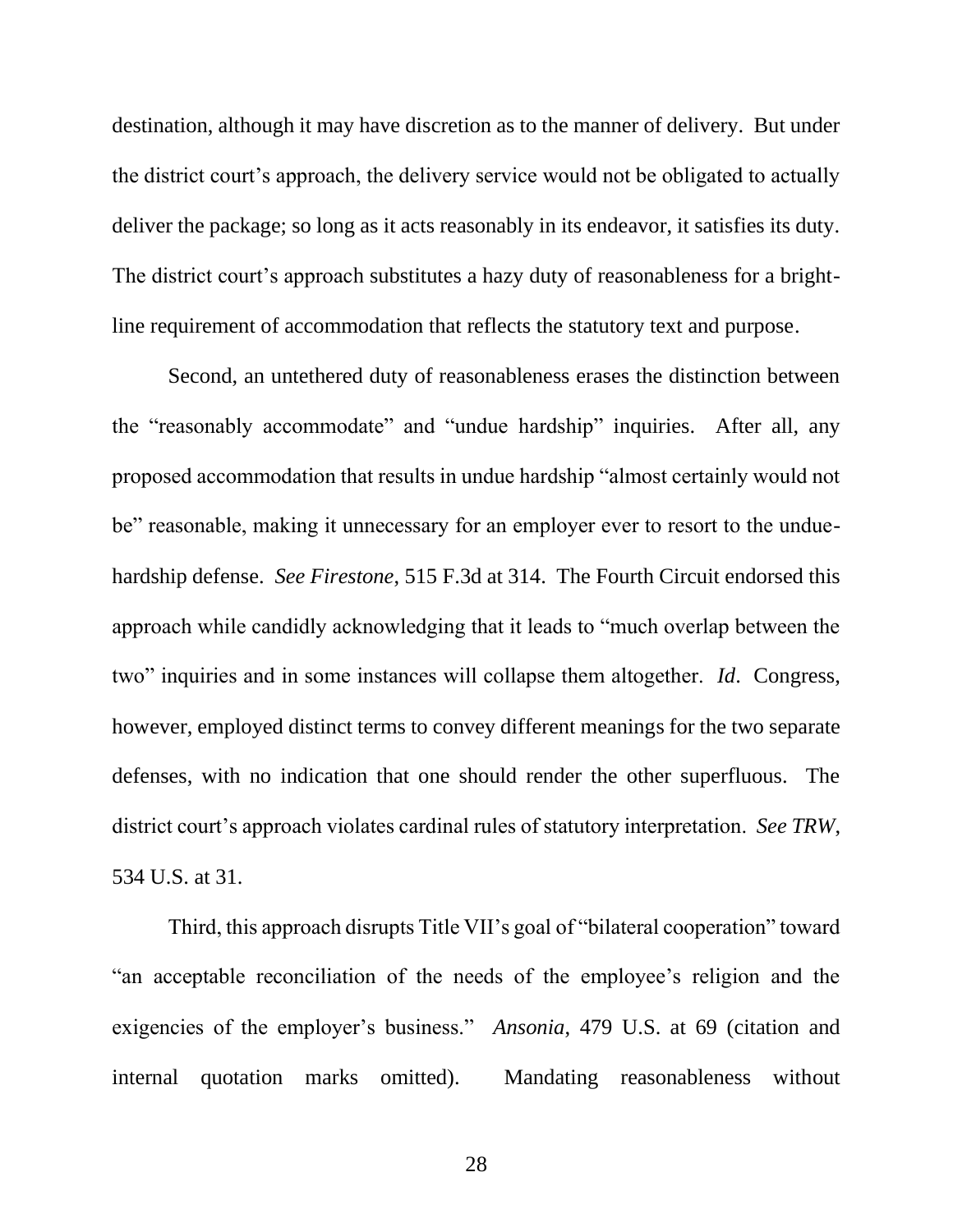destination, although it may have discretion as to the manner of delivery. But under the district court's approach, the delivery service would not be obligated to actually deliver the package; so long as it acts reasonably in its endeavor, it satisfies its duty. The district court's approach substitutes a hazy duty of reasonableness for a bright-line requirement of accommodation that reflects the statutory text and purpose.

Second, an untethered duty of reasonableness erases the distinction between the "reasonably accommodate" and "undue hardship" inquiries. After all, any proposed accommodation that results in undue hardship "almost certainly would not be" reasonable, making it unnecessary for an employer ever to resort to the undue-hardship defense. *See Firestone*, 515 F.3d at 314. The Fourth Circuit endorsed this approach while candidly acknowledging that it leads to "much overlap between the two" inquiries and in some instances will collapse them altogether. *Id*. Congress, however, employed distinct terms to convey different meanings for the two separate defenses, with no indication that one should render the other superfluous. The district court's approach violates cardinal rules of statutory interpretation. *See TRW*, 534 U.S. at 31.

Third, this approach disrupts Title VII's goal of "bilateral cooperation" toward "an acceptable reconciliation of the needs of the employee's religion and the exigencies of the employer's business." *Ansonia*, 479 U.S. at 69 (citation and internal quotation marks omitted). Mandating reasonableness without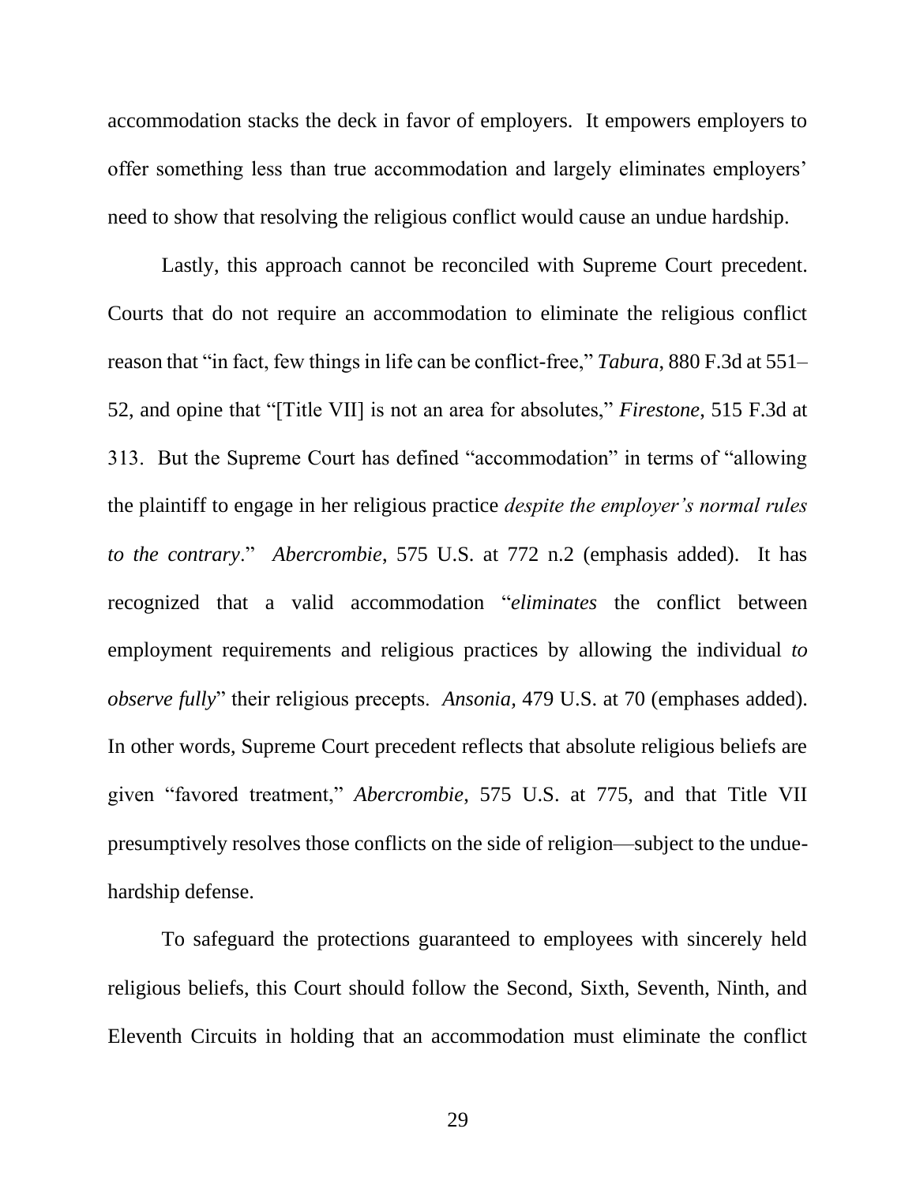accommodation stacks the deck in favor of employers. It empowers employers to offer something less than true accommodation and largely eliminates employers' need to show that resolving the religious conflict would cause an undue hardship.

Lastly, this approach cannot be reconciled with Supreme Court precedent. Courts that do not require an accommodation to eliminate the religious conflict reason that "in fact, few things in life can be conflict-free," *Tabura*, 880 F.3d at 551–52, and opine that "[Title VII] is not an area for absolutes," *Firestone*, 515 F.3d at 313. But the Supreme Court has defined "accommodation" in terms of "allowing the plaintiff to engage in her religious practice *despite the employer's normal rules to the contrary*." *Abercrombie*, 575 U.S. at 772 n.2 (emphasis added). It has recognized that a valid accommodation "*eliminates* the conflict between employment requirements and religious practices by allowing the individual *to observe fully*" their religious precepts. *Ansonia*, 479 U.S. at 70 (emphases added). In other words, Supreme Court precedent reflects that absolute religious beliefs are given "favored treatment," *Abercrombie*, 575 U.S. at 775, and that Title VII presumptively resolves those conflicts on the side of religion—subject to the undue-hardship defense.

To safeguard the protections guaranteed to employees with sincerely held religious beliefs, this Court should follow the Second, Sixth, Seventh, Ninth, and Eleventh Circuits in holding that an accommodation must eliminate the conflict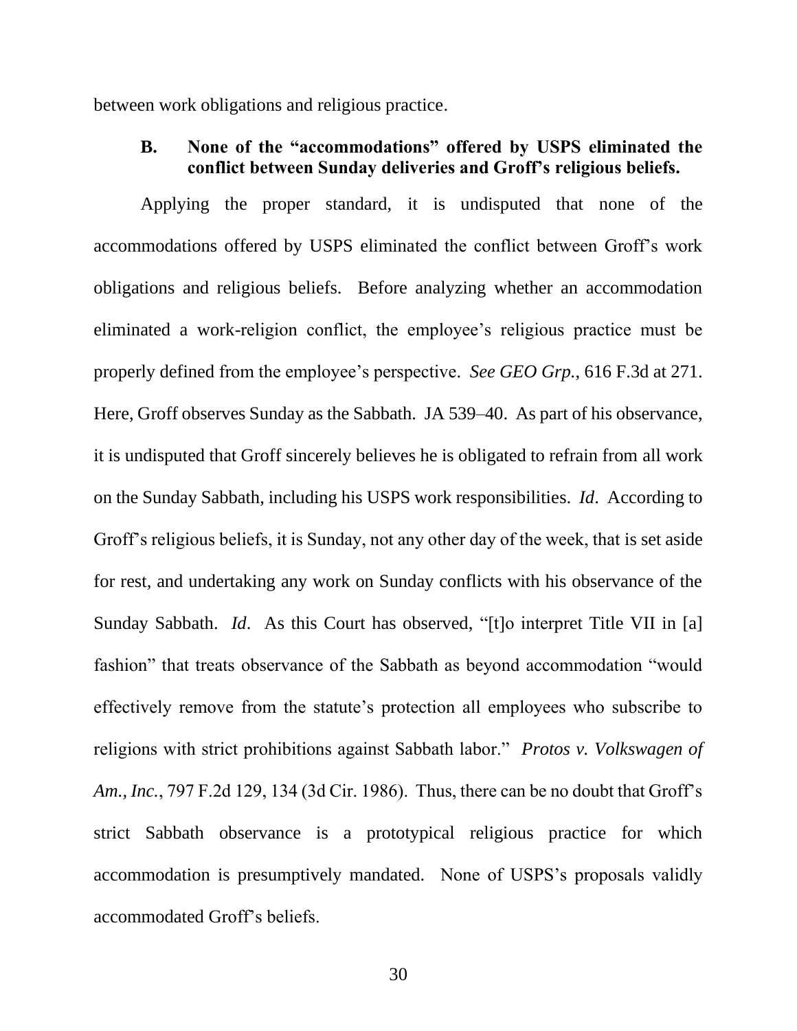between work obligations and religious practice.

### B. None of the "accommodations" offered by USPS eliminated the conflict between Sunday deliveries and Groff's religious beliefs.

Applying the proper standard, it is undisputed that none of the accommodations offered by USPS eliminated the conflict between Groff's work obligations and religious beliefs. Before analyzing whether an accommodation eliminated a work-religion conflict, the employee's religious practice must be properly defined from the employee's perspective. *See GEO Grp.*, 616 F.3d at 271. Here, Groff observes Sunday as the Sabbath. JA 539–40. As part of his observance, it is undisputed that Groff sincerely believes he is obligated to refrain from all work on the Sunday Sabbath, including his USPS work responsibilities. *Id*. According to Groff's religious beliefs, it is Sunday, not any other day of the week, that is set aside for rest, and undertaking any work on Sunday conflicts with his observance of the Sunday Sabbath. *Id*. As this Court has observed, "[t]o interpret Title VII in [a] fashion" that treats observance of the Sabbath as beyond accommodation "would effectively remove from the statute's protection all employees who subscribe to religions with strict prohibitions against Sabbath labor." *Protos v. Volkswagen of Am., Inc.*, 797 F.2d 129, 134 (3d Cir. 1986). Thus, there can be no doubt that Groff's strict Sabbath observance is a prototypical religious practice for which accommodation is presumptively mandated. None of USPS's proposals validly accommodated Groff's beliefs.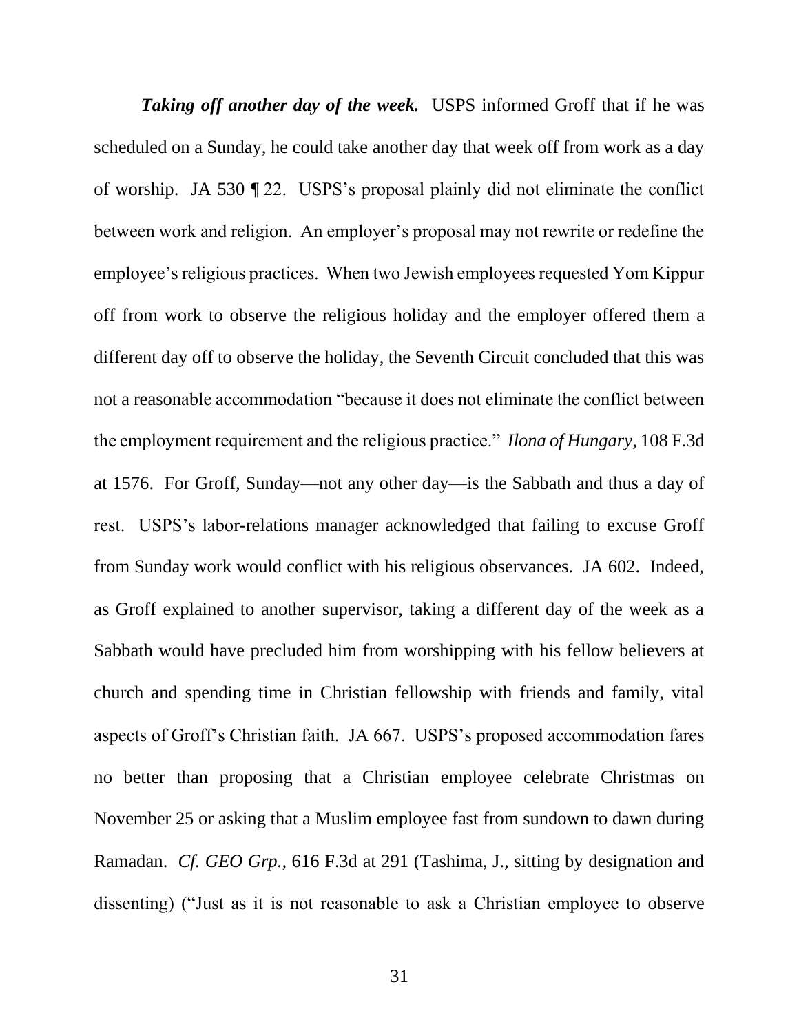***Taking off another day of the week.*** USPS informed Groff that if he was scheduled on a Sunday, he could take another day that week off from work as a day of worship. JA 530 ¶ 22. USPS's proposal plainly did not eliminate the conflict between work and religion. An employer's proposal may not rewrite or redefine the employee's religious practices. When two Jewish employees requested Yom Kippur off from work to observe the religious holiday and the employer offered them a different day off to observe the holiday, the Seventh Circuit concluded that this was not a reasonable accommodation "because it does not eliminate the conflict between the employment requirement and the religious practice." *Ilona of Hungary*, 108 F.3d at 1576. For Groff, Sunday—not any other day—is the Sabbath and thus a day of rest. USPS's labor-relations manager acknowledged that failing to excuse Groff from Sunday work would conflict with his religious observances. JA 602. Indeed, as Groff explained to another supervisor, taking a different day of the week as a Sabbath would have precluded him from worshipping with his fellow believers at church and spending time in Christian fellowship with friends and family, vital aspects of Groff's Christian faith. JA 667. USPS's proposed accommodation fares no better than proposing that a Christian employee celebrate Christmas on November 25 or asking that a Muslim employee fast from sundown to dawn during Ramadan. *Cf. GEO Grp.*, 616 F.3d at 291 (Tashima, J., sitting by designation and dissenting) ("Just as it is not reasonable to ask a Christian employee to observe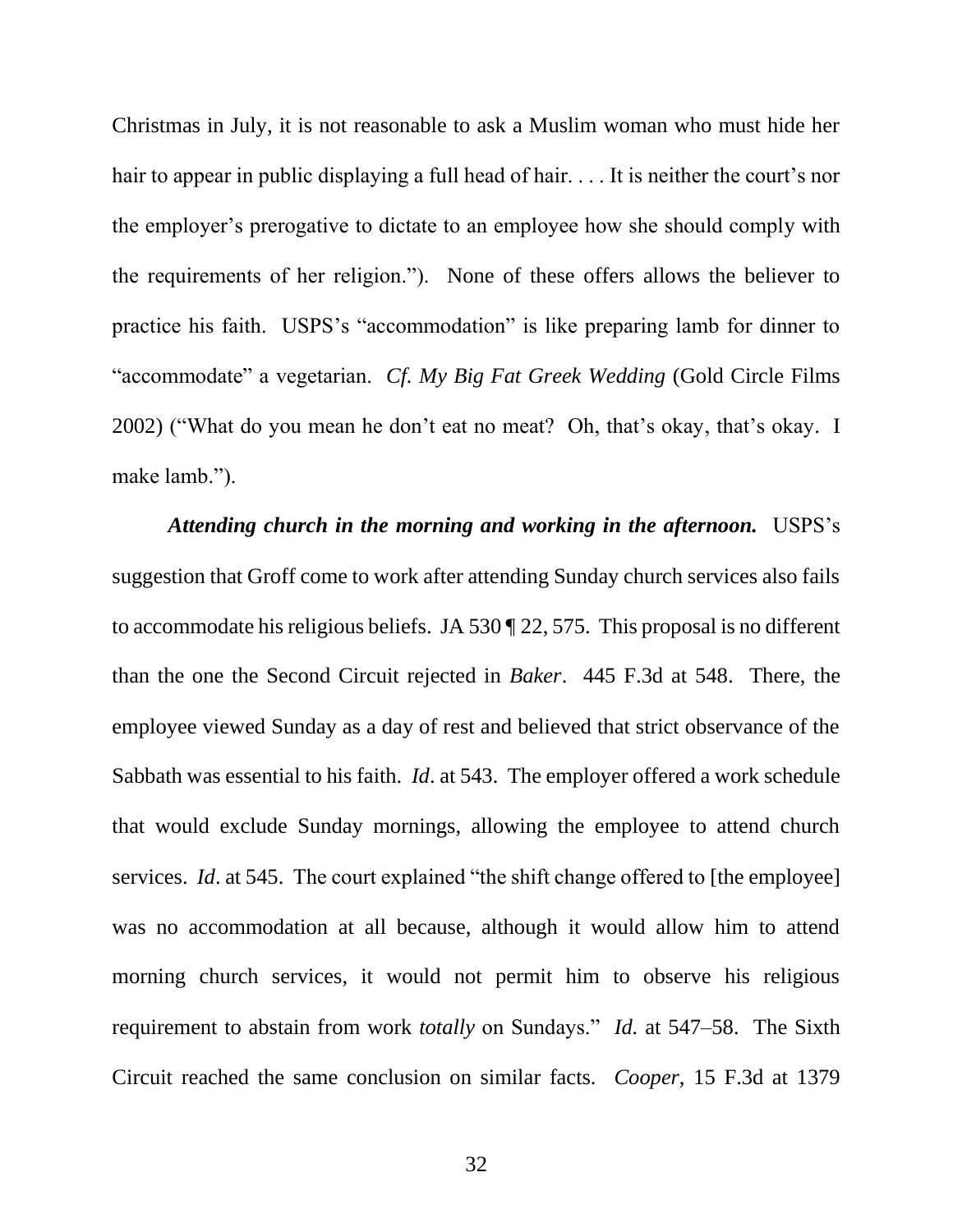Christmas in July, it is not reasonable to ask a Muslim woman who must hide her hair to appear in public displaying a full head of hair. . . . It is neither the court's nor the employer's prerogative to dictate to an employee how she should comply with the requirements of her religion."). None of these offers allows the believer to practice his faith. USPS's "accommodation" is like preparing lamb for dinner to "accommodate" a vegetarian. *Cf. My Big Fat Greek Wedding* (Gold Circle Films 2002) ("What do you mean he don't eat no meat? Oh, that's okay, that's okay. I make lamb.").

***Attending church in the morning and working in the afternoon.*** USPS's suggestion that Groff come to work after attending Sunday church services also fails to accommodate his religious beliefs. JA 530 ¶ 22, 575. This proposal is no different than the one the Second Circuit rejected in *Baker*. 445 F.3d at 548. There, the employee viewed Sunday as a day of rest and believed that strict observance of the Sabbath was essential to his faith. *Id*. at 543. The employer offered a work schedule that would exclude Sunday mornings, allowing the employee to attend church services. *Id*. at 545. The court explained "the shift change offered to [the employee] was no accommodation at all because, although it would allow him to attend morning church services, it would not permit him to observe his religious requirement to abstain from work *totally* on Sundays." *Id.* at 547–58. The Sixth Circuit reached the same conclusion on similar facts. *Cooper*, 15 F.3d at 1379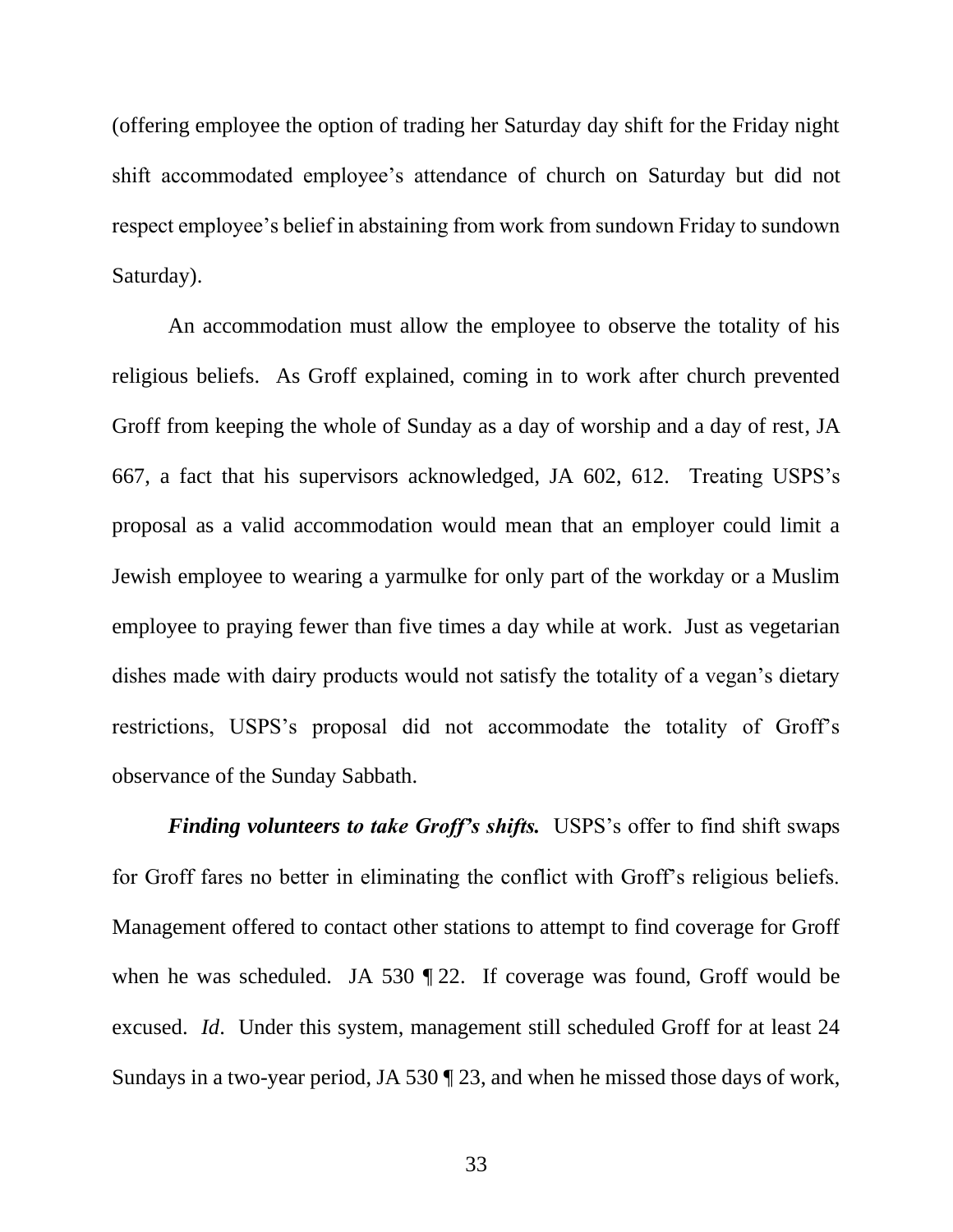(offering employee the option of trading her Saturday day shift for the Friday night shift accommodated employee's attendance of church on Saturday but did not respect employee's belief in abstaining from work from sundown Friday to sundown Saturday).

An accommodation must allow the employee to observe the totality of his religious beliefs. As Groff explained, coming in to work after church prevented Groff from keeping the whole of Sunday as a day of worship and a day of rest, JA 667, a fact that his supervisors acknowledged, JA 602, 612. Treating USPS's proposal as a valid accommodation would mean that an employer could limit a Jewish employee to wearing a yarmulke for only part of the workday or a Muslim employee to praying fewer than five times a day while at work. Just as vegetarian dishes made with dairy products would not satisfy the totality of a vegan's dietary restrictions, USPS's proposal did not accommodate the totality of Groff's observance of the Sunday Sabbath.

***Finding volunteers to take Groff's shifts.*** USPS's offer to find shift swaps for Groff fares no better in eliminating the conflict with Groff's religious beliefs. Management offered to contact other stations to attempt to find coverage for Groff when he was scheduled. JA 530 ¶ 22. If coverage was found, Groff would be excused. *Id.* Under this system, management still scheduled Groff for at least 24 Sundays in a two-year period, JA 530 ¶ 23, and when he missed those days of work,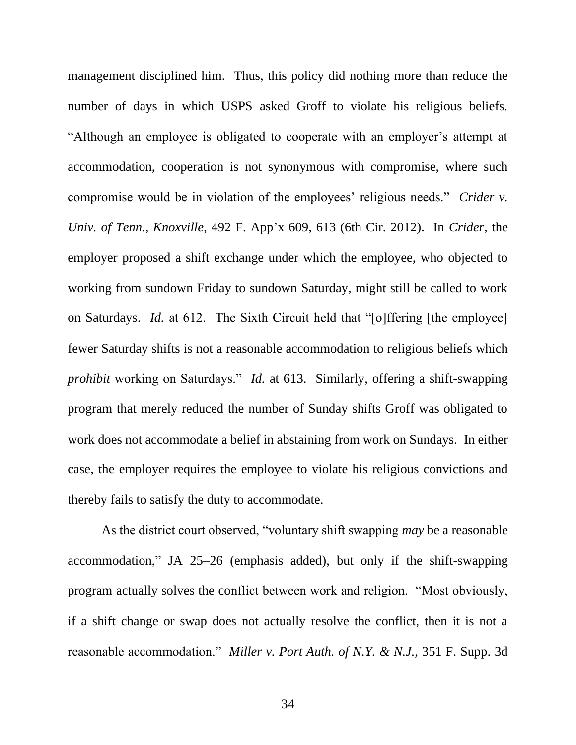management disciplined him. Thus, this policy did nothing more than reduce the number of days in which USPS asked Groff to violate his religious beliefs. "Although an employee is obligated to cooperate with an employer's attempt at accommodation, cooperation is not synonymous with compromise, where such compromise would be in violation of the employees' religious needs." *Crider v. Univ. of Tenn., Knoxville*, 492 F. App'x 609, 613 (6th Cir. 2012). In *Crider*, the employer proposed a shift exchange under which the employee, who objected to working from sundown Friday to sundown Saturday, might still be called to work on Saturdays. *Id.* at 612. The Sixth Circuit held that "[o]ffering [the employee] fewer Saturday shifts is not a reasonable accommodation to religious beliefs which *prohibit* working on Saturdays." *Id.* at 613. Similarly, offering a shift-swapping program that merely reduced the number of Sunday shifts Groff was obligated to work does not accommodate a belief in abstaining from work on Sundays. In either case, the employer requires the employee to violate his religious convictions and thereby fails to satisfy the duty to accommodate.

As the district court observed, "voluntary shift swapping *may* be a reasonable accommodation," JA 25–26 (emphasis added), but only if the shift-swapping program actually solves the conflict between work and religion. "Most obviously, if a shift change or swap does not actually resolve the conflict, then it is not a reasonable accommodation." *Miller v. Port Auth. of N.Y. & N.J.*, 351 F. Supp. 3d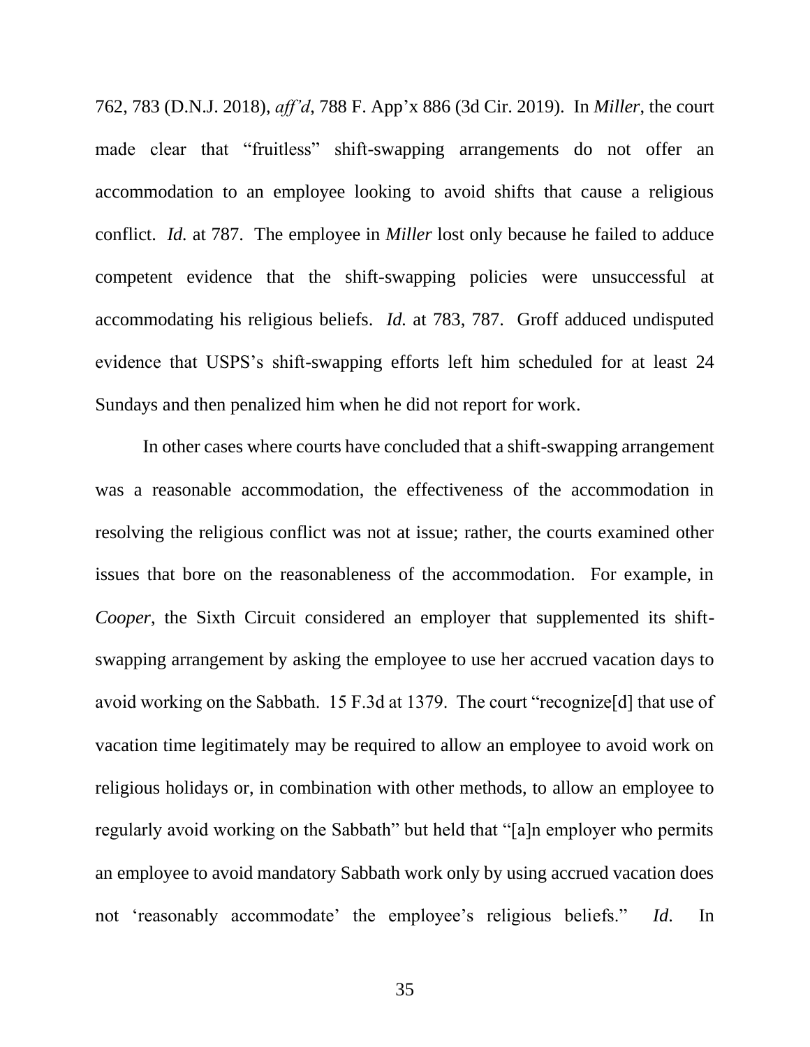762, 783 (D.N.J. 2018), *aff'd*, 788 F. App'x 886 (3d Cir. 2019). In *Miller*, the court made clear that "fruitless" shift-swapping arrangements do not offer an accommodation to an employee looking to avoid shifts that cause a religious conflict. *Id.* at 787. The employee in *Miller* lost only because he failed to adduce competent evidence that the shift-swapping policies were unsuccessful at accommodating his religious beliefs. *Id.* at 783, 787. Groff adduced undisputed evidence that USPS's shift-swapping efforts left him scheduled for at least 24 Sundays and then penalized him when he did not report for work.

In other cases where courts have concluded that a shift-swapping arrangement was a reasonable accommodation, the effectiveness of the accommodation in resolving the religious conflict was not at issue; rather, the courts examined other issues that bore on the reasonableness of the accommodation. For example, in *Cooper*, the Sixth Circuit considered an employer that supplemented its shift-swapping arrangement by asking the employee to use her accrued vacation days to avoid working on the Sabbath. 15 F.3d at 1379. The court "recognize[d] that use of vacation time legitimately may be required to allow an employee to avoid work on religious holidays or, in combination with other methods, to allow an employee to regularly avoid working on the Sabbath" but held that "[a]n employer who permits an employee to avoid mandatory Sabbath work only by using accrued vacation does not 'reasonably accommodate' the employee's religious beliefs." *Id.* In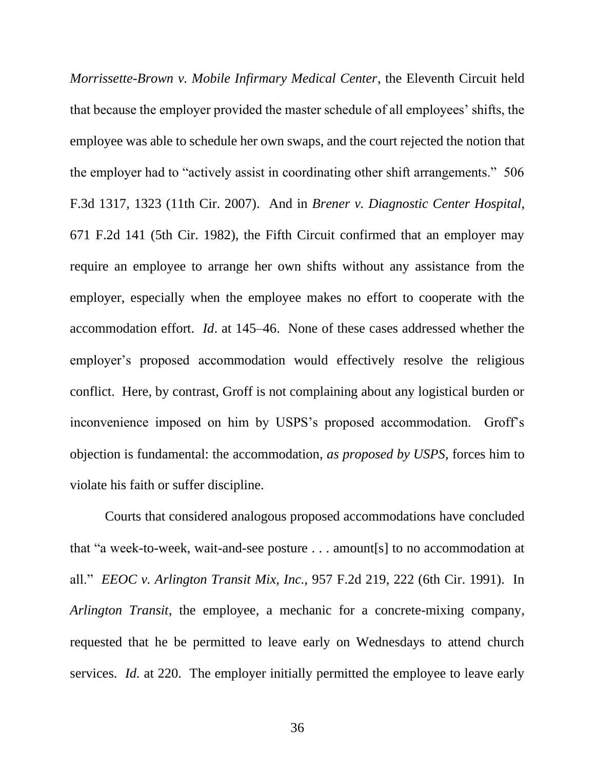*Morrissette-Brown v. Mobile Infirmary Medical Center*, the Eleventh Circuit held that because the employer provided the master schedule of all employees' shifts, the employee was able to schedule her own swaps, and the court rejected the notion that the employer had to "actively assist in coordinating other shift arrangements." 506 F.3d 1317, 1323 (11th Cir. 2007). And in *Brener v. Diagnostic Center Hospital*, 671 F.2d 141 (5th Cir. 1982), the Fifth Circuit confirmed that an employer may require an employee to arrange her own shifts without any assistance from the employer, especially when the employee makes no effort to cooperate with the accommodation effort. *Id*. at 145–46. None of these cases addressed whether the employer's proposed accommodation would effectively resolve the religious conflict. Here, by contrast, Groff is not complaining about any logistical burden or inconvenience imposed on him by USPS's proposed accommodation. Groff's objection is fundamental: the accommodation, *as proposed by USPS*, forces him to violate his faith or suffer discipline.

Courts that considered analogous proposed accommodations have concluded that "a week-to-week, wait-and-see posture . . . amount[s] to no accommodation at all." *EEOC v. Arlington Transit Mix, Inc.*, 957 F.2d 219, 222 (6th Cir. 1991). In *Arlington Transit*, the employee, a mechanic for a concrete-mixing company, requested that he be permitted to leave early on Wednesdays to attend church services. *Id.* at 220. The employer initially permitted the employee to leave early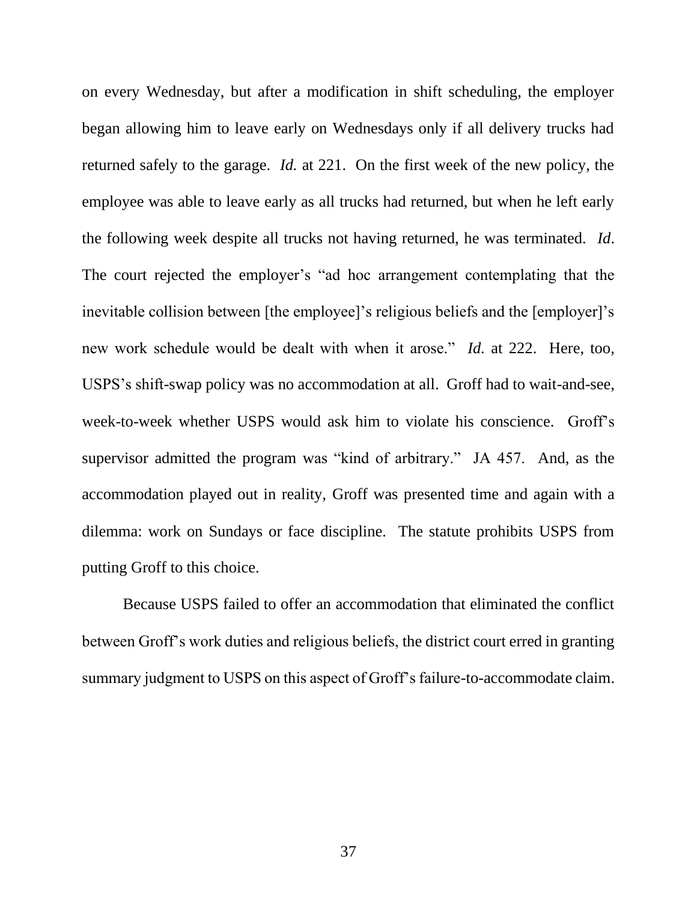on every Wednesday, but after a modification in shift scheduling, the employer began allowing him to leave early on Wednesdays only if all delivery trucks had returned safely to the garage. *Id.* at 221. On the first week of the new policy, the employee was able to leave early as all trucks had returned, but when he left early the following week despite all trucks not having returned, he was terminated. *Id*. The court rejected the employer's "ad hoc arrangement contemplating that the inevitable collision between [the employee]'s religious beliefs and the [employer]'s new work schedule would be dealt with when it arose." *Id.* at 222. Here, too, USPS's shift-swap policy was no accommodation at all. Groff had to wait-and-see, week-to-week whether USPS would ask him to violate his conscience. Groff's supervisor admitted the program was "kind of arbitrary." JA 457. And, as the accommodation played out in reality, Groff was presented time and again with a dilemma: work on Sundays or face discipline. The statute prohibits USPS from putting Groff to this choice.

Because USPS failed to offer an accommodation that eliminated the conflict between Groff's work duties and religious beliefs, the district court erred in granting summary judgment to USPS on this aspect of Groff's failure-to-accommodate claim.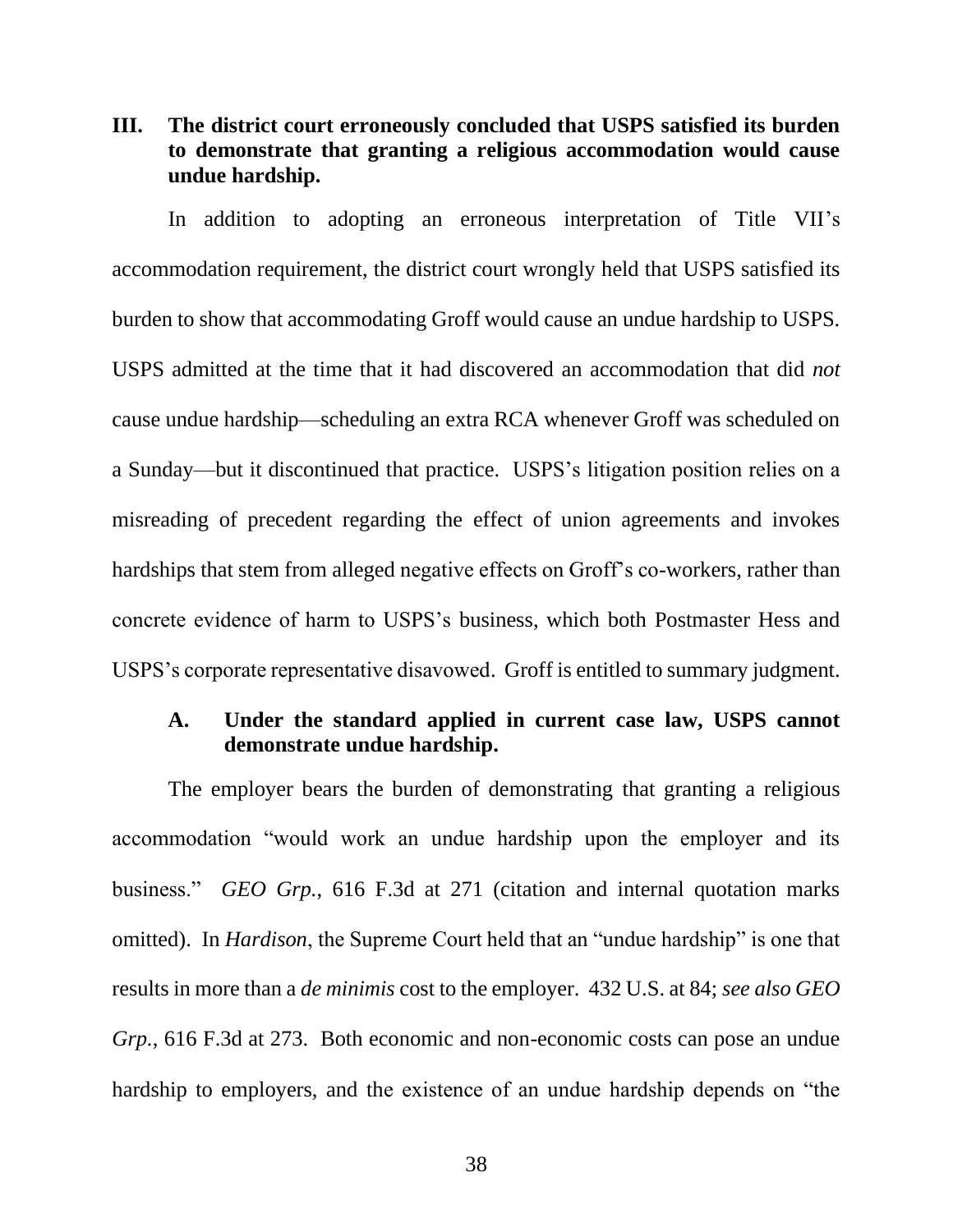## III. The district court erroneously concluded that USPS satisfied its burden to demonstrate that granting a religious accommodation would cause undue hardship.

In addition to adopting an erroneous interpretation of Title VII's accommodation requirement, the district court wrongly held that USPS satisfied its burden to show that accommodating Groff would cause an undue hardship to USPS. USPS admitted at the time that it had discovered an accommodation that did *not* cause undue hardship—scheduling an extra RCA whenever Groff was scheduled on a Sunday—but it discontinued that practice. USPS's litigation position relies on a misreading of precedent regarding the effect of union agreements and invokes hardships that stem from alleged negative effects on Groff's co-workers, rather than concrete evidence of harm to USPS's business, which both Postmaster Hess and USPS's corporate representative disavowed. Groff is entitled to summary judgment.

### A. Under the standard applied in current case law, USPS cannot demonstrate undue hardship.

The employer bears the burden of demonstrating that granting a religious accommodation "would work an undue hardship upon the employer and its business." *GEO Grp.*, 616 F.3d at 271 (citation and internal quotation marks omitted). In *Hardison*, the Supreme Court held that an "undue hardship" is one that results in more than a *de minimis* cost to the employer. 432 U.S. at 84; *see also GEO Grp.*, 616 F.3d at 273. Both economic and non-economic costs can pose an undue hardship to employers, and the existence of an undue hardship depends on "the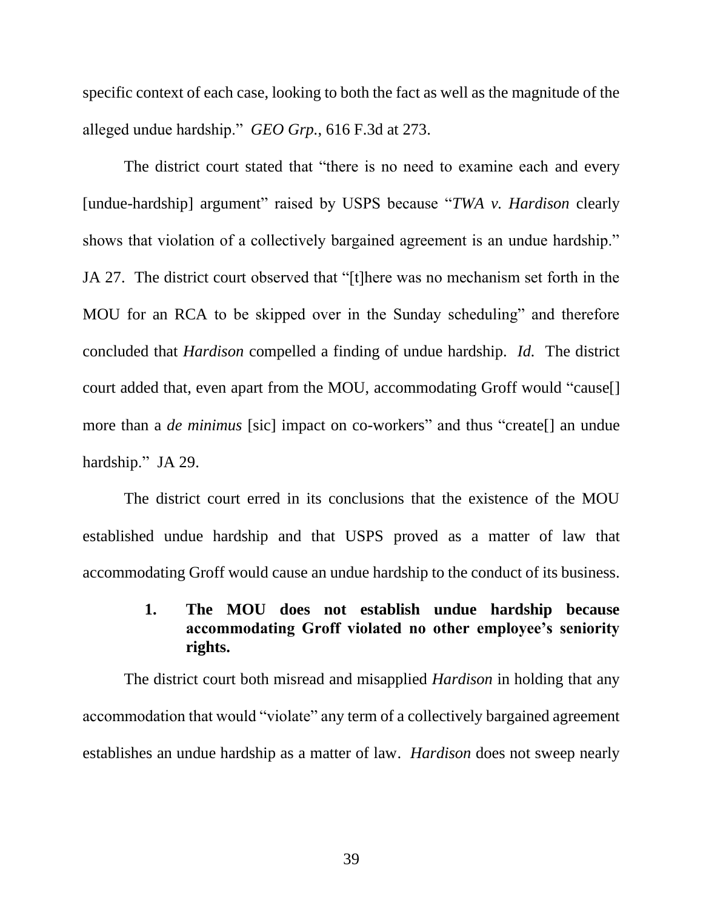specific context of each case, looking to both the fact as well as the magnitude of the alleged undue hardship." *GEO Grp.*, 616 F.3d at 273.

The district court stated that "there is no need to examine each and every [undue-hardship] argument" raised by USPS because "*TWA v. Hardison* clearly shows that violation of a collectively bargained agreement is an undue hardship." JA 27. The district court observed that "[t]here was no mechanism set forth in the MOU for an RCA to be skipped over in the Sunday scheduling" and therefore concluded that *Hardison* compelled a finding of undue hardship. *Id.* The district court added that, even apart from the MOU, accommodating Groff would "cause[] more than a *de minimus* [sic] impact on co-workers" and thus "create[] an undue hardship." JA 29.

The district court erred in its conclusions that the existence of the MOU established undue hardship and that USPS proved as a matter of law that accommodating Groff would cause an undue hardship to the conduct of its business.

### 1. The MOU does not establish undue hardship because accommodating Groff violated no other employee's seniority rights.

The district court both misread and misapplied *Hardison* in holding that any accommodation that would "violate" any term of a collectively bargained agreement establishes an undue hardship as a matter of law. *Hardison* does not sweep nearly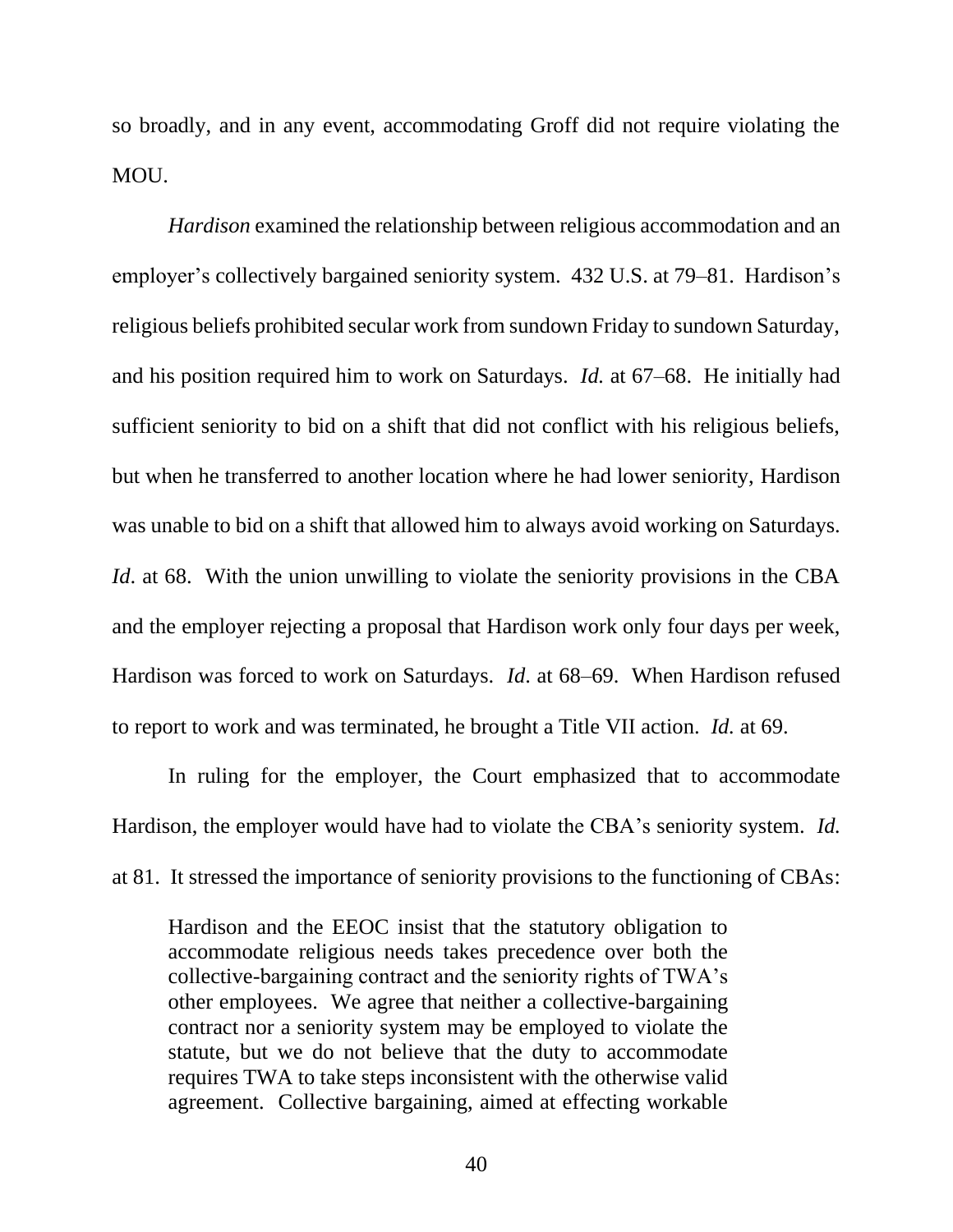so broadly, and in any event, accommodating Groff did not require violating the MOU.

*Hardison* examined the relationship between religious accommodation and an employer's collectively bargained seniority system. 432 U.S. at 79–81. Hardison's religious beliefs prohibited secular work from sundown Friday to sundown Saturday, and his position required him to work on Saturdays. *Id.* at 67–68. He initially had sufficient seniority to bid on a shift that did not conflict with his religious beliefs, but when he transferred to another location where he had lower seniority, Hardison was unable to bid on a shift that allowed him to always avoid working on Saturdays. *Id*. at 68. With the union unwilling to violate the seniority provisions in the CBA and the employer rejecting a proposal that Hardison work only four days per week, Hardison was forced to work on Saturdays. *Id*. at 68–69. When Hardison refused to report to work and was terminated, he brought a Title VII action. *Id.* at 69.

In ruling for the employer, the Court emphasized that to accommodate Hardison, the employer would have had to violate the CBA's seniority system. *Id.* at 81. It stressed the importance of seniority provisions to the functioning of CBAs:

> Hardison and the EEOC insist that the statutory obligation to accommodate religious needs takes precedence over both the collective-bargaining contract and the seniority rights of TWA's other employees. We agree that neither a collective-bargaining contract nor a seniority system may be employed to violate the statute, but we do not believe that the duty to accommodate requires TWA to take steps inconsistent with the otherwise valid agreement. Collective bargaining, aimed at effecting workable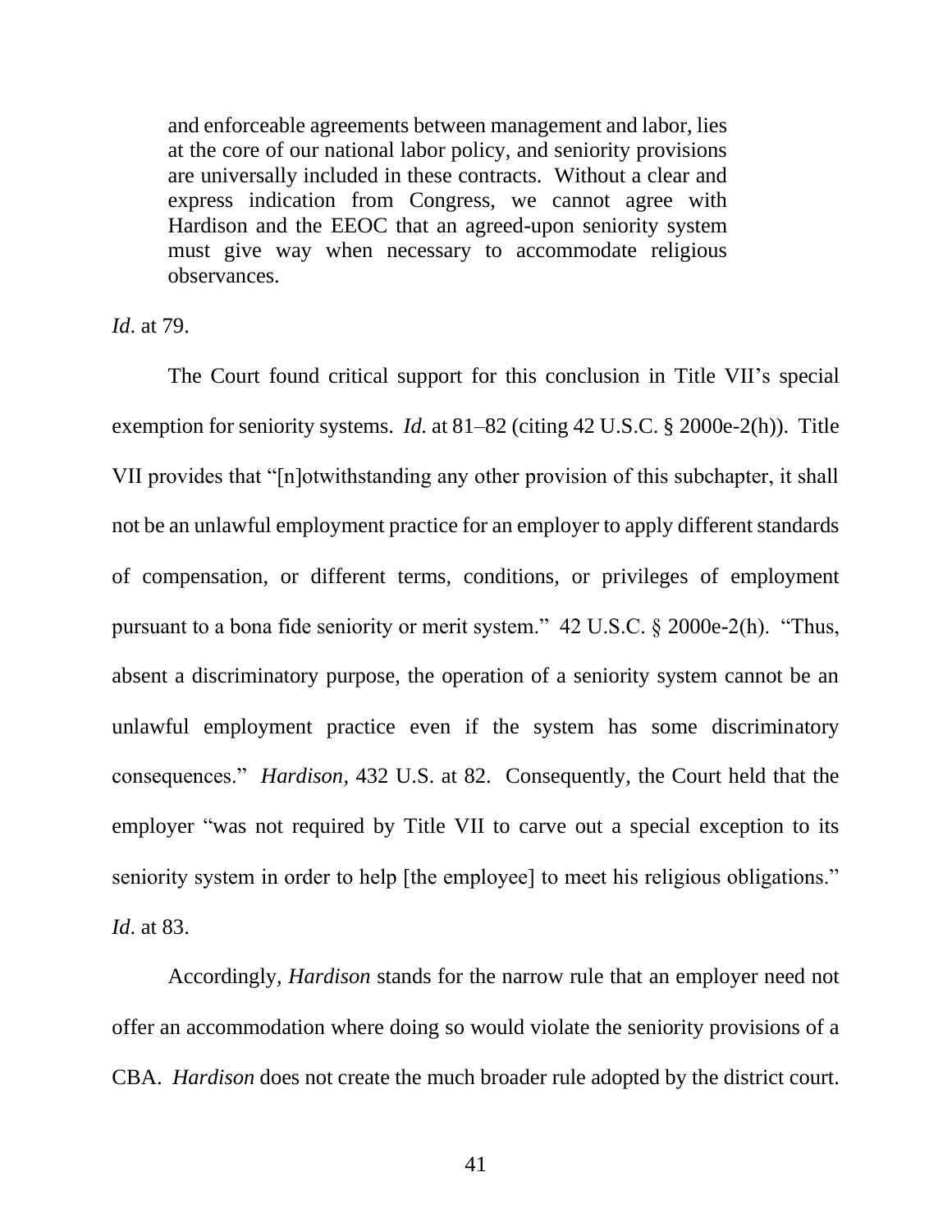> and enforceable agreements between management and labor, lies at the core of our national labor policy, and seniority provisions are universally included in these contracts. Without a clear and express indication from Congress, we cannot agree with Hardison and the EEOC that an agreed-upon seniority system must give way when necessary to accommodate religious observances.

*Id.* at 79.

The Court found critical support for this conclusion in Title VII's special exemption for seniority systems. *Id.* at 81–82 (citing 42 U.S.C. § 2000e-2(h)). Title VII provides that "[n]otwithstanding any other provision of this subchapter, it shall not be an unlawful employment practice for an employer to apply different standards of compensation, or different terms, conditions, or privileges of employment pursuant to a bona fide seniority or merit system." 42 U.S.C. § 2000e-2(h). "Thus, absent a discriminatory purpose, the operation of a seniority system cannot be an unlawful employment practice even if the system has some discriminatory consequences." *Hardison*, 432 U.S. at 82. Consequently, the Court held that the employer "was not required by Title VII to carve out a special exception to its seniority system in order to help [the employee] to meet his religious obligations." *Id.* at 83.

Accordingly, *Hardison* stands for the narrow rule that an employer need not offer an accommodation where doing so would violate the seniority provisions of a CBA. *Hardison* does not create the much broader rule adopted by the district court.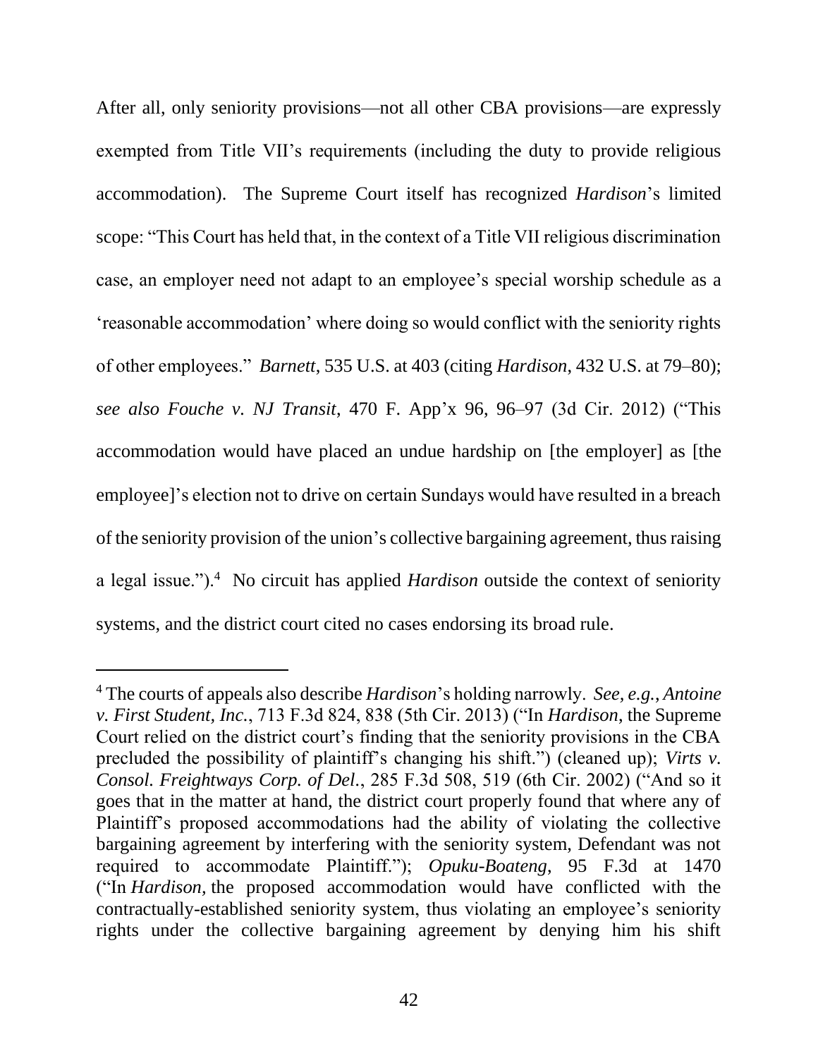After all, only seniority provisions—not all other CBA provisions—are expressly exempted from Title VII's requirements (including the duty to provide religious accommodation). The Supreme Court itself has recognized *Hardison*'s limited scope: "This Court has held that, in the context of a Title VII religious discrimination case, an employer need not adapt to an employee's special worship schedule as a 'reasonable accommodation' where doing so would conflict with the seniority rights of other employees." *Barnett*, 535 U.S. at 403 (citing *Hardison*, 432 U.S. at 79–80); *see also Fouche v. NJ Transit*, 470 F. App'x 96, 96–97 (3d Cir. 2012) ("This accommodation would have placed an undue hardship on [the employer] as [the employee]'s election not to drive on certain Sundays would have resulted in a breach of the seniority provision of the union's collective bargaining agreement, thus raising a legal issue.").[4] No circuit has applied *Hardison* outside the context of seniority systems, and the district court cited no cases endorsing its broad rule.

---

[4] The courts of appeals also describe *Hardison*'s holding narrowly. *See, e.g.*, *Antoine v. First Student, Inc.*, 713 F.3d 824, 838 (5th Cir. 2013) ("In *Hardison*, the Supreme Court relied on the district court's finding that the seniority provisions in the CBA precluded the possibility of plaintiff's changing his shift.") (cleaned up); *Virts v. Consol. Freightways Corp. of Del.*, 285 F.3d 508, 519 (6th Cir. 2002) ("And so it goes that in the matter at hand, the district court properly found that where any of Plaintiff's proposed accommodations had the ability of violating the collective bargaining agreement by interfering with the seniority system, Defendant was not required to accommodate Plaintiff."); *Opuku-Boateng*, 95 F.3d at 1470 ("In *Hardison,* the proposed accommodation would have conflicted with the contractually-established seniority system, thus violating an employee's seniority rights under the collective bargaining agreement by denying him his shift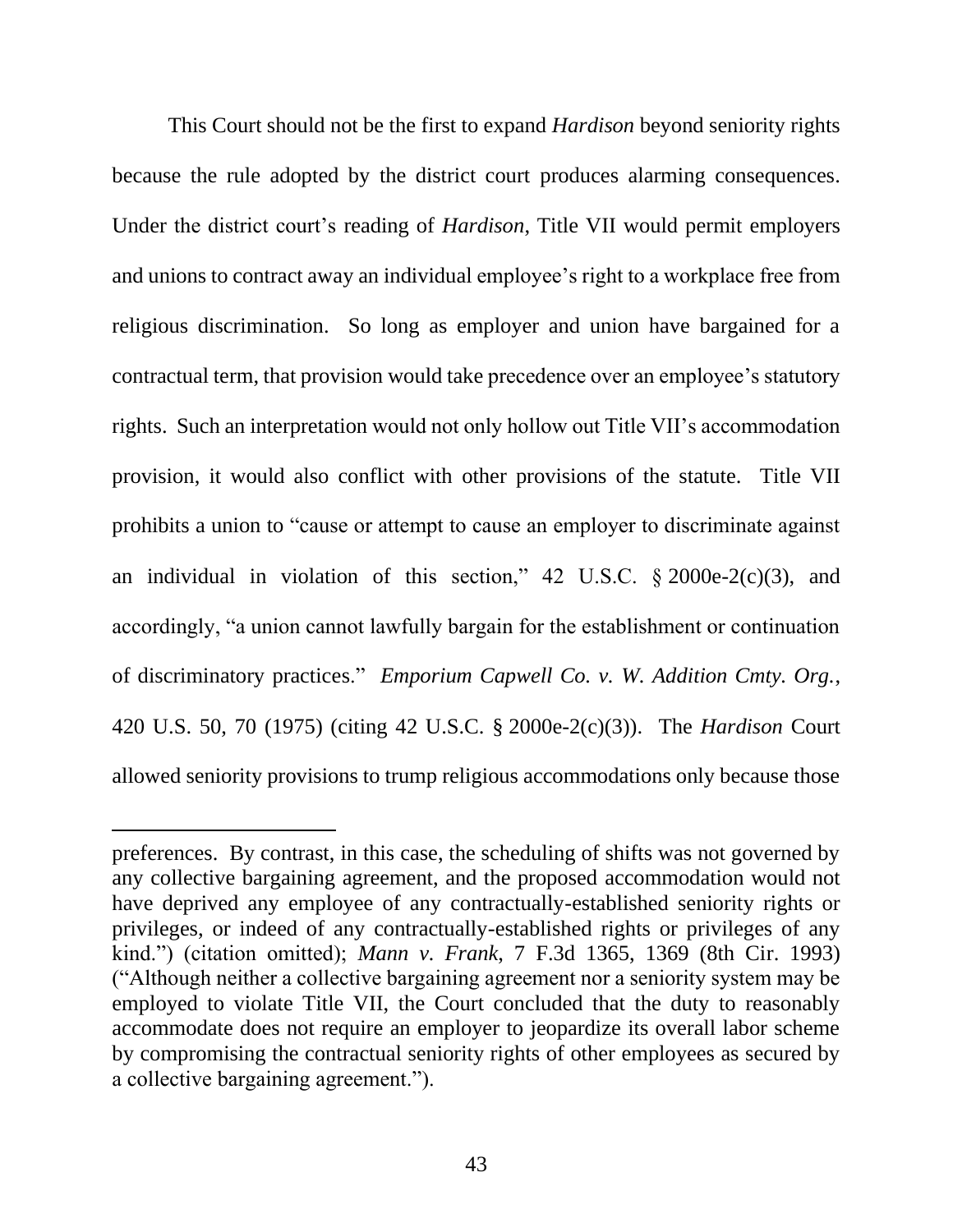This Court should not be the first to expand *Hardison* beyond seniority rights because the rule adopted by the district court produces alarming consequences. Under the district court's reading of *Hardison*, Title VII would permit employers and unions to contract away an individual employee's right to a workplace free from religious discrimination. So long as employer and union have bargained for a contractual term, that provision would take precedence over an employee's statutory rights. Such an interpretation would not only hollow out Title VII's accommodation provision, it would also conflict with other provisions of the statute. Title VII prohibits a union to "cause or attempt to cause an employer to discriminate against an individual in violation of this section," 42 U.S.C. § 2000e-2(c)(3), and accordingly, "a union cannot lawfully bargain for the establishment or continuation of discriminatory practices." *Emporium Capwell Co. v. W. Addition Cmty. Org.*, 420 U.S. 50, 70 (1975) (citing 42 U.S.C. § 2000e-2(c)(3)). The *Hardison* Court allowed seniority provisions to trump religious accommodations only because those

---

preferences. By contrast, in this case, the scheduling of shifts was not governed by any collective bargaining agreement, and the proposed accommodation would not have deprived any employee of any contractually-established seniority rights or privileges, or indeed of any contractually-established rights or privileges of any kind.") (citation omitted); *Mann v. Frank*, 7 F.3d 1365, 1369 (8th Cir. 1993) ("Although neither a collective bargaining agreement nor a seniority system may be employed to violate Title VII, the Court concluded that the duty to reasonably accommodate does not require an employer to jeopardize its overall labor scheme by compromising the contractual seniority rights of other employees as secured by a collective bargaining agreement.").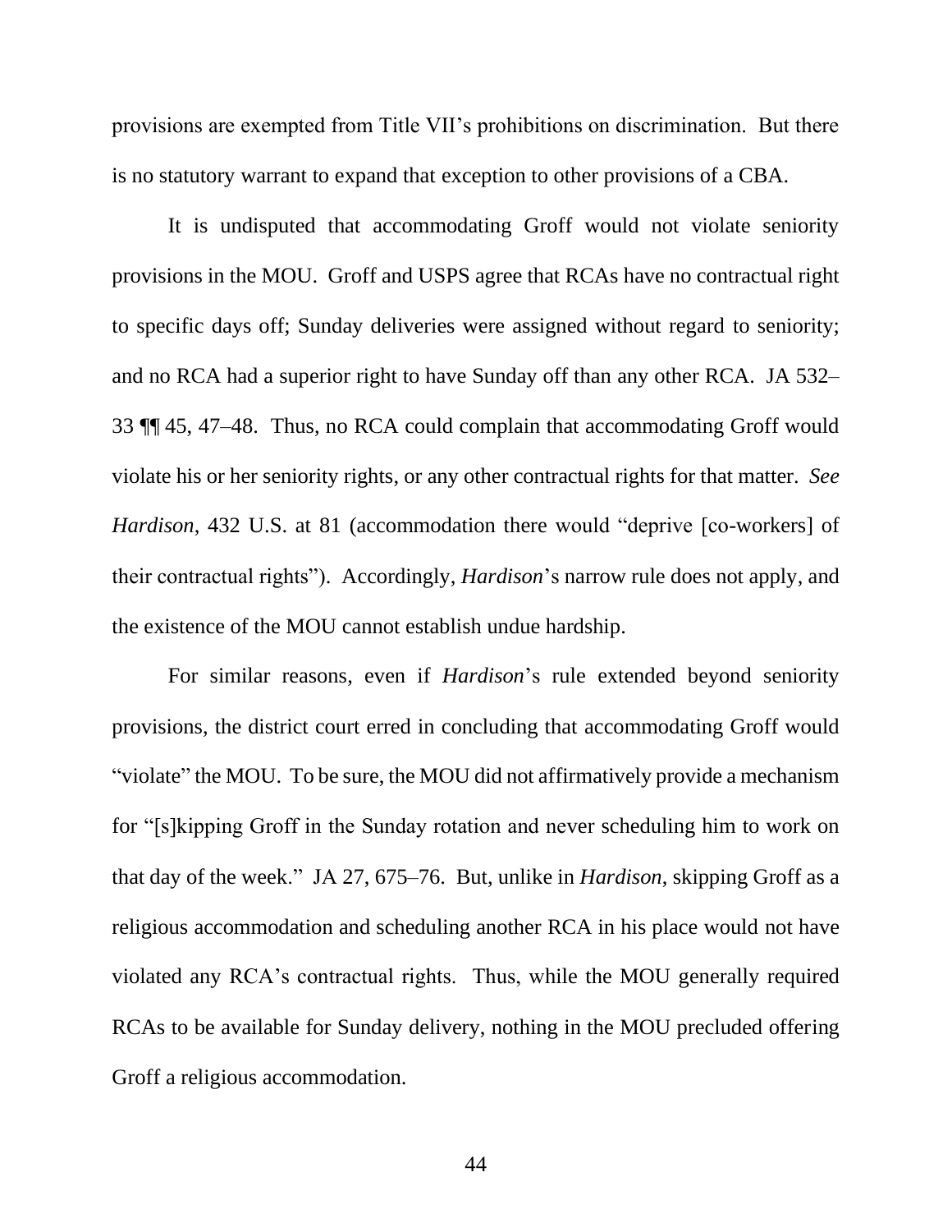provisions are exempted from Title VII's prohibitions on discrimination. But there is no statutory warrant to expand that exception to other provisions of a CBA.

It is undisputed that accommodating Groff would not violate seniority provisions in the MOU. Groff and USPS agree that RCAs have no contractual right to specific days off; Sunday deliveries were assigned without regard to seniority; and no RCA had a superior right to have Sunday off than any other RCA. JA 532–33 ¶¶ 45, 47–48. Thus, no RCA could complain that accommodating Groff would violate his or her seniority rights, or any other contractual rights for that matter. *See Hardison*, 432 U.S. at 81 (accommodation there would "deprive [co-workers] of their contractual rights"). Accordingly, *Hardison*'s narrow rule does not apply, and the existence of the MOU cannot establish undue hardship.

For similar reasons, even if *Hardison*'s rule extended beyond seniority provisions, the district court erred in concluding that accommodating Groff would "violate" the MOU. To be sure, the MOU did not affirmatively provide a mechanism for "[s]kipping Groff in the Sunday rotation and never scheduling him to work on that day of the week." JA 27, 675–76. But, unlike in *Hardison*, skipping Groff as a religious accommodation and scheduling another RCA in his place would not have violated any RCA's contractual rights. Thus, while the MOU generally required RCAs to be available for Sunday delivery, nothing in the MOU precluded offering Groff a religious accommodation.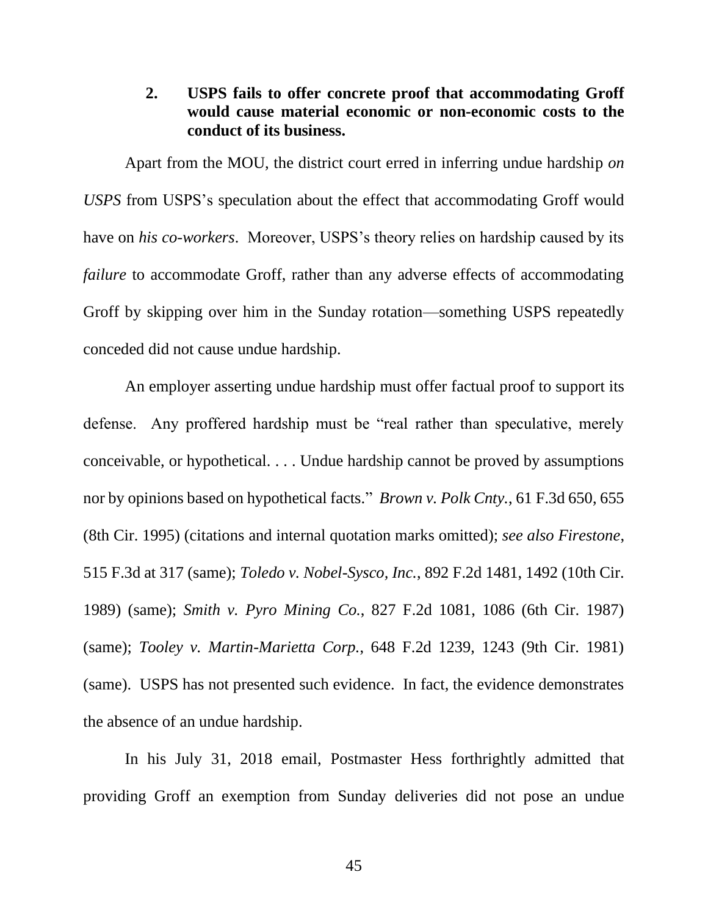### 2. USPS fails to offer concrete proof that accommodating Groff would cause material economic or non-economic costs to the conduct of its business.

Apart from the MOU, the district court erred in inferring undue hardship *on USPS* from USPS's speculation about the effect that accommodating Groff would have on *his co-workers*. Moreover, USPS's theory relies on hardship caused by its *failure* to accommodate Groff, rather than any adverse effects of accommodating Groff by skipping over him in the Sunday rotation—something USPS repeatedly conceded did not cause undue hardship.

An employer asserting undue hardship must offer factual proof to support its defense. Any proffered hardship must be "real rather than speculative, merely conceivable, or hypothetical. . . . Undue hardship cannot be proved by assumptions nor by opinions based on hypothetical facts." *Brown v. Polk Cnty.*, 61 F.3d 650, 655 (8th Cir. 1995) (citations and internal quotation marks omitted); *see also Firestone*, 515 F.3d at 317 (same); *Toledo v. Nobel-Sysco, Inc.*, 892 F.2d 1481, 1492 (10th Cir. 1989) (same); *Smith v. Pyro Mining Co.*, 827 F.2d 1081, 1086 (6th Cir. 1987) (same); *Tooley v. Martin-Marietta Corp.*, 648 F.2d 1239, 1243 (9th Cir. 1981) (same). USPS has not presented such evidence. In fact, the evidence demonstrates the absence of an undue hardship.

In his July 31, 2018 email, Postmaster Hess forthrightly admitted that providing Groff an exemption from Sunday deliveries did not pose an undue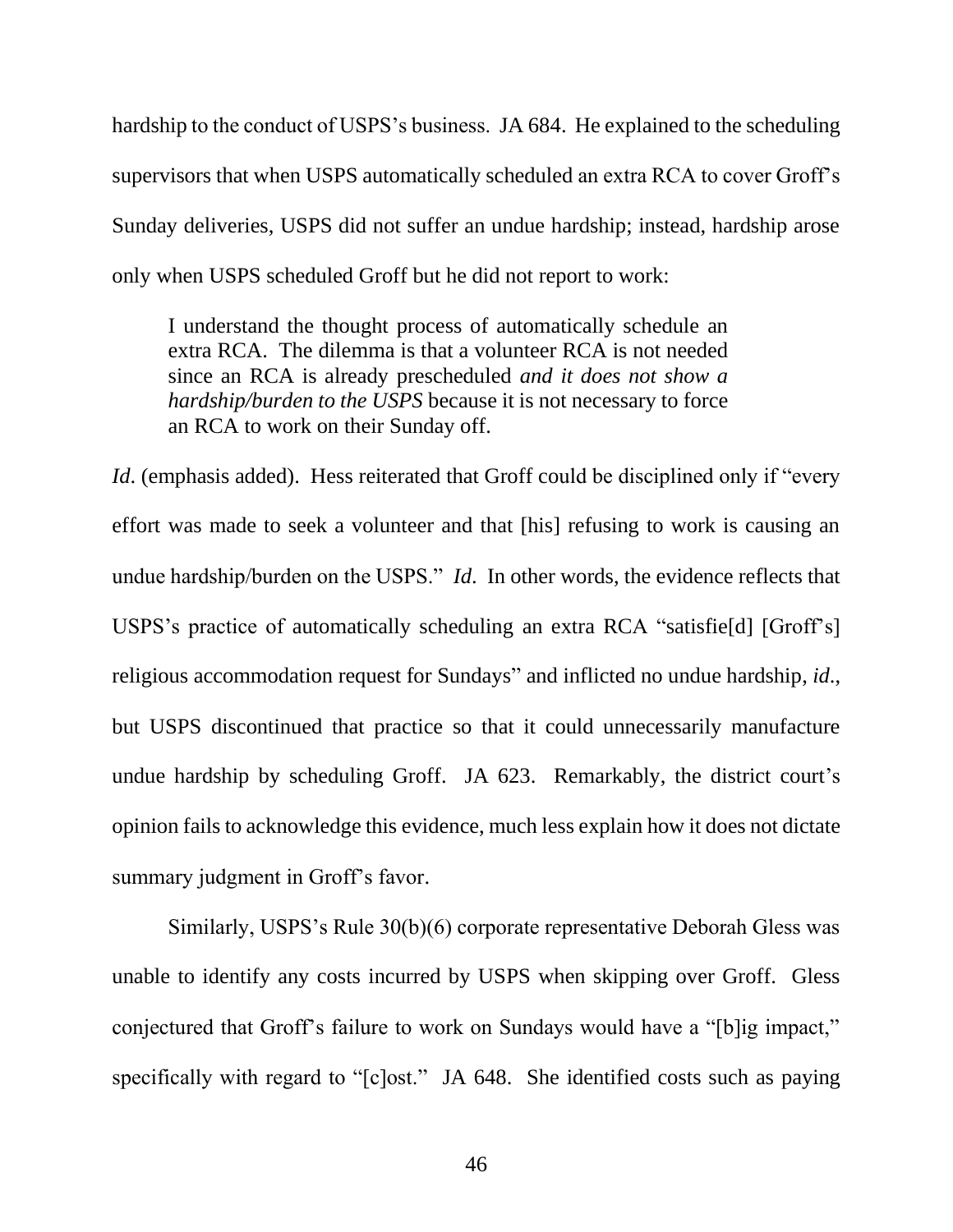hardship to the conduct of USPS's business. JA 684. He explained to the scheduling supervisors that when USPS automatically scheduled an extra RCA to cover Groff's Sunday deliveries, USPS did not suffer an undue hardship; instead, hardship arose only when USPS scheduled Groff but he did not report to work:

> I understand the thought process of automatically schedule an extra RCA. The dilemma is that a volunteer RCA is not needed since an RCA is already prescheduled *and it does not show a hardship/burden to the USPS* because it is not necessary to force an RCA to work on their Sunday off.

*Id*. (emphasis added). Hess reiterated that Groff could be disciplined only if "every effort was made to seek a volunteer and that [his] refusing to work is causing an undue hardship/burden on the USPS." *Id*. In other words, the evidence reflects that USPS's practice of automatically scheduling an extra RCA "satisfie[d] [Groff's] religious accommodation request for Sundays" and inflicted no undue hardship, *id*., but USPS discontinued that practice so that it could unnecessarily manufacture undue hardship by scheduling Groff. JA 623. Remarkably, the district court's opinion fails to acknowledge this evidence, much less explain how it does not dictate summary judgment in Groff's favor.

Similarly, USPS's Rule 30(b)(6) corporate representative Deborah Gless was unable to identify any costs incurred by USPS when skipping over Groff. Gless conjectured that Groff's failure to work on Sundays would have a "[b]ig impact," specifically with regard to "[c]ost." JA 648. She identified costs such as paying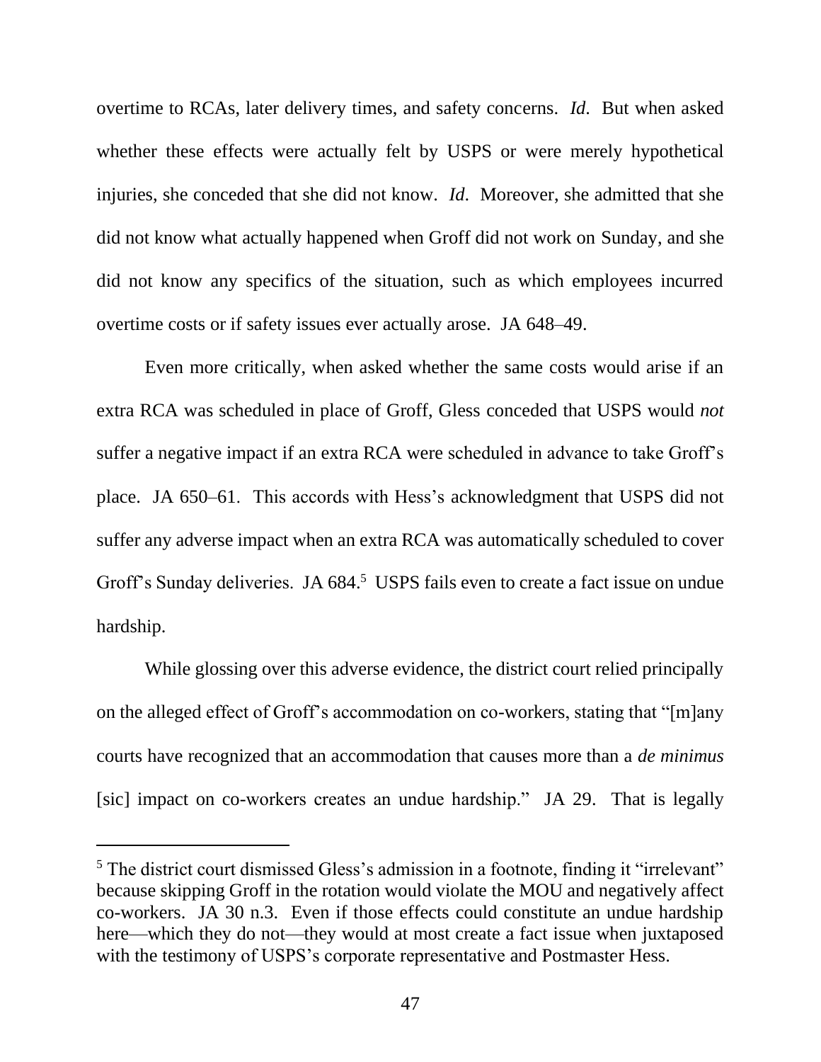overtime to RCAs, later delivery times, and safety concerns. *Id.* But when asked whether these effects were actually felt by USPS or were merely hypothetical injuries, she conceded that she did not know. *Id*. Moreover, she admitted that she did not know what actually happened when Groff did not work on Sunday, and she did not know any specifics of the situation, such as which employees incurred overtime costs or if safety issues ever actually arose. JA 648–49.

Even more critically, when asked whether the same costs would arise if an extra RCA was scheduled in place of Groff, Gless conceded that USPS would *not* suffer a negative impact if an extra RCA were scheduled in advance to take Groff's place. JA 650–61. This accords with Hess's acknowledgment that USPS did not suffer any adverse impact when an extra RCA was automatically scheduled to cover Groff's Sunday deliveries. JA 684.[5] USPS fails even to create a fact issue on undue hardship.

While glossing over this adverse evidence, the district court relied principally on the alleged effect of Groff's accommodation on co-workers, stating that "[m]any courts have recognized that an accommodation that causes more than a *de minimus* [sic] impact on co-workers creates an undue hardship." JA 29. That is legally

---

[5] The district court dismissed Gless's admission in a footnote, finding it "irrelevant" because skipping Groff in the rotation would violate the MOU and negatively affect co-workers. JA 30 n.3. Even if those effects could constitute an undue hardship here—which they do not—they would at most create a fact issue when juxtaposed with the testimony of USPS's corporate representative and Postmaster Hess.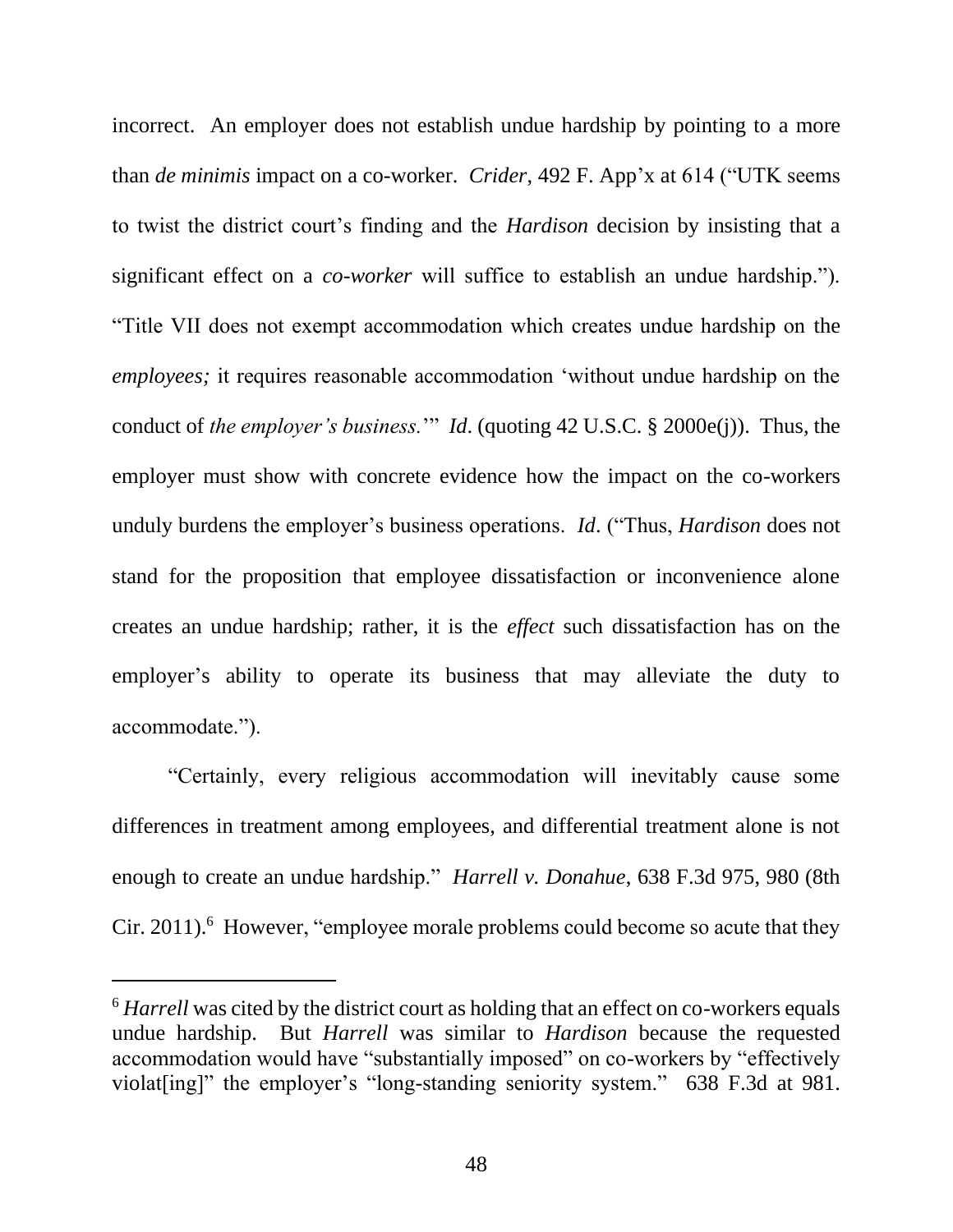incorrect. An employer does not establish undue hardship by pointing to a more than *de minimis* impact on a co-worker. *Crider*, 492 F. App'x at 614 ("UTK seems to twist the district court's finding and the *Hardison* decision by insisting that a significant effect on a *co-worker* will suffice to establish an undue hardship."). "Title VII does not exempt accommodation which creates undue hardship on the *employees;* it requires reasonable accommodation 'without undue hardship on the conduct of *the employer's business.*'" *Id*. (quoting 42 U.S.C. § 2000e(j)). Thus, the employer must show with concrete evidence how the impact on the co-workers unduly burdens the employer's business operations. *Id*. ("Thus, *Hardison* does not stand for the proposition that employee dissatisfaction or inconvenience alone creates an undue hardship; rather, it is the *effect* such dissatisfaction has on the employer's ability to operate its business that may alleviate the duty to accommodate.").

"Certainly, every religious accommodation will inevitably cause some differences in treatment among employees, and differential treatment alone is not enough to create an undue hardship." *Harrell v. Donahue*, 638 F.3d 975, 980 (8th Cir. 2011).[6] However, "employee morale problems could become so acute that they

---

[6] *Harrell* was cited by the district court as holding that an effect on co-workers equals undue hardship. But *Harrell* was similar to *Hardison* because the requested accommodation would have "substantially imposed" on co-workers by "effectively violat[ing]" the employer's "long-standing seniority system." 638 F.3d at 981.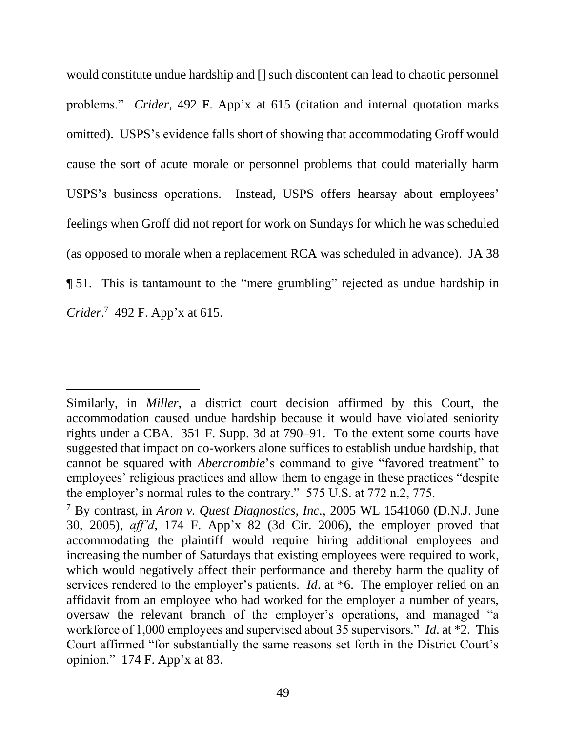would constitute undue hardship and [] such discontent can lead to chaotic personnel problems." *Crider*, 492 F. App'x at 615 (citation and internal quotation marks omitted). USPS's evidence falls short of showing that accommodating Groff would cause the sort of acute morale or personnel problems that could materially harm USPS's business operations. Instead, USPS offers hearsay about employees' feelings when Groff did not report for work on Sundays for which he was scheduled (as opposed to morale when a replacement RCA was scheduled in advance). JA 38 ¶ 51. This is tantamount to the "mere grumbling" rejected as undue hardship in *Crider*.[7] 492 F. App'x at 615.

---

Similarly, in *Miller*, a district court decision affirmed by this Court, the accommodation caused undue hardship because it would have violated seniority rights under a CBA. 351 F. Supp. 3d at 790–91. To the extent some courts have suggested that impact on co-workers alone suffices to establish undue hardship, that cannot be squared with *Abercrombie*'s command to give "favored treatment" to employees' religious practices and allow them to engage in these practices "despite the employer's normal rules to the contrary." 575 U.S. at 772 n.2, 775.

[7] By contrast, in *Aron v. Quest Diagnostics, Inc.*, 2005 WL 1541060 (D.N.J. June 30, 2005), *aff'd*, 174 F. App'x 82 (3d Cir. 2006), the employer proved that accommodating the plaintiff would require hiring additional employees and increasing the number of Saturdays that existing employees were required to work, which would negatively affect their performance and thereby harm the quality of services rendered to the employer's patients. *Id*. at *6. The employer relied on an affidavit from an employee who had worked for the employer a number of years, oversaw the relevant branch of the employer's operations, and managed "a workforce of 1,000 employees and supervised about 35 supervisors." *Id*. at *2. This Court affirmed "for substantially the same reasons set forth in the District Court's opinion." 174 F. App'x at 83.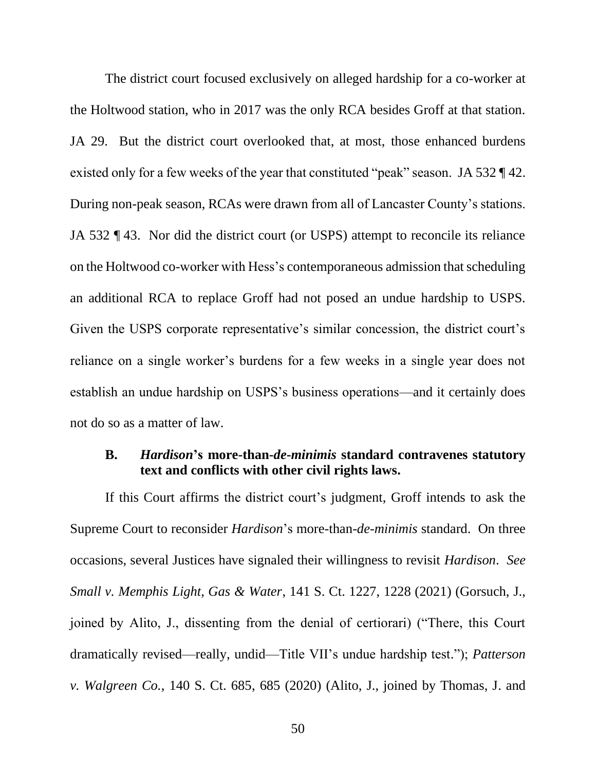The district court focused exclusively on alleged hardship for a co-worker at the Holtwood station, who in 2017 was the only RCA besides Groff at that station. JA 29. But the district court overlooked that, at most, those enhanced burdens existed only for a few weeks of the year that constituted "peak" season. JA 532 ¶ 42. During non-peak season, RCAs were drawn from all of Lancaster County's stations. JA 532 ¶ 43. Nor did the district court (or USPS) attempt to reconcile its reliance on the Holtwood co-worker with Hess's contemporaneous admission that scheduling an additional RCA to replace Groff had not posed an undue hardship to USPS. Given the USPS corporate representative's similar concession, the district court's reliance on a single worker's burdens for a few weeks in a single year does not establish an undue hardship on USPS's business operations—and it certainly does not do so as a matter of law.

### B. *Hardison*'s more-than-*de-minimis* standard contravenes statutory text and conflicts with other civil rights laws.

If this Court affirms the district court's judgment, Groff intends to ask the Supreme Court to reconsider *Hardison*'s more-than-*de-minimis* standard. On three occasions, several Justices have signaled their willingness to revisit *Hardison*. *See Small v. Memphis Light, Gas & Water*, 141 S. Ct. 1227, 1228 (2021) (Gorsuch, J., joined by Alito, J., dissenting from the denial of certiorari) ("There, this Court dramatically revised—really, undid—Title VII's undue hardship test."); *Patterson v. Walgreen Co.*, 140 S. Ct. 685, 685 (2020) (Alito, J., joined by Thomas, J. and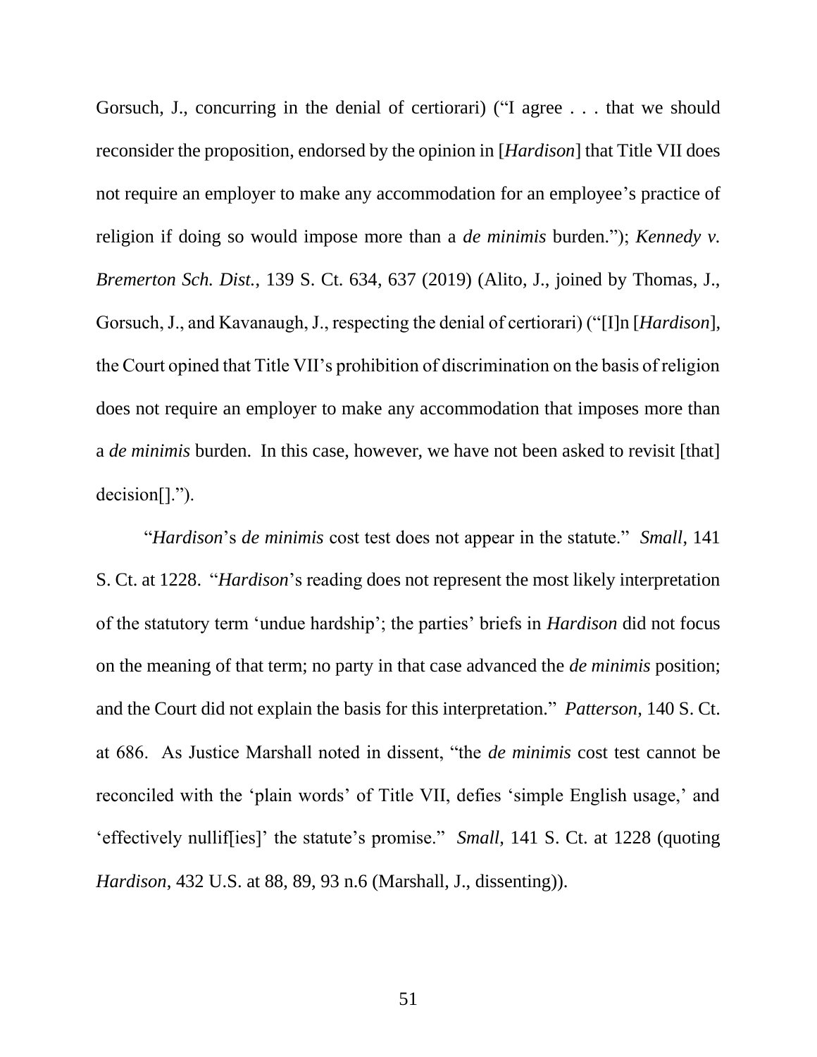Gorsuch, J., concurring in the denial of certiorari) ("I agree . . . that we should reconsider the proposition, endorsed by the opinion in [*Hardison*] that Title VII does not require an employer to make any accommodation for an employee's practice of religion if doing so would impose more than a *de minimis* burden."); *Kennedy v. Bremerton Sch. Dist.*, 139 S. Ct. 634, 637 (2019) (Alito, J., joined by Thomas, J., Gorsuch, J., and Kavanaugh, J., respecting the denial of certiorari) ("[I]n [*Hardison*], the Court opined that Title VII's prohibition of discrimination on the basis of religion does not require an employer to make any accommodation that imposes more than a *de minimis* burden. In this case, however, we have not been asked to revisit [that] decision[].").

"*Hardison*'s *de minimis* cost test does not appear in the statute." *Small*, 141 S. Ct. at 1228. "*Hardison*'s reading does not represent the most likely interpretation of the statutory term 'undue hardship'; the parties' briefs in *Hardison* did not focus on the meaning of that term; no party in that case advanced the *de minimis* position; and the Court did not explain the basis for this interpretation." *Patterson*, 140 S. Ct. at 686. As Justice Marshall noted in dissent, "the *de minimis* cost test cannot be reconciled with the 'plain words' of Title VII, defies 'simple English usage,' and 'effectively nullif[ies]' the statute's promise." *Small*, 141 S. Ct. at 1228 (quoting *Hardison*, 432 U.S. at 88, 89, 93 n.6 (Marshall, J., dissenting)).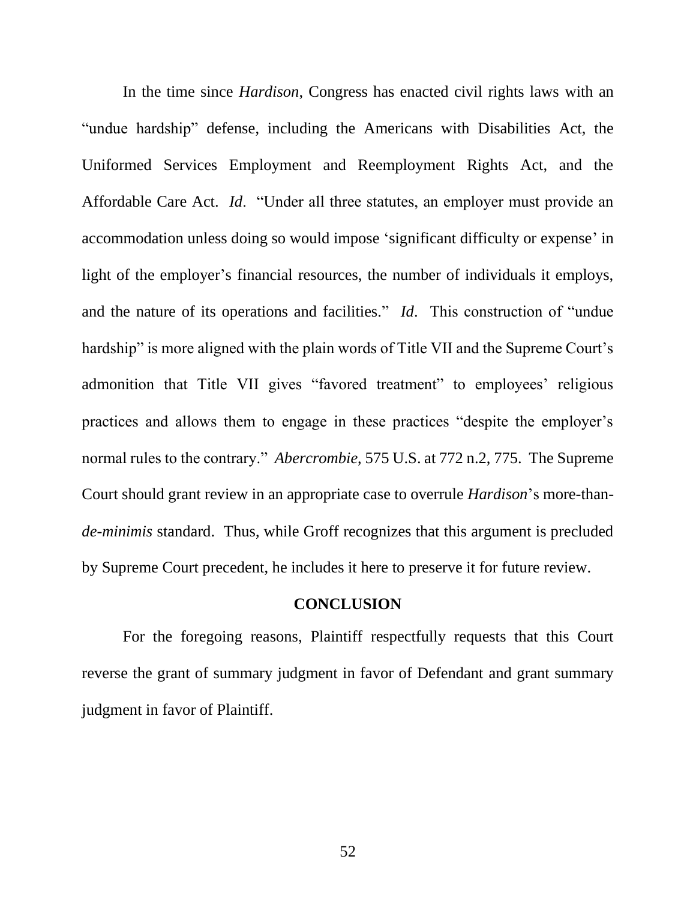In the time since *Hardison*, Congress has enacted civil rights laws with an "undue hardship" defense, including the Americans with Disabilities Act, the Uniformed Services Employment and Reemployment Rights Act, and the Affordable Care Act. *Id*. "Under all three statutes, an employer must provide an accommodation unless doing so would impose 'significant difficulty or expense' in light of the employer's financial resources, the number of individuals it employs, and the nature of its operations and facilities." *Id*. This construction of "undue hardship" is more aligned with the plain words of Title VII and the Supreme Court's admonition that Title VII gives "favored treatment" to employees' religious practices and allows them to engage in these practices "despite the employer's normal rules to the contrary." *Abercrombie*, 575 U.S. at 772 n.2, 775. The Supreme Court should grant review in an appropriate case to overrule *Hardison*'s more-than-*de-minimis* standard. Thus, while Groff recognizes that this argument is precluded by Supreme Court precedent, he includes it here to preserve it for future review.

## CONCLUSION

For the foregoing reasons, Plaintiff respectfully requests that this Court reverse the grant of summary judgment in favor of Defendant and grant summary judgment in favor of Plaintiff.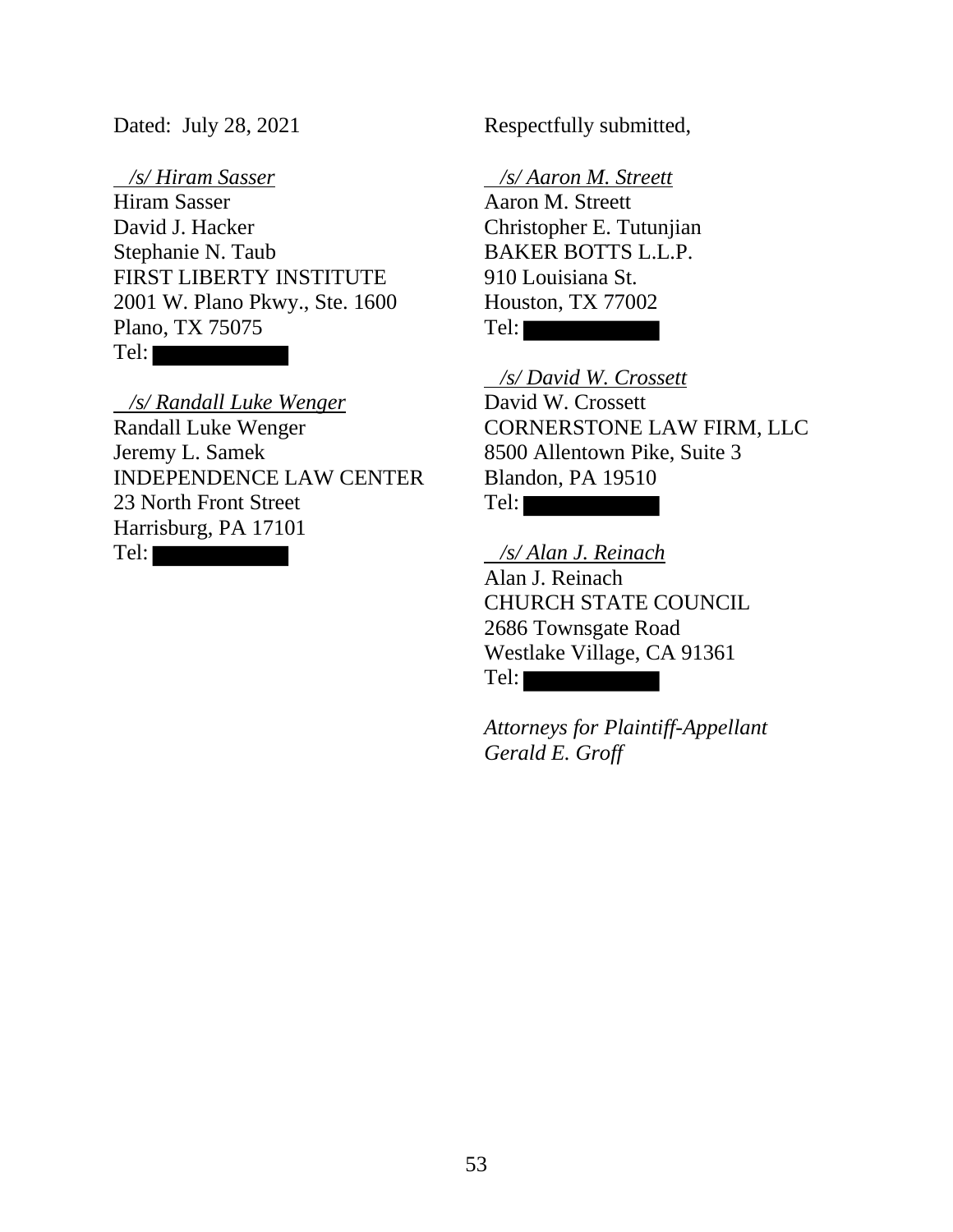Dated: July 28, 2021

Respectfully submitted,

*/s/ Hiram Sasser*
Hiram Sasser
David J. Hacker
Stephanie N. Taub
FIRST LIBERTY INSTITUTE
2001 W. Plano Pkwy., Ste. 1600
Plano, TX 75075
Tel: [REDACTED]

*/s/ Randall Luke Wenger*
Randall Luke Wenger
Jeremy L. Samek
INDEPENDENCE LAW CENTER
23 North Front Street
Harrisburg, PA 17101
Tel: [REDACTED]

*/s/ Aaron M. Streett*
Aaron M. Streett
Christopher E. Tutunjian
BAKER BOTTS L.L.P.
910 Louisiana St.
Houston, TX 77002
Tel: [REDACTED]

*/s/ David W. Crossett*
David W. Crossett
CORNERSTONE LAW FIRM, LLC
8500 Allentown Pike, Suite 3
Blandon, PA 19510
Tel: [REDACTED]

*/s/ Alan J. Reinach*
Alan J. Reinach
CHURCH STATE COUNCIL
2686 Townsgate Road
Westlake Village, CA 91361
Tel: [REDACTED]

*Attorneys for Plaintiff-Appellant Gerald E. Groff*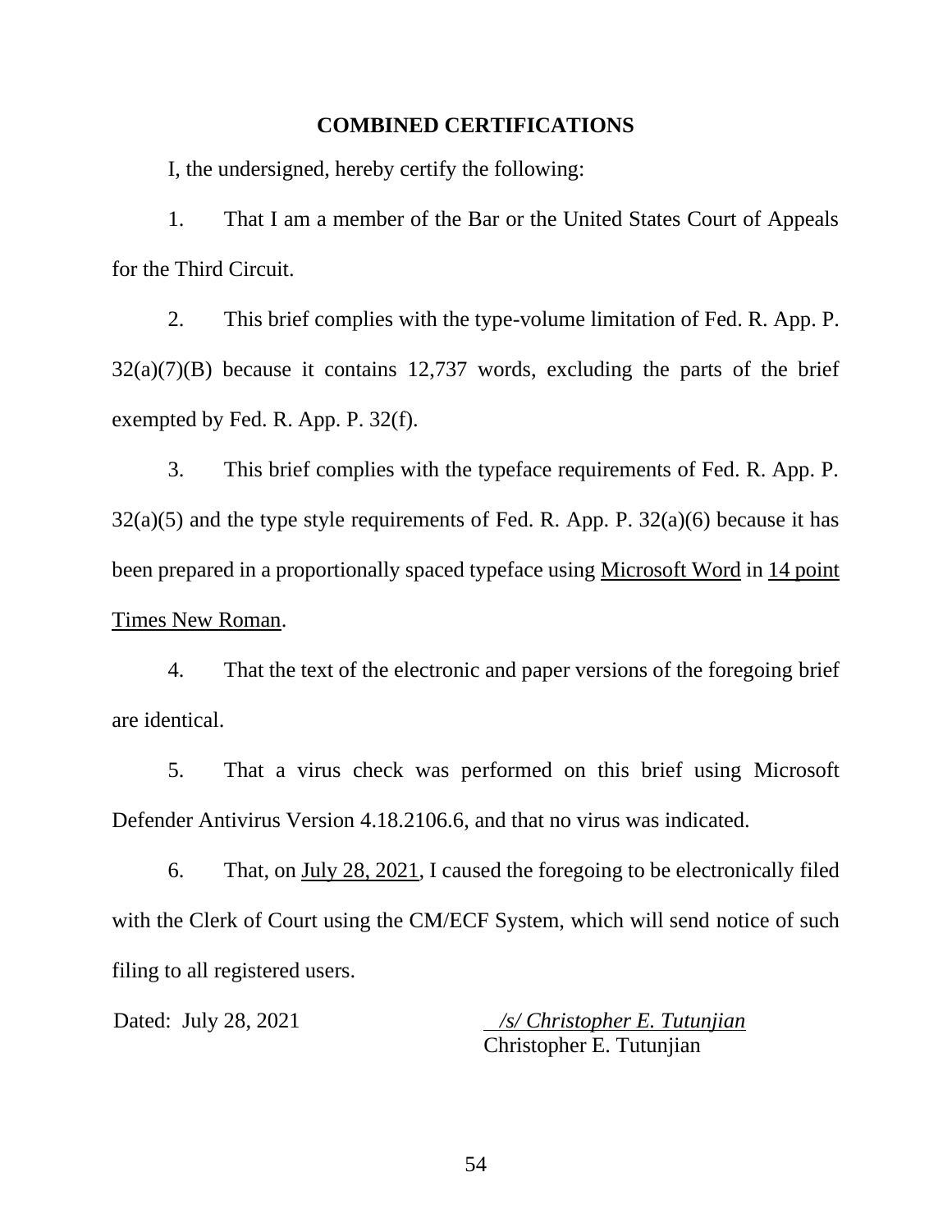## COMBINED CERTIFICATIONS

I, the undersigned, hereby certify the following:

1. That I am a member of the Bar or the United States Court of Appeals for the Third Circuit.

2. This brief complies with the type-volume limitation of Fed. R. App. P. 32(a)(7)(B) because it contains 12,737 words, excluding the parts of the brief exempted by Fed. R. App. P. 32(f).

3. This brief complies with the typeface requirements of Fed. R. App. P. 32(a)(5) and the type style requirements of Fed. R. App. P. 32(a)(6) because it has been prepared in a proportionally spaced typeface using Microsoft Word in 14 point Times New Roman.

4. That the text of the electronic and paper versions of the foregoing brief are identical.

5. That a virus check was performed on this brief using Microsoft Defender Antivirus Version 4.18.2106.6, and that no virus was indicated.

6. That, on July 28, 2021, I caused the foregoing to be electronically filed with the Clerk of Court using the CM/ECF System, which will send notice of such filing to all registered users.

Dated: July 28, 2021

*/s/ Christopher E. Tutunjian*
Christopher E. Tutunjian